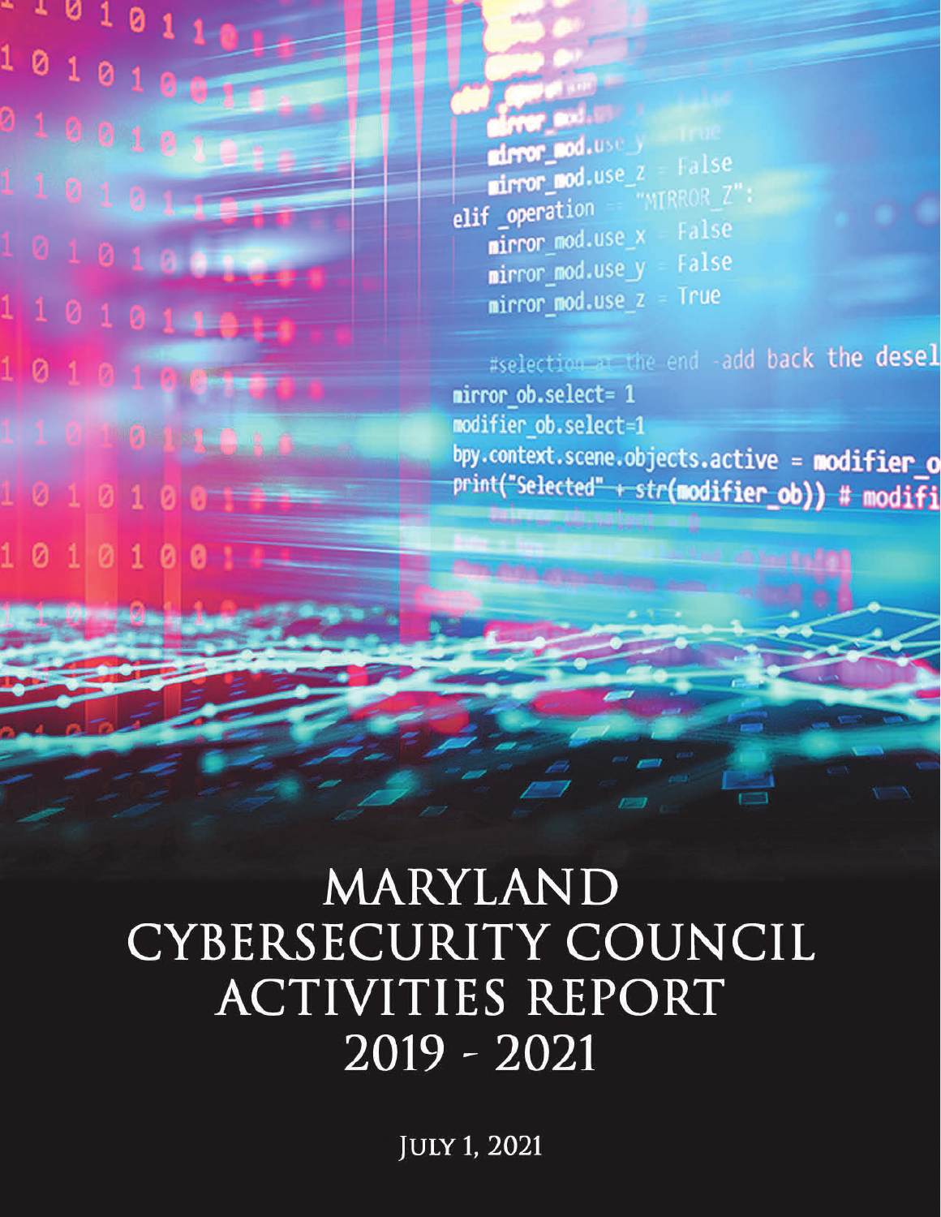# MARYLAND CYBERSECURITY COUNCIL ACTIVITIES REPORT 2019 - 2021

JULY 1, 2021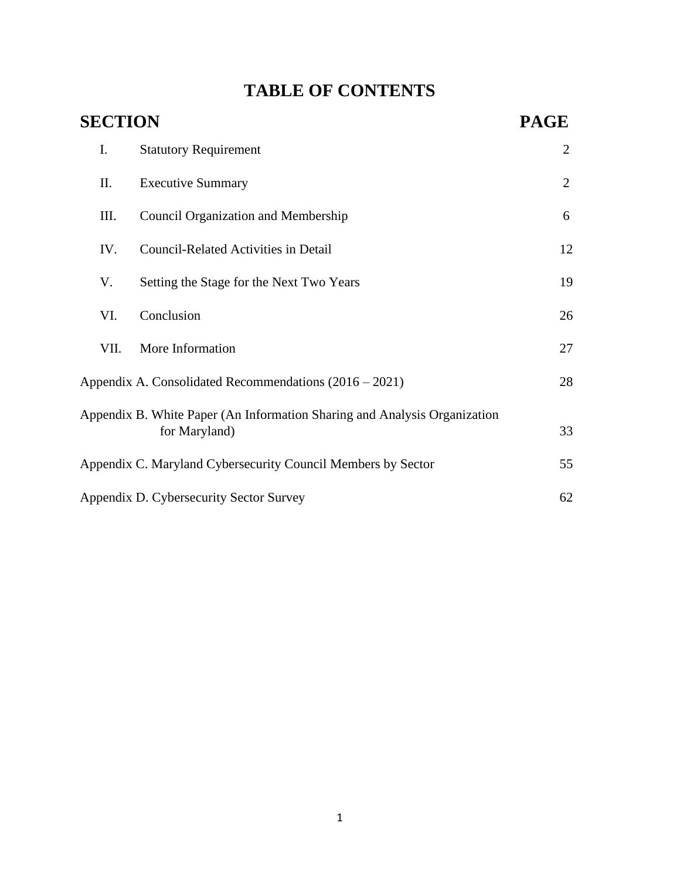# TABLE OF CONTENTS

| SECTION | | PAGE |
|---|---|---|
| I. | Statutory Requirement | 2 |
| II. | Executive Summary | 2 |
| III. | Council Organization and Membership | 6 |
| IV. | Council-Related Activities in Detail | 12 |
| V. | Setting the Stage for the Next Two Years | 19 |
| VI. | Conclusion | 26 |
| VII. | More Information | 27 |
| Appendix A. Consolidated Recommendations (2016 – 2021) | | 28 |
| Appendix B. White Paper (An Information Sharing and Analysis Organization for Maryland) | | 33 |
| Appendix C. Maryland Cybersecurity Council Members by Sector | | 55 |
| Appendix D. Cybersecurity Sector Survey | | 62 |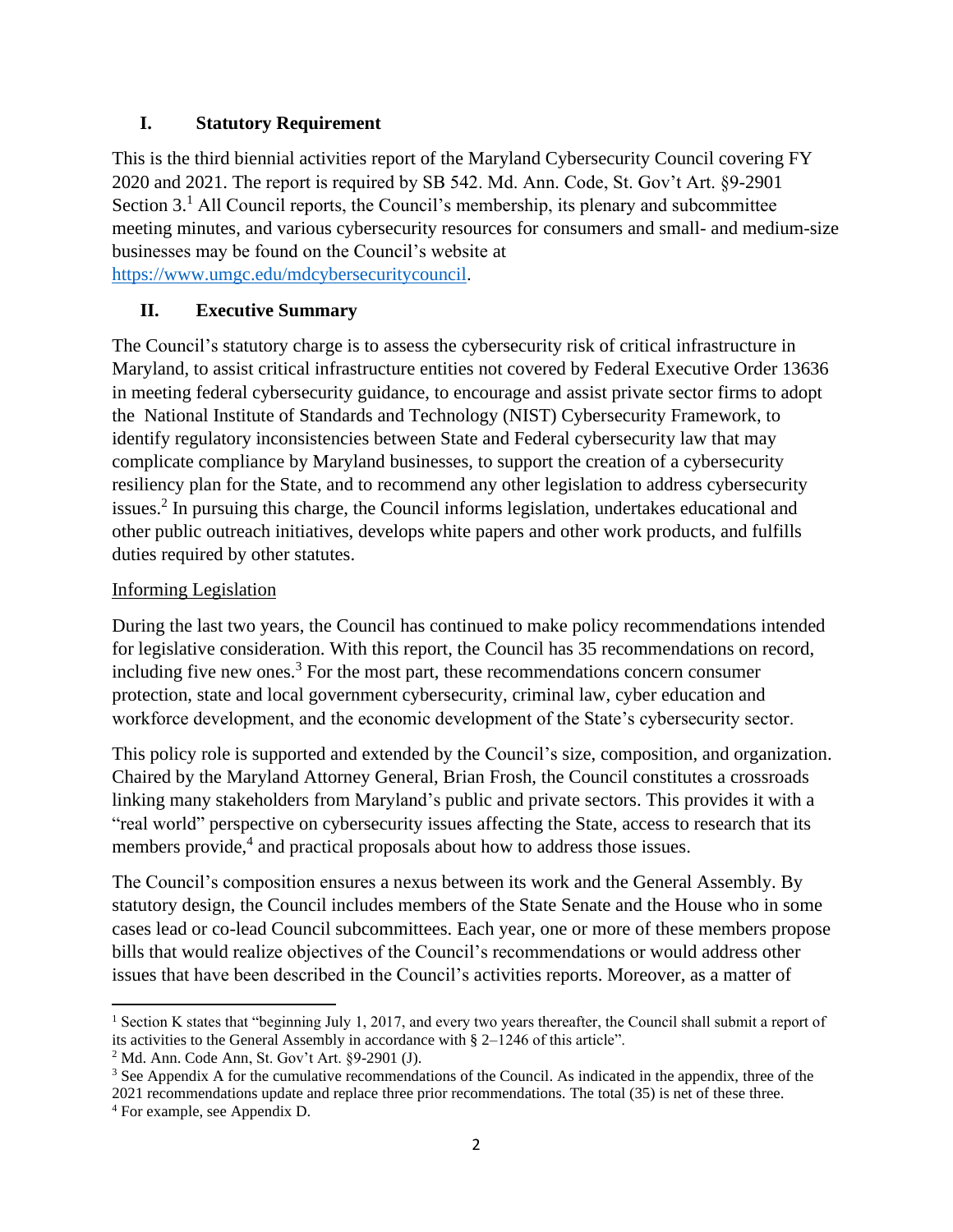## I. Statutory Requirement

This is the third biennial activities report of the Maryland Cybersecurity Council covering FY 2020 and 2021. The report is required by SB 542. Md. Ann. Code, St. Gov't Art. §9-2901 Section 3.[1] All Council reports, the Council's membership, its plenary and subcommittee meeting minutes, and various cybersecurity resources for consumers and small- and medium-size businesses may be found on the Council's website at https://www.umgc.edu/mdcybersecuritycouncil.

## II. Executive Summary

The Council's statutory charge is to assess the cybersecurity risk of critical infrastructure in Maryland, to assist critical infrastructure entities not covered by Federal Executive Order 13636 in meeting federal cybersecurity guidance, to encourage and assist private sector firms to adopt the National Institute of Standards and Technology (NIST) Cybersecurity Framework, to identify regulatory inconsistencies between State and Federal cybersecurity law that may complicate compliance by Maryland businesses, to support the creation of a cybersecurity resiliency plan for the State, and to recommend any other legislation to address cybersecurity issues.[2] In pursuing this charge, the Council informs legislation, undertakes educational and other public outreach initiatives, develops white papers and other work products, and fulfills duties required by other statutes.

Informing Legislation

During the last two years, the Council has continued to make policy recommendations intended for legislative consideration. With this report, the Council has 35 recommendations on record, including five new ones.[3] For the most part, these recommendations concern consumer protection, state and local government cybersecurity, criminal law, cyber education and workforce development, and the economic development of the State's cybersecurity sector.

This policy role is supported and extended by the Council's size, composition, and organization. Chaired by the Maryland Attorney General, Brian Frosh, the Council constitutes a crossroads linking many stakeholders from Maryland's public and private sectors. This provides it with a "real world" perspective on cybersecurity issues affecting the State, access to research that its members provide,[4] and practical proposals about how to address those issues.

The Council's composition ensures a nexus between its work and the General Assembly. By statutory design, the Council includes members of the State Senate and the House who in some cases lead or co-lead Council subcommittees. Each year, one or more of these members propose bills that would realize objectives of the Council's recommendations or would address other issues that have been described in the Council's activities reports. Moreover, as a matter of

---

[1] Section K states that "beginning July 1, 2017, and every two years thereafter, the Council shall submit a report of its activities to the General Assembly in accordance with § 2–1246 of this article".

[2] Md. Ann. Code Ann, St. Gov't Art. §9-2901 (J).

[3] See Appendix A for the cumulative recommendations of the Council. As indicated in the appendix, three of the 2021 recommendations update and replace three prior recommendations. The total (35) is net of these three.

[4] For example, see Appendix D.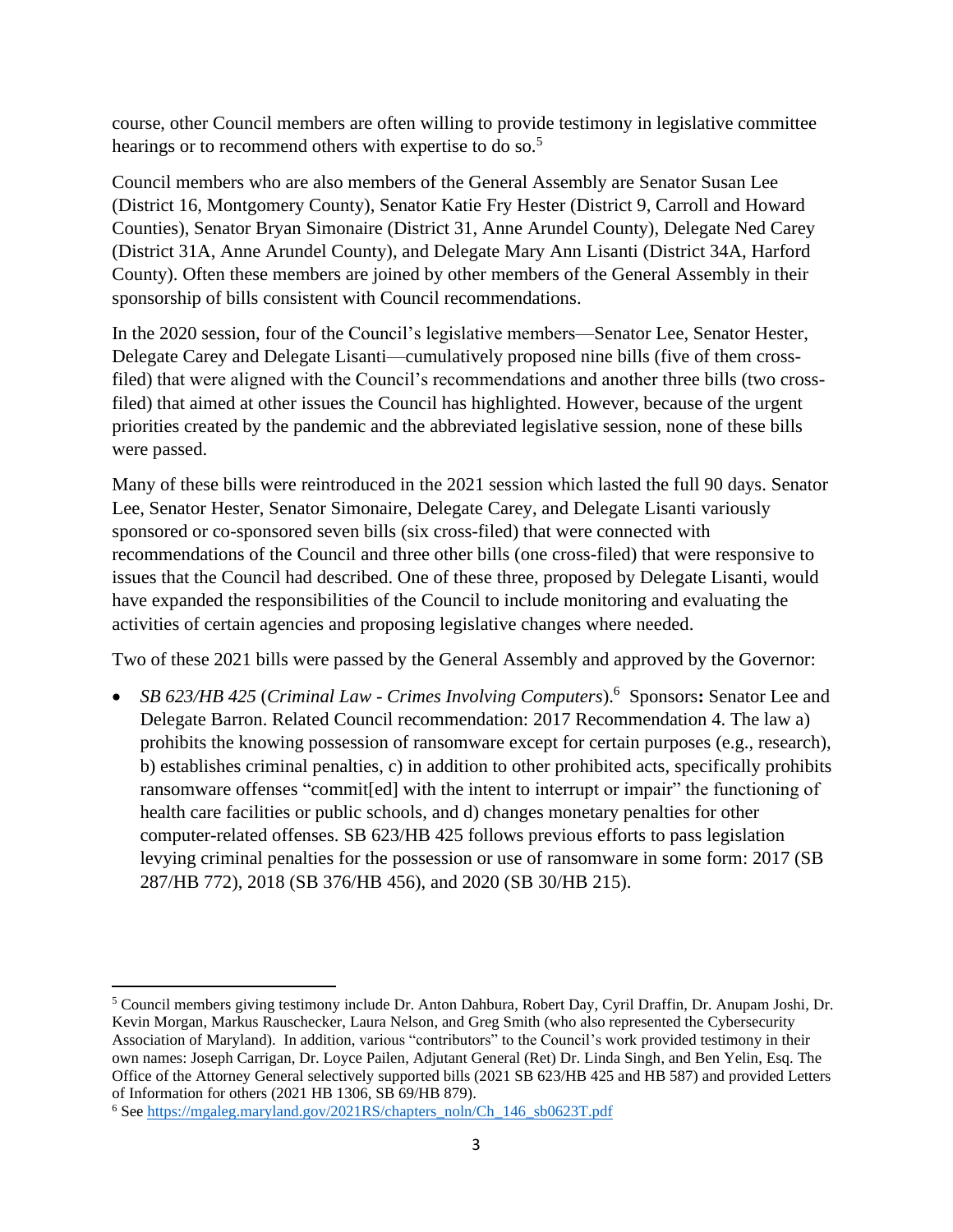course, other Council members are often willing to provide testimony in legislative committee hearings or to recommend others with expertise to do so.[5]

Council members who are also members of the General Assembly are Senator Susan Lee (District 16, Montgomery County), Senator Katie Fry Hester (District 9, Carroll and Howard Counties), Senator Bryan Simonaire (District 31, Anne Arundel County), Delegate Ned Carey (District 31A, Anne Arundel County), and Delegate Mary Ann Lisanti (District 34A, Harford County). Often these members are joined by other members of the General Assembly in their sponsorship of bills consistent with Council recommendations.

In the 2020 session, four of the Council's legislative members—Senator Lee, Senator Hester, Delegate Carey and Delegate Lisanti—cumulatively proposed nine bills (five of them cross-filed) that were aligned with the Council's recommendations and another three bills (two cross-filed) that aimed at other issues the Council has highlighted. However, because of the urgent priorities created by the pandemic and the abbreviated legislative session, none of these bills were passed.

Many of these bills were reintroduced in the 2021 session which lasted the full 90 days. Senator Lee, Senator Hester, Senator Simonaire, Delegate Carey, and Delegate Lisanti variously sponsored or co-sponsored seven bills (six cross-filed) that were connected with recommendations of the Council and three other bills (one cross-filed) that were responsive to issues that the Council had described. One of these three, proposed by Delegate Lisanti, would have expanded the responsibilities of the Council to include monitoring and evaluating the activities of certain agencies and proposing legislative changes where needed.

Two of these 2021 bills were passed by the General Assembly and approved by the Governor:

- *SB 623/HB 425* (*Criminal Law - Crimes Involving Computers*).[6] Sponsors**:** Senator Lee and Delegate Barron. Related Council recommendation: 2017 Recommendation 4. The law a) prohibits the knowing possession of ransomware except for certain purposes (e.g., research), b) establishes criminal penalties, c) in addition to other prohibited acts, specifically prohibits ransomware offenses "commit[ed] with the intent to interrupt or impair" the functioning of health care facilities or public schools, and d) changes monetary penalties for other computer-related offenses. SB 623/HB 425 follows previous efforts to pass legislation levying criminal penalties for the possession or use of ransomware in some form: 2017 (SB 287/HB 772), 2018 (SB 376/HB 456), and 2020 (SB 30/HB 215).

---

[5] Council members giving testimony include Dr. Anton Dahbura, Robert Day, Cyril Draffin, Dr. Anupam Joshi, Dr. Kevin Morgan, Markus Rauschecker, Laura Nelson, and Greg Smith (who also represented the Cybersecurity Association of Maryland). In addition, various "contributors" to the Council's work provided testimony in their own names: Joseph Carrigan, Dr. Loyce Pailen, Adjutant General (Ret) Dr. Linda Singh, and Ben Yelin, Esq. The Office of the Attorney General selectively supported bills (2021 SB 623/HB 425 and HB 587) and provided Letters of Information for others (2021 HB 1306, SB 69/HB 879).

[6] See https://mgaleg.maryland.gov/2021RS/chapters_noln/Ch_146_sb0623T.pdf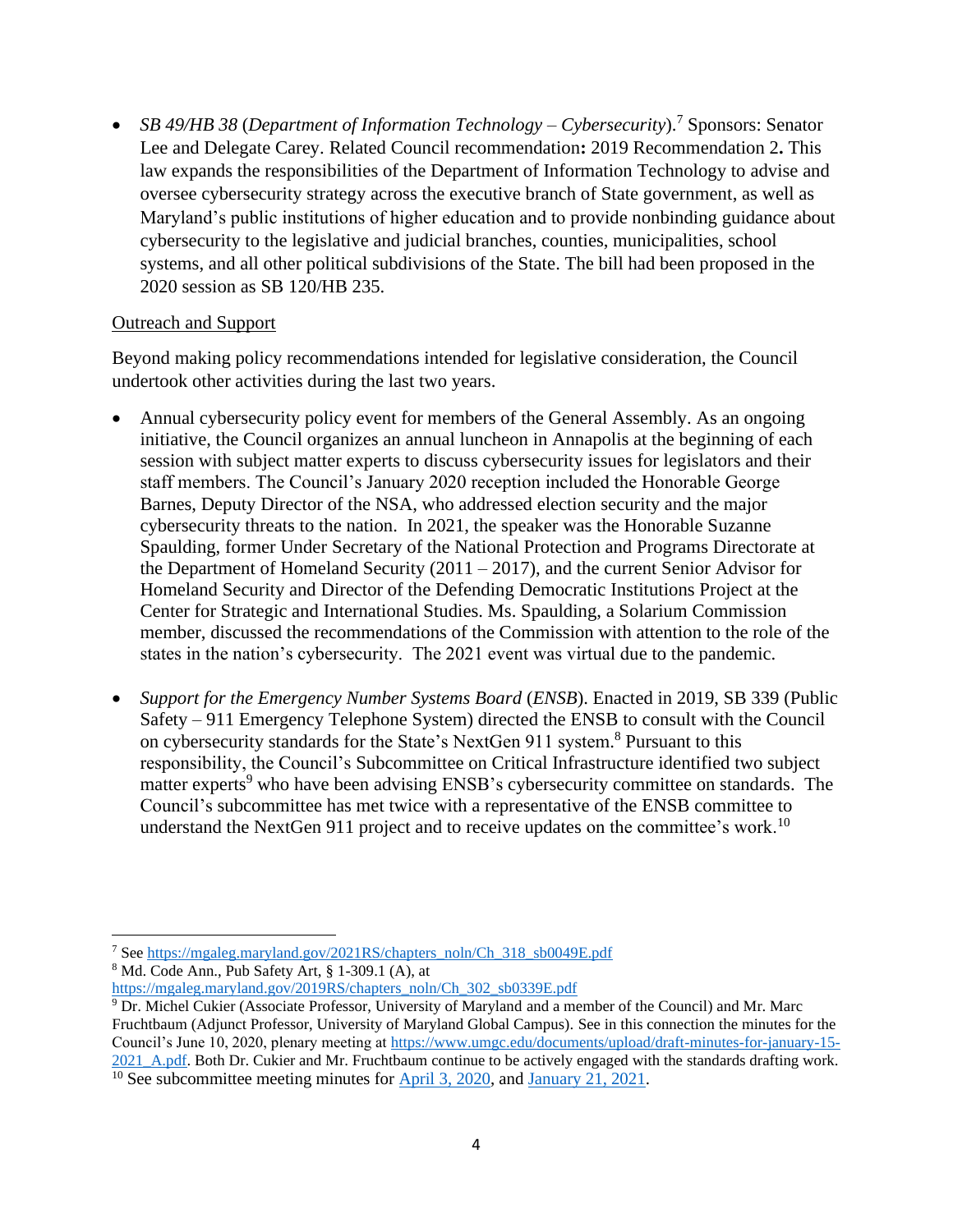- *SB 49/HB 38* (*Department of Information Technology – Cybersecurity*).[7] Sponsors: Senator Lee and Delegate Carey. Related Council recommendation**:** 2019 Recommendation 2**.** This law expands the responsibilities of the Department of Information Technology to advise and oversee cybersecurity strategy across the executive branch of State government, as well as Maryland's public institutions of higher education and to provide nonbinding guidance about cybersecurity to the legislative and judicial branches, counties, municipalities, school systems, and all other political subdivisions of the State. The bill had been proposed in the 2020 session as SB 120/HB 235.

Outreach and Support

Beyond making policy recommendations intended for legislative consideration, the Council undertook other activities during the last two years.

- Annual cybersecurity policy event for members of the General Assembly. As an ongoing initiative, the Council organizes an annual luncheon in Annapolis at the beginning of each session with subject matter experts to discuss cybersecurity issues for legislators and their staff members. The Council's January 2020 reception included the Honorable George Barnes, Deputy Director of the NSA, who addressed election security and the major cybersecurity threats to the nation. In 2021, the speaker was the Honorable Suzanne Spaulding, former Under Secretary of the National Protection and Programs Directorate at the Department of Homeland Security (2011 – 2017), and the current Senior Advisor for Homeland Security and Director of the Defending Democratic Institutions Project at the Center for Strategic and International Studies. Ms. Spaulding, a Solarium Commission member, discussed the recommendations of the Commission with attention to the role of the states in the nation's cybersecurity. The 2021 event was virtual due to the pandemic.

- *Support for the Emergency Number Systems Board* (*ENSB*). Enacted in 2019, SB 339 (Public Safety – 911 Emergency Telephone System) directed the ENSB to consult with the Council on cybersecurity standards for the State's NextGen 911 system.[8] Pursuant to this responsibility, the Council's Subcommittee on Critical Infrastructure identified two subject matter experts[9] who have been advising ENSB's cybersecurity committee on standards. The Council's subcommittee has met twice with a representative of the ENSB committee to understand the NextGen 911 project and to receive updates on the committee's work.[10]

---

[7] See https://mgaleg.maryland.gov/2021RS/chapters_noln/Ch_318_sb0049E.pdf

[8] Md. Code Ann., Pub Safety Art, § 1-309.1 (A), at https://mgaleg.maryland.gov/2019RS/chapters_noln/Ch_302_sb0339E.pdf

[9] Dr. Michel Cukier (Associate Professor, University of Maryland and a member of the Council) and Mr. Marc Fruchtbaum (Adjunct Professor, University of Maryland Global Campus). See in this connection the minutes for the Council's June 10, 2020, plenary meeting at https://www.umgc.edu/documents/upload/draft-minutes-for-january-15-2021_A.pdf. Both Dr. Cukier and Mr. Fruchtbaum continue to be actively engaged with the standards drafting work.

[10] See subcommittee meeting minutes for April 3, 2020, and January 21, 2021.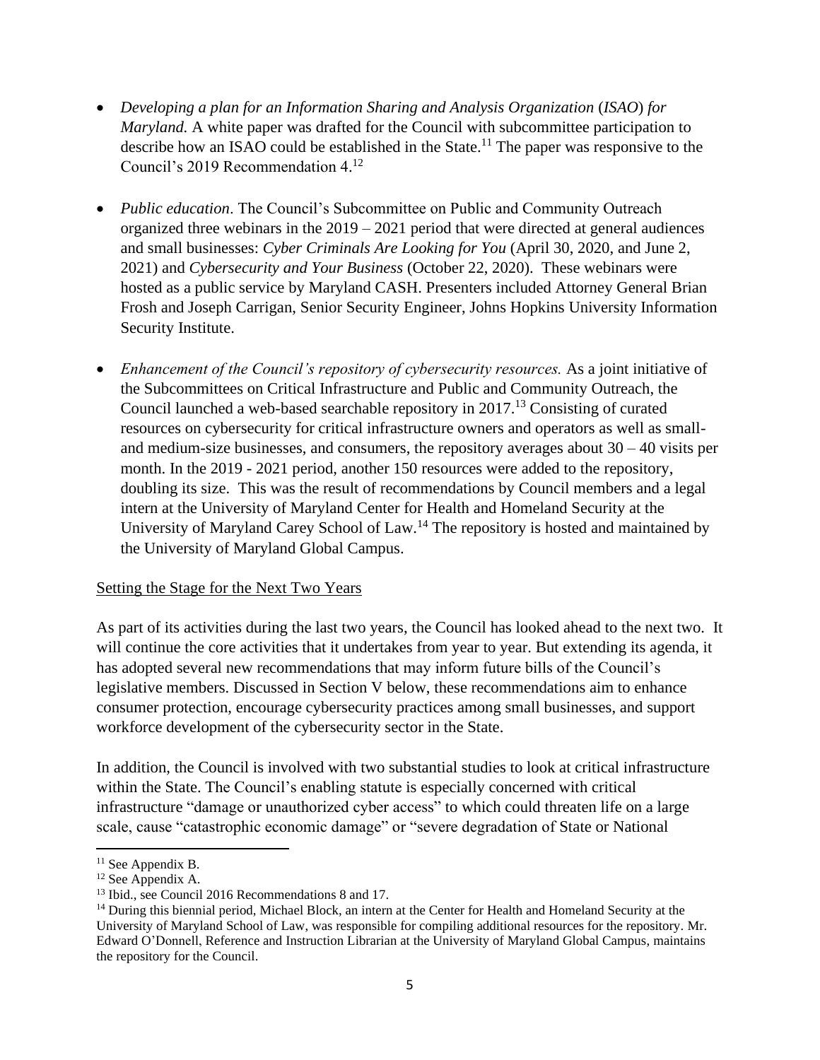- *Developing a plan for an Information Sharing and Analysis Organization* (*ISAO*) *for Maryland.* A white paper was drafted for the Council with subcommittee participation to describe how an ISAO could be established in the State.[11] The paper was responsive to the Council's 2019 Recommendation 4.[12]

- *Public education*. The Council's Subcommittee on Public and Community Outreach organized three webinars in the 2019 – 2021 period that were directed at general audiences and small businesses: *Cyber Criminals Are Looking for You* (April 30, 2020, and June 2, 2021) and *Cybersecurity and Your Business* (October 22, 2020). These webinars were hosted as a public service by Maryland CASH. Presenters included Attorney General Brian Frosh and Joseph Carrigan, Senior Security Engineer, Johns Hopkins University Information Security Institute.

- *Enhancement of the Council's repository of cybersecurity resources.* As a joint initiative of the Subcommittees on Critical Infrastructure and Public and Community Outreach, the Council launched a web-based searchable repository in 2017.[13] Consisting of curated resources on cybersecurity for critical infrastructure owners and operators as well as small- and medium-size businesses, and consumers, the repository averages about 30 – 40 visits per month. In the 2019 - 2021 period, another 150 resources were added to the repository, doubling its size. This was the result of recommendations by Council members and a legal intern at the University of Maryland Center for Health and Homeland Security at the University of Maryland Carey School of Law.[14] The repository is hosted and maintained by the University of Maryland Global Campus.

Setting the Stage for the Next Two Years

As part of its activities during the last two years, the Council has looked ahead to the next two. It will continue the core activities that it undertakes from year to year. But extending its agenda, it has adopted several new recommendations that may inform future bills of the Council's legislative members. Discussed in Section V below, these recommendations aim to enhance consumer protection, encourage cybersecurity practices among small businesses, and support workforce development of the cybersecurity sector in the State.

In addition, the Council is involved with two substantial studies to look at critical infrastructure within the State. The Council's enabling statute is especially concerned with critical infrastructure "damage or unauthorized cyber access" to which could threaten life on a large scale, cause "catastrophic economic damage" or "severe degradation of State or National

---

[11] See Appendix B.

[12] See Appendix A.

[13] Ibid., see Council 2016 Recommendations 8 and 17.

[14] During this biennial period, Michael Block, an intern at the Center for Health and Homeland Security at the University of Maryland School of Law, was responsible for compiling additional resources for the repository. Mr. Edward O'Donnell, Reference and Instruction Librarian at the University of Maryland Global Campus, maintains the repository for the Council.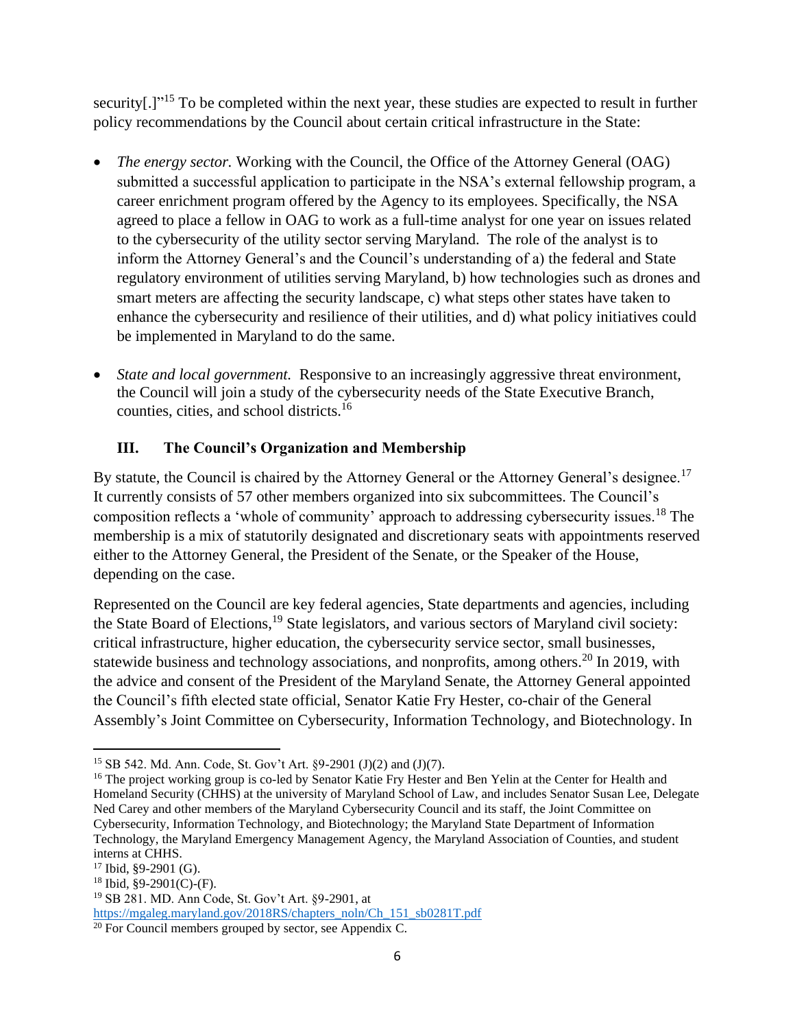security[.]"[15] To be completed within the next year, these studies are expected to result in further policy recommendations by the Council about certain critical infrastructure in the State:

- *The energy sector.* Working with the Council, the Office of the Attorney General (OAG) submitted a successful application to participate in the NSA's external fellowship program, a career enrichment program offered by the Agency to its employees. Specifically, the NSA agreed to place a fellow in OAG to work as a full-time analyst for one year on issues related to the cybersecurity of the utility sector serving Maryland. The role of the analyst is to inform the Attorney General's and the Council's understanding of a) the federal and State regulatory environment of utilities serving Maryland, b) how technologies such as drones and smart meters are affecting the security landscape, c) what steps other states have taken to enhance the cybersecurity and resilience of their utilities, and d) what policy initiatives could be implemented in Maryland to do the same.

- *State and local government.* Responsive to an increasingly aggressive threat environment, the Council will join a study of the cybersecurity needs of the State Executive Branch, counties, cities, and school districts.[16]

## III. The Council's Organization and Membership

By statute, the Council is chaired by the Attorney General or the Attorney General's designee.[17] It currently consists of 57 other members organized into six subcommittees. The Council's composition reflects a 'whole of community' approach to addressing cybersecurity issues.[18] The membership is a mix of statutorily designated and discretionary seats with appointments reserved either to the Attorney General, the President of the Senate, or the Speaker of the House, depending on the case.

Represented on the Council are key federal agencies, State departments and agencies, including the State Board of Elections,[19] State legislators, and various sectors of Maryland civil society: critical infrastructure, higher education, the cybersecurity service sector, small businesses, statewide business and technology associations, and nonprofits, among others.[20] In 2019, with the advice and consent of the President of the Maryland Senate, the Attorney General appointed the Council's fifth elected state official, Senator Katie Fry Hester, co-chair of the General Assembly's Joint Committee on Cybersecurity, Information Technology, and Biotechnology. In

---

[15] SB 542. Md. Ann. Code, St. Gov't Art. §9-2901 (J)(2) and (J)(7).

[16] The project working group is co-led by Senator Katie Fry Hester and Ben Yelin at the Center for Health and Homeland Security (CHHS) at the university of Maryland School of Law, and includes Senator Susan Lee, Delegate Ned Carey and other members of the Maryland Cybersecurity Council and its staff, the Joint Committee on Cybersecurity, Information Technology, and Biotechnology; the Maryland State Department of Information Technology, the Maryland Emergency Management Agency, the Maryland Association of Counties, and student interns at CHHS.

[17] Ibid, §9-2901 (G).

[18] Ibid, §9-2901(C)-(F).

[19] SB 281. MD. Ann Code, St. Gov't Art. §9-2901, at https://mgaleg.maryland.gov/2018RS/chapters_noln/Ch_151_sb0281T.pdf

[20] For Council members grouped by sector, see Appendix C.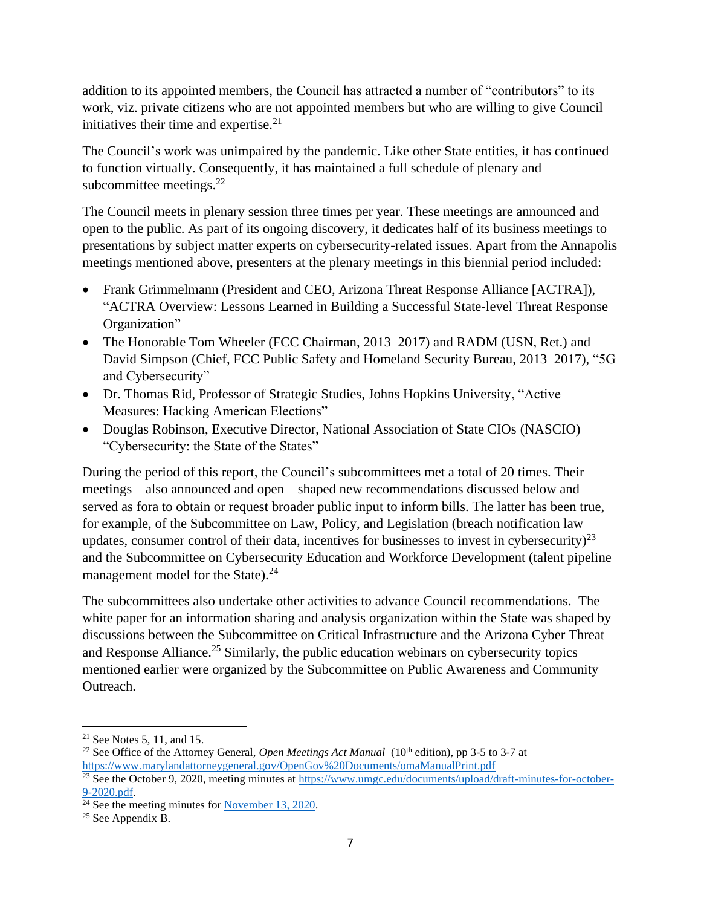addition to its appointed members, the Council has attracted a number of "contributors" to its work, viz. private citizens who are not appointed members but who are willing to give Council initiatives their time and expertise.[21]

The Council's work was unimpaired by the pandemic. Like other State entities, it has continued to function virtually. Consequently, it has maintained a full schedule of plenary and subcommittee meetings.[22]

The Council meets in plenary session three times per year. These meetings are announced and open to the public. As part of its ongoing discovery, it dedicates half of its business meetings to presentations by subject matter experts on cybersecurity-related issues. Apart from the Annapolis meetings mentioned above, presenters at the plenary meetings in this biennial period included:

- Frank Grimmelmann (President and CEO, Arizona Threat Response Alliance [ACTRA]), "ACTRA Overview: Lessons Learned in Building a Successful State-level Threat Response Organization"
- The Honorable Tom Wheeler (FCC Chairman, 2013–2017) and RADM (USN, Ret.) and David Simpson (Chief, FCC Public Safety and Homeland Security Bureau, 2013–2017), "5G and Cybersecurity"
- Dr. Thomas Rid, Professor of Strategic Studies, Johns Hopkins University, "Active Measures: Hacking American Elections"
- Douglas Robinson, Executive Director, National Association of State CIOs (NASCIO) "Cybersecurity: the State of the States"

During the period of this report, the Council's subcommittees met a total of 20 times. Their meetings—also announced and open—shaped new recommendations discussed below and served as fora to obtain or request broader public input to inform bills. The latter has been true, for example, of the Subcommittee on Law, Policy, and Legislation (breach notification law updates, consumer control of their data, incentives for businesses to invest in cybersecurity)[23] and the Subcommittee on Cybersecurity Education and Workforce Development (talent pipeline management model for the State).[24]

The subcommittees also undertake other activities to advance Council recommendations. The white paper for an information sharing and analysis organization within the State was shaped by discussions between the Subcommittee on Critical Infrastructure and the Arizona Cyber Threat and Response Alliance.[25] Similarly, the public education webinars on cybersecurity topics mentioned earlier were organized by the Subcommittee on Public Awareness and Community Outreach.

---

[21] See Notes 5, 11, and 15.

[22] See Office of the Attorney General, *Open Meetings Act Manual* (10th edition), pp 3-5 to 3-7 at https://www.marylandattorneygeneral.gov/OpenGov%20Documents/omaManualPrint.pdf

[23] See the October 9, 2020, meeting minutes at https://www.umgc.edu/documents/upload/draft-minutes-for-october-9-2020.pdf.

[24] See the meeting minutes for November 13, 2020.

[25] See Appendix B.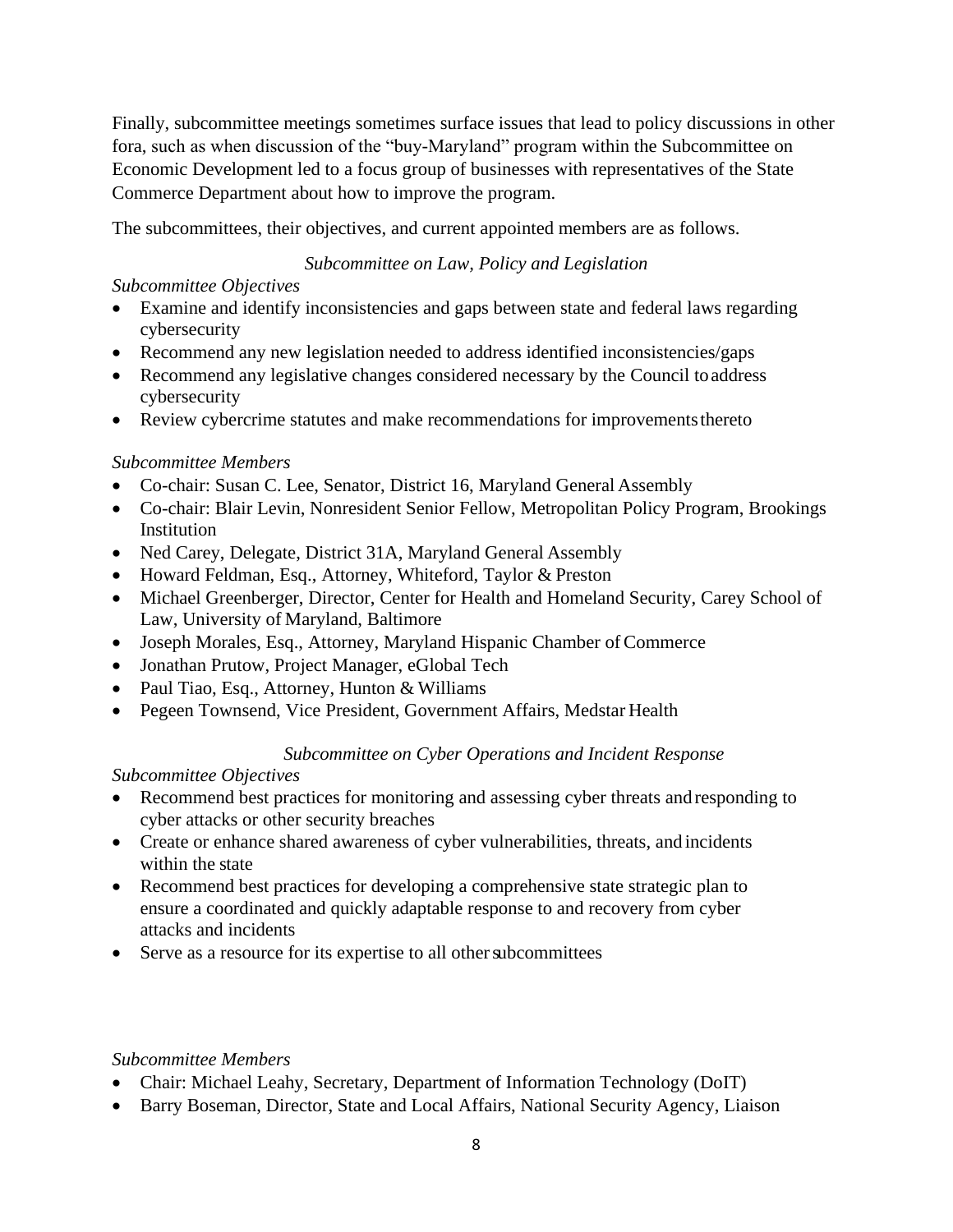Finally, subcommittee meetings sometimes surface issues that lead to policy discussions in other fora, such as when discussion of the "buy-Maryland" program within the Subcommittee on Economic Development led to a focus group of businesses with representatives of the State Commerce Department about how to improve the program.

The subcommittees, their objectives, and current appointed members are as follows.

### *Subcommittee on Law, Policy and Legislation*

*Subcommittee Objectives*

- Examine and identify inconsistencies and gaps between state and federal laws regarding cybersecurity
- Recommend any new legislation needed to address identified inconsistencies/gaps
- Recommend any legislative changes considered necessary by the Council to address cybersecurity
- Review cybercrime statutes and make recommendations for improvements thereto

*Subcommittee Members*

- Co-chair: Susan C. Lee, Senator, District 16, Maryland General Assembly
- Co-chair: Blair Levin, Nonresident Senior Fellow, Metropolitan Policy Program, Brookings Institution
- Ned Carey, Delegate, District 31A, Maryland General Assembly
- Howard Feldman, Esq., Attorney, Whiteford, Taylor & Preston
- Michael Greenberger, Director, Center for Health and Homeland Security, Carey School of Law, University of Maryland, Baltimore
- Joseph Morales, Esq., Attorney, Maryland Hispanic Chamber of Commerce
- Jonathan Prutow, Project Manager, eGlobal Tech
- Paul Tiao, Esq., Attorney, Hunton & Williams
- Pegeen Townsend, Vice President, Government Affairs, Medstar Health

### *Subcommittee on Cyber Operations and Incident Response*

*Subcommittee Objectives*

- Recommend best practices for monitoring and assessing cyber threats and responding to cyber attacks or other security breaches
- Create or enhance shared awareness of cyber vulnerabilities, threats, and incidents within the state
- Recommend best practices for developing a comprehensive state strategic plan to ensure a coordinated and quickly adaptable response to and recovery from cyber attacks and incidents
- Serve as a resource for its expertise to all other subcommittees

*Subcommittee Members*

- Chair: Michael Leahy, Secretary, Department of Information Technology (DoIT)
- Barry Boseman, Director, State and Local Affairs, National Security Agency, Liaison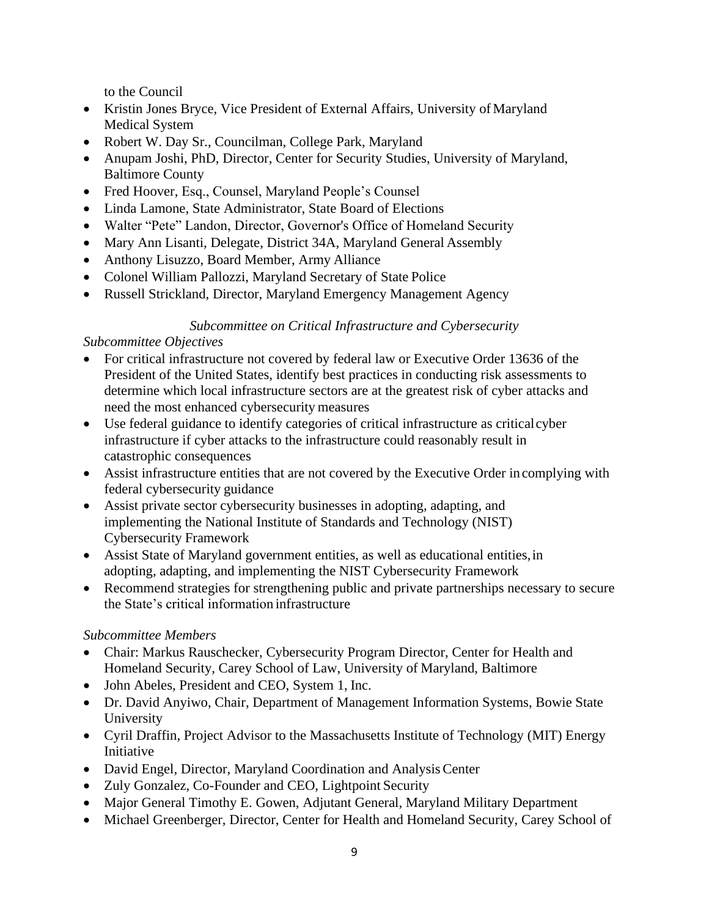to the Council

- Kristin Jones Bryce, Vice President of External Affairs, University of Maryland Medical System
- Robert W. Day Sr., Councilman, College Park, Maryland
- Anupam Joshi, PhD, Director, Center for Security Studies, University of Maryland, Baltimore County
- Fred Hoover, Esq., Counsel, Maryland People's Counsel
- Linda Lamone, State Administrator, State Board of Elections
- Walter "Pete" Landon, Director, Governor's Office of Homeland Security
- Mary Ann Lisanti, Delegate, District 34A, Maryland General Assembly
- Anthony Lisuzzo, Board Member, Army Alliance
- Colonel William Pallozzi, Maryland Secretary of State Police
- Russell Strickland, Director, Maryland Emergency Management Agency

*Subcommittee on Critical Infrastructure and Cybersecurity*

*Subcommittee Objectives*

- For critical infrastructure not covered by federal law or Executive Order 13636 of the President of the United States, identify best practices in conducting risk assessments to determine which local infrastructure sectors are at the greatest risk of cyber attacks and need the most enhanced cybersecurity measures
- Use federal guidance to identify categories of critical infrastructure as critical cyber infrastructure if cyber attacks to the infrastructure could reasonably result in catastrophic consequences
- Assist infrastructure entities that are not covered by the Executive Order in complying with federal cybersecurity guidance
- Assist private sector cybersecurity businesses in adopting, adapting, and implementing the National Institute of Standards and Technology (NIST) Cybersecurity Framework
- Assist State of Maryland government entities, as well as educational entities, in adopting, adapting, and implementing the NIST Cybersecurity Framework
- Recommend strategies for strengthening public and private partnerships necessary to secure the State's critical information infrastructure

*Subcommittee Members*

- Chair: Markus Rauschecker, Cybersecurity Program Director, Center for Health and Homeland Security, Carey School of Law, University of Maryland, Baltimore
- John Abeles, President and CEO, System 1, Inc.
- Dr. David Anyiwo, Chair, Department of Management Information Systems, Bowie State University
- Cyril Draffin, Project Advisor to the Massachusetts Institute of Technology (MIT) Energy Initiative
- David Engel, Director, Maryland Coordination and Analysis Center
- Zuly Gonzalez, Co-Founder and CEO, Lightpoint Security
- Major General Timothy E. Gowen, Adjutant General, Maryland Military Department
- Michael Greenberger, Director, Center for Health and Homeland Security, Carey School of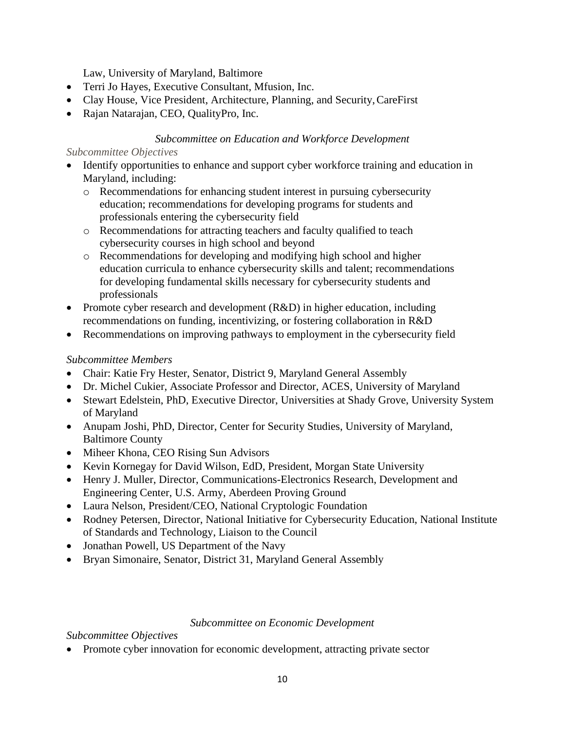Law, University of Maryland, Baltimore

- Terri Jo Hayes, Executive Consultant, Mfusion, Inc.
- Clay House, Vice President, Architecture, Planning, and Security, CareFirst
- Rajan Natarajan, CEO, QualityPro, Inc.

### *Subcommittee on Education and Workforce Development*

*Subcommittee Objectives*

- Identify opportunities to enhance and support cyber workforce training and education in Maryland, including:
  - Recommendations for enhancing student interest in pursuing cybersecurity education; recommendations for developing programs for students and professionals entering the cybersecurity field
  - Recommendations for attracting teachers and faculty qualified to teach cybersecurity courses in high school and beyond
  - Recommendations for developing and modifying high school and higher education curricula to enhance cybersecurity skills and talent; recommendations for developing fundamental skills necessary for cybersecurity students and professionals
- Promote cyber research and development (R&D) in higher education, including recommendations on funding, incentivizing, or fostering collaboration in R&D
- Recommendations on improving pathways to employment in the cybersecurity field

*Subcommittee Members*

- Chair: Katie Fry Hester, Senator, District 9, Maryland General Assembly
- Dr. Michel Cukier, Associate Professor and Director, ACES, University of Maryland
- Stewart Edelstein, PhD, Executive Director, Universities at Shady Grove, University System of Maryland
- Anupam Joshi, PhD, Director, Center for Security Studies, University of Maryland, Baltimore County
- Miheer Khona, CEO Rising Sun Advisors
- Kevin Kornegay for David Wilson, EdD, President, Morgan State University
- Henry J. Muller, Director, Communications-Electronics Research, Development and Engineering Center, U.S. Army, Aberdeen Proving Ground
- Laura Nelson, President/CEO, National Cryptologic Foundation
- Rodney Petersen, Director, National Initiative for Cybersecurity Education, National Institute of Standards and Technology, Liaison to the Council
- Jonathan Powell, US Department of the Navy
- Bryan Simonaire, Senator, District 31, Maryland General Assembly

### *Subcommittee on Economic Development*

*Subcommittee Objectives*

- Promote cyber innovation for economic development, attracting private sector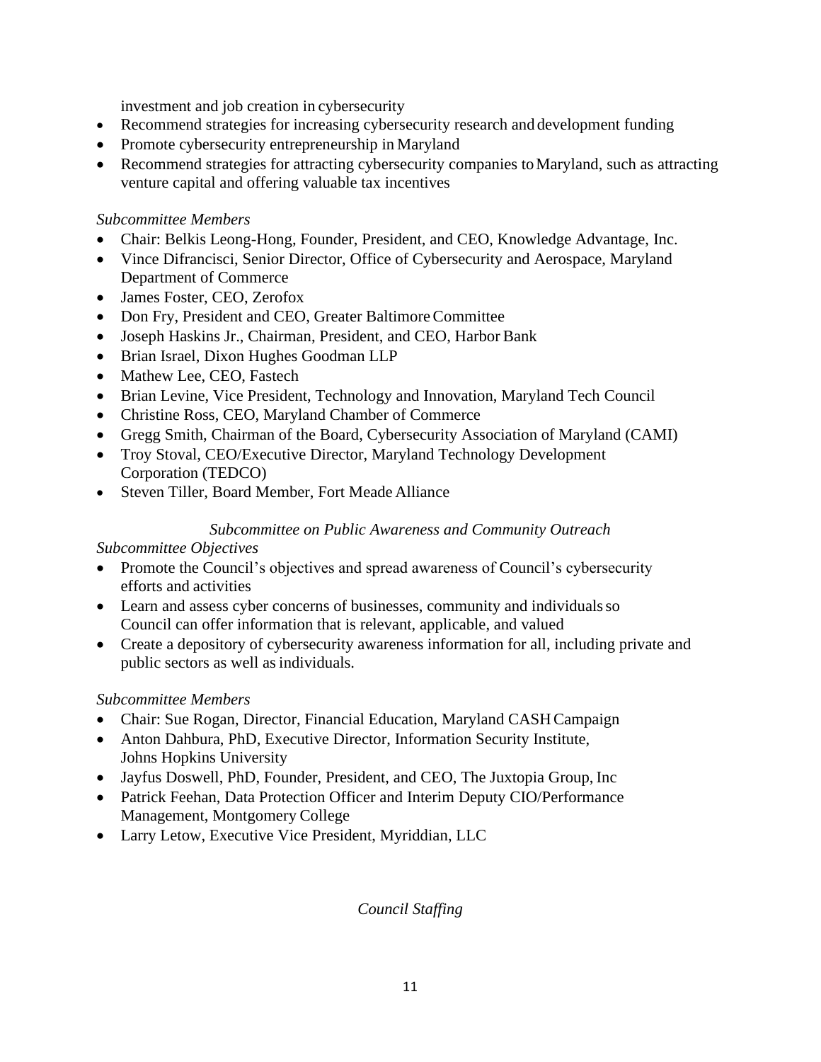investment and job creation in cybersecurity

- Recommend strategies for increasing cybersecurity research and development funding
- Promote cybersecurity entrepreneurship in Maryland
- Recommend strategies for attracting cybersecurity companies to Maryland, such as attracting venture capital and offering valuable tax incentives

*Subcommittee Members*

- Chair: Belkis Leong-Hong, Founder, President, and CEO, Knowledge Advantage, Inc.
- Vince Difrancisci, Senior Director, Office of Cybersecurity and Aerospace, Maryland Department of Commerce
- James Foster, CEO, Zerofox
- Don Fry, President and CEO, Greater Baltimore Committee
- Joseph Haskins Jr., Chairman, President, and CEO, Harbor Bank
- Brian Israel, Dixon Hughes Goodman LLP
- Mathew Lee, CEO, Fastech
- Brian Levine, Vice President, Technology and Innovation, Maryland Tech Council
- Christine Ross, CEO, Maryland Chamber of Commerce
- Gregg Smith, Chairman of the Board, Cybersecurity Association of Maryland (CAMI)
- Troy Stoval, CEO/Executive Director, Maryland Technology Development Corporation (TEDCO)
- Steven Tiller, Board Member, Fort Meade Alliance

*Subcommittee on Public Awareness and Community Outreach*

*Subcommittee Objectives*

- Promote the Council's objectives and spread awareness of Council's cybersecurity efforts and activities
- Learn and assess cyber concerns of businesses, community and individuals so Council can offer information that is relevant, applicable, and valued
- Create a depository of cybersecurity awareness information for all, including private and public sectors as well as individuals.

*Subcommittee Members*

- Chair: Sue Rogan, Director, Financial Education, Maryland CASH Campaign
- Anton Dahbura, PhD, Executive Director, Information Security Institute, Johns Hopkins University
- Jayfus Doswell, PhD, Founder, President, and CEO, The Juxtopia Group, Inc
- Patrick Feehan, Data Protection Officer and Interim Deputy CIO/Performance Management, Montgomery College
- Larry Letow, Executive Vice President, Myriddian, LLC

*Council Staffing*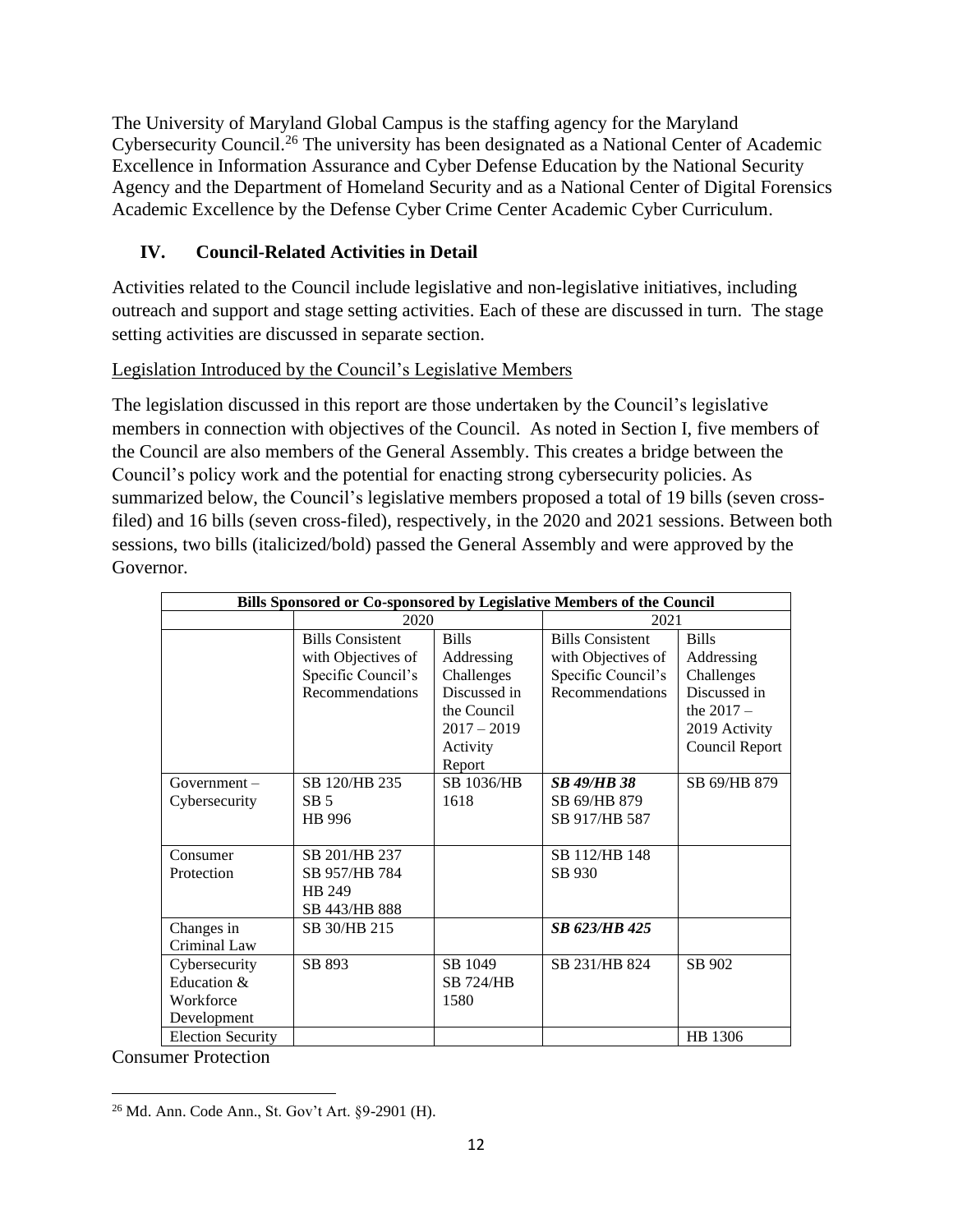The University of Maryland Global Campus is the staffing agency for the Maryland Cybersecurity Council.[26] The university has been designated as a National Center of Academic Excellence in Information Assurance and Cyber Defense Education by the National Security Agency and the Department of Homeland Security and as a National Center of Digital Forensics Academic Excellence by the Defense Cyber Crime Center Academic Cyber Curriculum.

## IV. Council-Related Activities in Detail

Activities related to the Council include legislative and non-legislative initiatives, including outreach and support and stage setting activities. Each of these are discussed in turn. The stage setting activities are discussed in separate section.

Legislation Introduced by the Council's Legislative Members

The legislation discussed in this report are those undertaken by the Council's legislative members in connection with objectives of the Council. As noted in Section I, five members of the Council are also members of the General Assembly. This creates a bridge between the Council's policy work and the potential for enacting strong cybersecurity policies. As summarized below, the Council's legislative members proposed a total of 19 bills (seven cross-filed) and 16 bills (seven cross-filed), respectively, in the 2020 and 2021 sessions. Between both sessions, two bills (italicized/bold) passed the General Assembly and were approved by the Governor.

| **Bills Sponsored or Co-sponsored by Legislative Members of the Council** | | | | |
|---|---|---|---|---|
| | 2020 | | 2021 | |
| | Bills Consistent with Objectives of Specific Council's Recommendations | Bills Addressing Challenges Discussed in the Council 2017 – 2019 Activity Report | Bills Consistent with Objectives of Specific Council's Recommendations | Bills Addressing Challenges Discussed in the 2017 – 2019 Activity Council Report |
| Government – Cybersecurity | SB 120/HB 235<br>SB 5<br>HB 996 | SB 1036/HB 1618 | ***SB 49/HB 38***<br>SB 69/HB 879<br>SB 917/HB 587 | SB 69/HB 879 |
| Consumer Protection | SB 201/HB 237<br>SB 957/HB 784<br>HB 249<br>SB 443/HB 888 | | SB 112/HB 148<br>SB 930 | |
| Changes in Criminal Law | SB 30/HB 215 | | ***SB 623/HB 425*** | |
| Cybersecurity Education & Workforce Development | SB 893 | SB 1049<br>SB 724/HB 1580 | SB 231/HB 824 | SB 902 |
| Election Security | | | | HB 1306 |

Consumer Protection

[26] Md. Ann. Code Ann., St. Gov't Art. §9-2901 (H).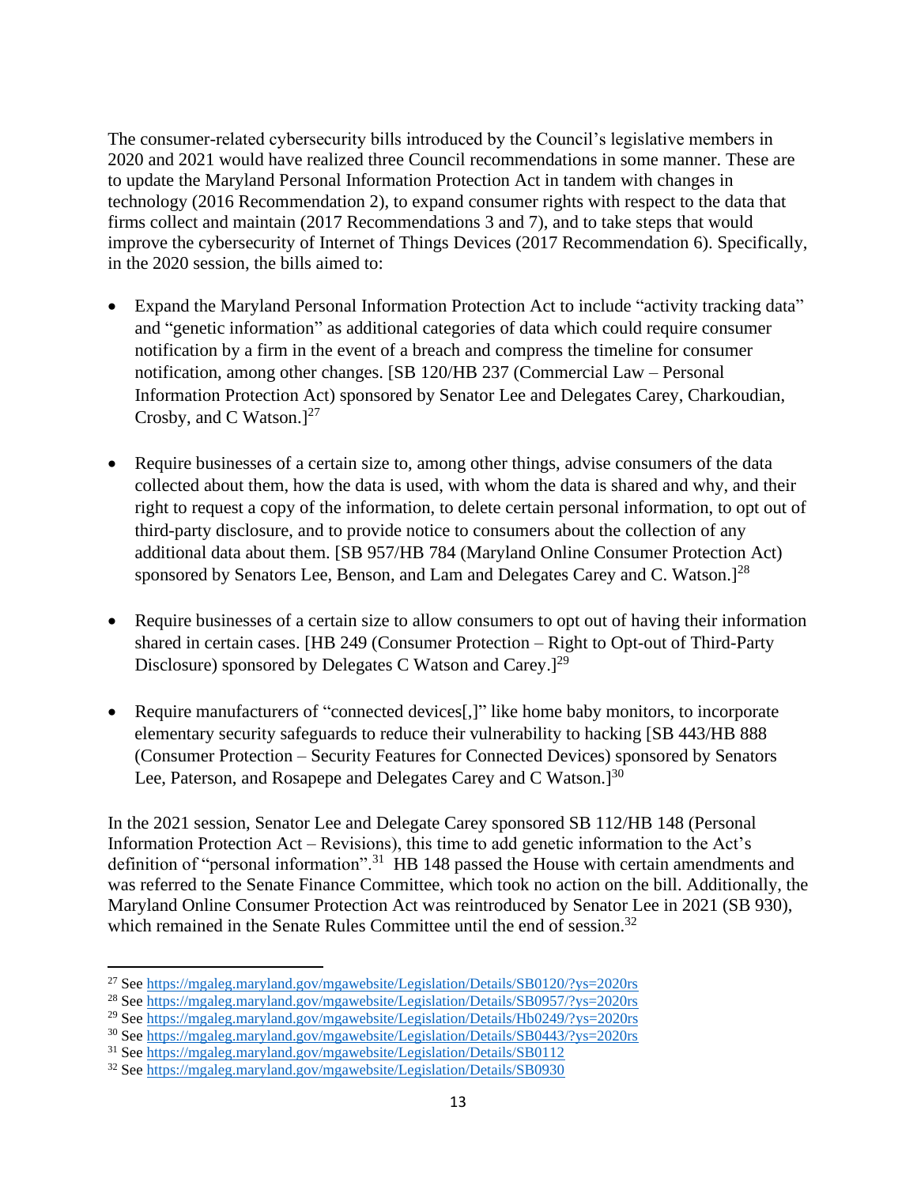The consumer-related cybersecurity bills introduced by the Council's legislative members in 2020 and 2021 would have realized three Council recommendations in some manner. These are to update the Maryland Personal Information Protection Act in tandem with changes in technology (2016 Recommendation 2), to expand consumer rights with respect to the data that firms collect and maintain (2017 Recommendations 3 and 7), and to take steps that would improve the cybersecurity of Internet of Things Devices (2017 Recommendation 6). Specifically, in the 2020 session, the bills aimed to:

- Expand the Maryland Personal Information Protection Act to include "activity tracking data" and "genetic information" as additional categories of data which could require consumer notification by a firm in the event of a breach and compress the timeline for consumer notification, among other changes. [SB 120/HB 237 (Commercial Law – Personal Information Protection Act) sponsored by Senator Lee and Delegates Carey, Charkoudian, Crosby, and C Watson.][27]

- Require businesses of a certain size to, among other things, advise consumers of the data collected about them, how the data is used, with whom the data is shared and why, and their right to request a copy of the information, to delete certain personal information, to opt out of third-party disclosure, and to provide notice to consumers about the collection of any additional data about them. [SB 957/HB 784 (Maryland Online Consumer Protection Act) sponsored by Senators Lee, Benson, and Lam and Delegates Carey and C. Watson.][28]

- Require businesses of a certain size to allow consumers to opt out of having their information shared in certain cases. [HB 249 (Consumer Protection – Right to Opt-out of Third-Party Disclosure) sponsored by Delegates C Watson and Carey.][29]

- Require manufacturers of "connected devices[,]" like home baby monitors, to incorporate elementary security safeguards to reduce their vulnerability to hacking [SB 443/HB 888 (Consumer Protection – Security Features for Connected Devices) sponsored by Senators Lee, Paterson, and Rosapepe and Delegates Carey and C Watson.][30]

In the 2021 session, Senator Lee and Delegate Carey sponsored SB 112/HB 148 (Personal Information Protection Act – Revisions), this time to add genetic information to the Act's definition of "personal information".[31] HB 148 passed the House with certain amendments and was referred to the Senate Finance Committee, which took no action on the bill. Additionally, the Maryland Online Consumer Protection Act was reintroduced by Senator Lee in 2021 (SB 930), which remained in the Senate Rules Committee until the end of session.[32]

---

[27] See https://mgaleg.maryland.gov/mgawebsite/Legislation/Details/SB0120/?ys=2020rs

[28] See https://mgaleg.maryland.gov/mgawebsite/Legislation/Details/SB0957/?ys=2020rs

[29] See https://mgaleg.maryland.gov/mgawebsite/Legislation/Details/Hb0249/?ys=2020rs

[30] See https://mgaleg.maryland.gov/mgawebsite/Legislation/Details/SB0443/?ys=2020rs

[31] See https://mgaleg.maryland.gov/mgawebsite/Legislation/Details/SB0112

[32] See https://mgaleg.maryland.gov/mgawebsite/Legislation/Details/SB0930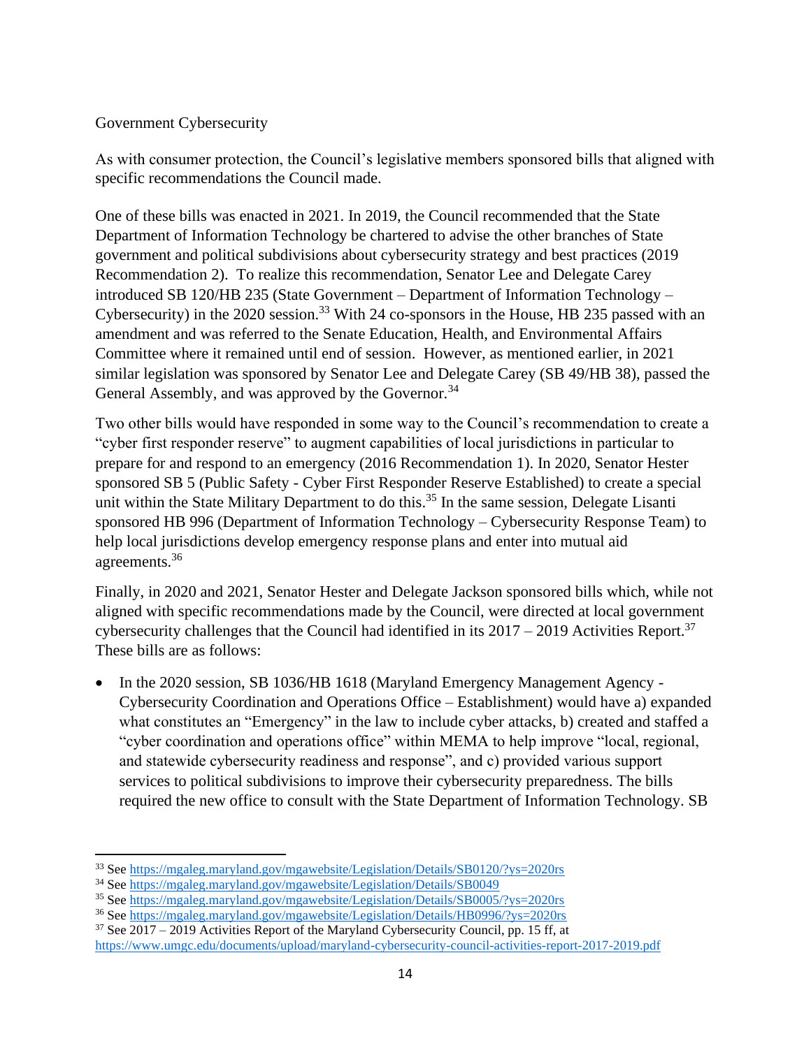Government Cybersecurity

As with consumer protection, the Council's legislative members sponsored bills that aligned with specific recommendations the Council made.

One of these bills was enacted in 2021. In 2019, the Council recommended that the State Department of Information Technology be chartered to advise the other branches of State government and political subdivisions about cybersecurity strategy and best practices (2019 Recommendation 2). To realize this recommendation, Senator Lee and Delegate Carey introduced SB 120/HB 235 (State Government – Department of Information Technology – Cybersecurity) in the 2020 session.[33] With 24 co-sponsors in the House, HB 235 passed with an amendment and was referred to the Senate Education, Health, and Environmental Affairs Committee where it remained until end of session. However, as mentioned earlier, in 2021 similar legislation was sponsored by Senator Lee and Delegate Carey (SB 49/HB 38), passed the General Assembly, and was approved by the Governor.[34]

Two other bills would have responded in some way to the Council's recommendation to create a "cyber first responder reserve" to augment capabilities of local jurisdictions in particular to prepare for and respond to an emergency (2016 Recommendation 1). In 2020, Senator Hester sponsored SB 5 (Public Safety - Cyber First Responder Reserve Established) to create a special unit within the State Military Department to do this.[35] In the same session, Delegate Lisanti sponsored HB 996 (Department of Information Technology – Cybersecurity Response Team) to help local jurisdictions develop emergency response plans and enter into mutual aid agreements.[36]

Finally, in 2020 and 2021, Senator Hester and Delegate Jackson sponsored bills which, while not aligned with specific recommendations made by the Council, were directed at local government cybersecurity challenges that the Council had identified in its 2017 – 2019 Activities Report.[37] These bills are as follows:

- In the 2020 session, SB 1036/HB 1618 (Maryland Emergency Management Agency - Cybersecurity Coordination and Operations Office – Establishment) would have a) expanded what constitutes an "Emergency" in the law to include cyber attacks, b) created and staffed a "cyber coordination and operations office" within MEMA to help improve "local, regional, and statewide cybersecurity readiness and response", and c) provided various support services to political subdivisions to improve their cybersecurity preparedness. The bills required the new office to consult with the State Department of Information Technology. SB

---

[33] See https://mgaleg.maryland.gov/mgawebsite/Legislation/Details/SB0120/?ys=2020rs

[34] See https://mgaleg.maryland.gov/mgawebsite/Legislation/Details/SB0049

[35] See https://mgaleg.maryland.gov/mgawebsite/Legislation/Details/SB0005/?ys=2020rs

[36] See https://mgaleg.maryland.gov/mgawebsite/Legislation/Details/HB0996/?ys=2020rs

[37] See 2017 – 2019 Activities Report of the Maryland Cybersecurity Council, pp. 15 ff, at https://www.umgc.edu/documents/upload/maryland-cybersecurity-council-activities-report-2017-2019.pdf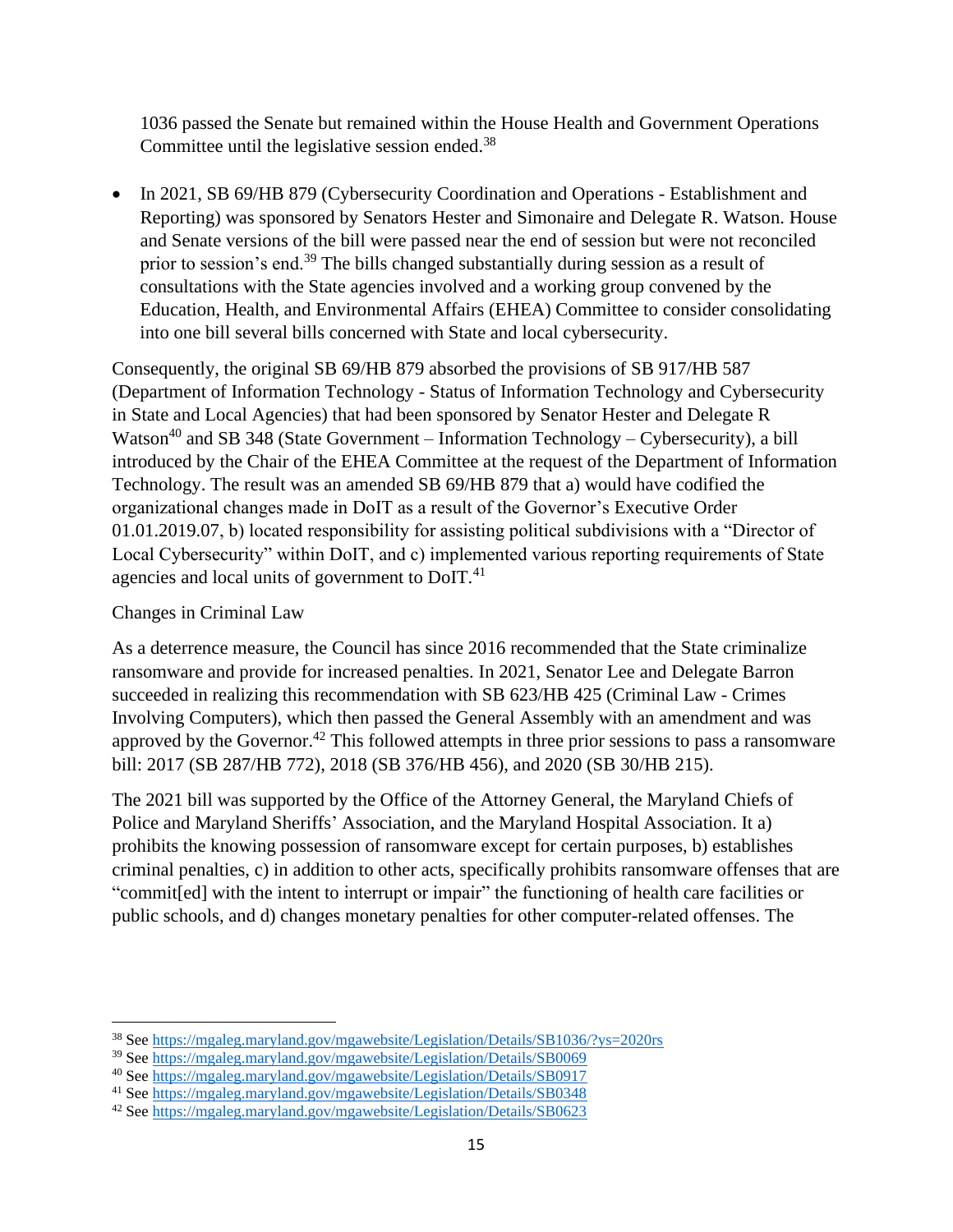1036 passed the Senate but remained within the House Health and Government Operations Committee until the legislative session ended.[38]

- In 2021, SB 69/HB 879 (Cybersecurity Coordination and Operations - Establishment and Reporting) was sponsored by Senators Hester and Simonaire and Delegate R. Watson. House and Senate versions of the bill were passed near the end of session but were not reconciled prior to session's end.[39] The bills changed substantially during session as a result of consultations with the State agencies involved and a working group convened by the Education, Health, and Environmental Affairs (EHEA) Committee to consider consolidating into one bill several bills concerned with State and local cybersecurity.

Consequently, the original SB 69/HB 879 absorbed the provisions of SB 917/HB 587 (Department of Information Technology - Status of Information Technology and Cybersecurity in State and Local Agencies) that had been sponsored by Senator Hester and Delegate R Watson[40] and SB 348 (State Government – Information Technology – Cybersecurity), a bill introduced by the Chair of the EHEA Committee at the request of the Department of Information Technology. The result was an amended SB 69/HB 879 that a) would have codified the organizational changes made in DoIT as a result of the Governor's Executive Order 01.01.2019.07, b) located responsibility for assisting political subdivisions with a "Director of Local Cybersecurity" within DoIT, and c) implemented various reporting requirements of State agencies and local units of government to DoIT.[41]

Changes in Criminal Law

As a deterrence measure, the Council has since 2016 recommended that the State criminalize ransomware and provide for increased penalties. In 2021, Senator Lee and Delegate Barron succeeded in realizing this recommendation with SB 623/HB 425 (Criminal Law - Crimes Involving Computers), which then passed the General Assembly with an amendment and was approved by the Governor.[42] This followed attempts in three prior sessions to pass a ransomware bill: 2017 (SB 287/HB 772), 2018 (SB 376/HB 456), and 2020 (SB 30/HB 215).

The 2021 bill was supported by the Office of the Attorney General, the Maryland Chiefs of Police and Maryland Sheriffs' Association, and the Maryland Hospital Association. It a) prohibits the knowing possession of ransomware except for certain purposes, b) establishes criminal penalties, c) in addition to other acts, specifically prohibits ransomware offenses that are "commit[ed] with the intent to interrupt or impair" the functioning of health care facilities or public schools, and d) changes monetary penalties for other computer-related offenses. The

[38] See https://mgaleg.maryland.gov/mgawebsite/Legislation/Details/SB1036/?ys=2020rs

[39] See https://mgaleg.maryland.gov/mgawebsite/Legislation/Details/SB0069

[40] See https://mgaleg.maryland.gov/mgawebsite/Legislation/Details/SB0917

[41] See https://mgaleg.maryland.gov/mgawebsite/Legislation/Details/SB0348

[42] See https://mgaleg.maryland.gov/mgawebsite/Legislation/Details/SB0623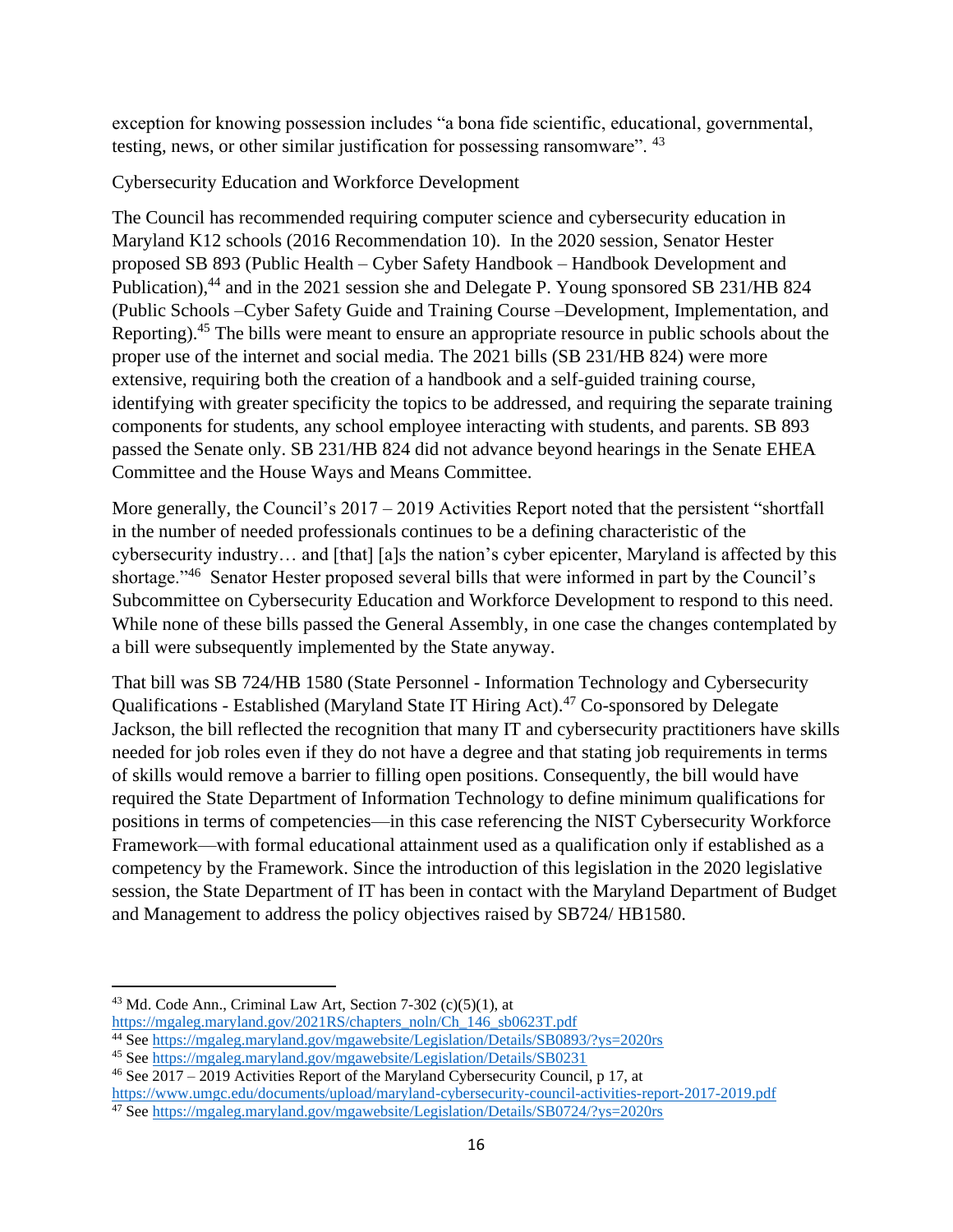exception for knowing possession includes "a bona fide scientific, educational, governmental, testing, news, or other similar justification for possessing ransomware". [43]

Cybersecurity Education and Workforce Development

The Council has recommended requiring computer science and cybersecurity education in Maryland K12 schools (2016 Recommendation 10). In the 2020 session, Senator Hester proposed SB 893 (Public Health – Cyber Safety Handbook – Handbook Development and Publication),[44] and in the 2021 session she and Delegate P. Young sponsored SB 231/HB 824 (Public Schools –Cyber Safety Guide and Training Course –Development, Implementation, and Reporting).[45] The bills were meant to ensure an appropriate resource in public schools about the proper use of the internet and social media. The 2021 bills (SB 231/HB 824) were more extensive, requiring both the creation of a handbook and a self-guided training course, identifying with greater specificity the topics to be addressed, and requiring the separate training components for students, any school employee interacting with students, and parents. SB 893 passed the Senate only. SB 231/HB 824 did not advance beyond hearings in the Senate EHEA Committee and the House Ways and Means Committee.

More generally, the Council's 2017 – 2019 Activities Report noted that the persistent "shortfall in the number of needed professionals continues to be a defining characteristic of the cybersecurity industry… and [that] [a]s the nation's cyber epicenter, Maryland is affected by this shortage."[46] Senator Hester proposed several bills that were informed in part by the Council's Subcommittee on Cybersecurity Education and Workforce Development to respond to this need. While none of these bills passed the General Assembly, in one case the changes contemplated by a bill were subsequently implemented by the State anyway.

That bill was SB 724/HB 1580 (State Personnel - Information Technology and Cybersecurity Qualifications - Established (Maryland State IT Hiring Act).[47] Co-sponsored by Delegate Jackson, the bill reflected the recognition that many IT and cybersecurity practitioners have skills needed for job roles even if they do not have a degree and that stating job requirements in terms of skills would remove a barrier to filling open positions. Consequently, the bill would have required the State Department of Information Technology to define minimum qualifications for positions in terms of competencies—in this case referencing the NIST Cybersecurity Workforce Framework—with formal educational attainment used as a qualification only if established as a competency by the Framework. Since the introduction of this legislation in the 2020 legislative session, the State Department of IT has been in contact with the Maryland Department of Budget and Management to address the policy objectives raised by SB724/ HB1580.

---

[43] Md. Code Ann., Criminal Law Art, Section 7-302 (c)(5)(1), at https://mgaleg.maryland.gov/2021RS/chapters_noln/Ch_146_sb0623T.pdf

[44] See https://mgaleg.maryland.gov/mgawebsite/Legislation/Details/SB0893/?ys=2020rs

[45] See https://mgaleg.maryland.gov/mgawebsite/Legislation/Details/SB0231

[46] See 2017 – 2019 Activities Report of the Maryland Cybersecurity Council, p 17, at https://www.umgc.edu/documents/upload/maryland-cybersecurity-council-activities-report-2017-2019.pdf

[47] See https://mgaleg.maryland.gov/mgawebsite/Legislation/Details/SB0724/?ys=2020rs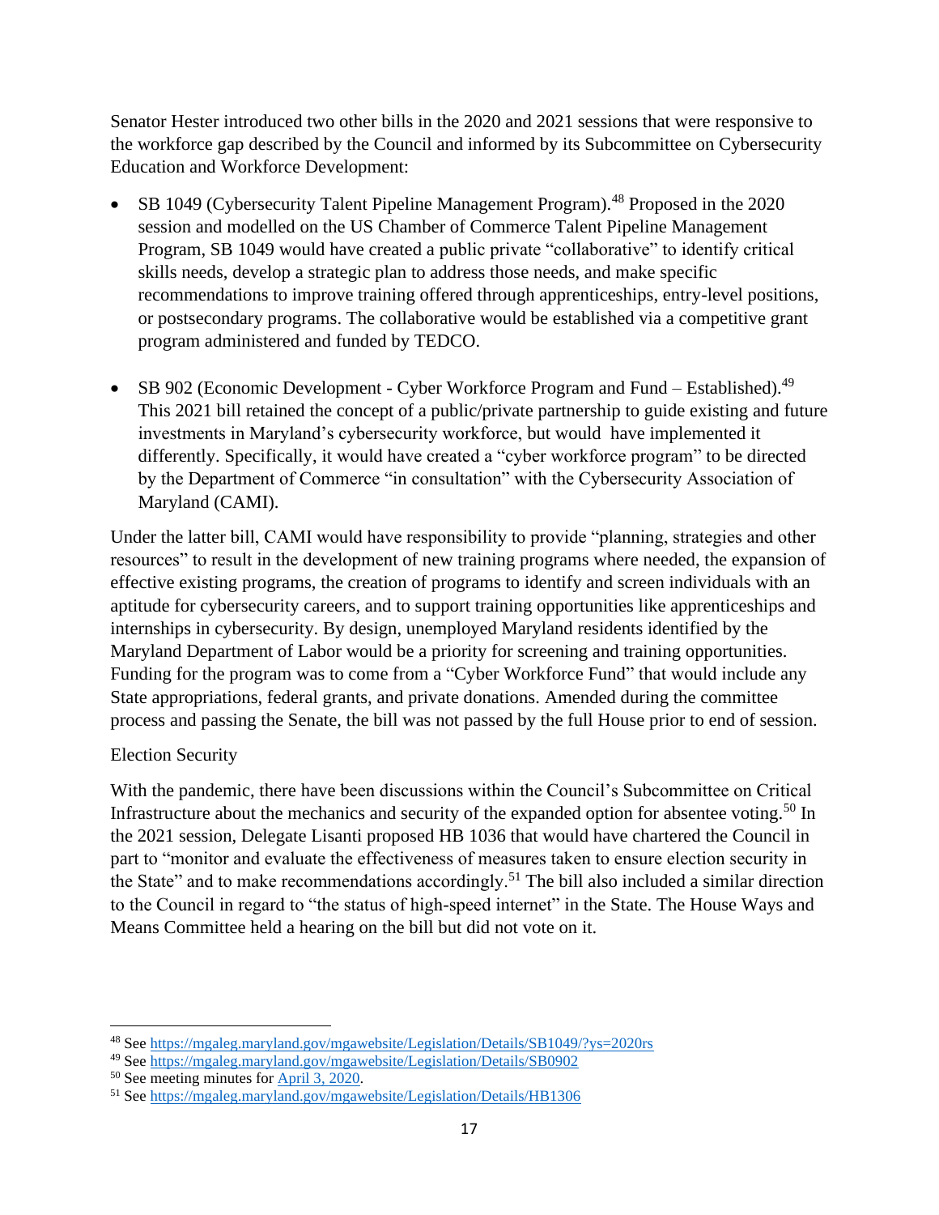Senator Hester introduced two other bills in the 2020 and 2021 sessions that were responsive to the workforce gap described by the Council and informed by its Subcommittee on Cybersecurity Education and Workforce Development:

- SB 1049 (Cybersecurity Talent Pipeline Management Program).[48] Proposed in the 2020 session and modelled on the US Chamber of Commerce Talent Pipeline Management Program, SB 1049 would have created a public private "collaborative" to identify critical skills needs, develop a strategic plan to address those needs, and make specific recommendations to improve training offered through apprenticeships, entry-level positions, or postsecondary programs. The collaborative would be established via a competitive grant program administered and funded by TEDCO.

- SB 902 (Economic Development - Cyber Workforce Program and Fund – Established).[49] This 2021 bill retained the concept of a public/private partnership to guide existing and future investments in Maryland's cybersecurity workforce, but would have implemented it differently. Specifically, it would have created a "cyber workforce program" to be directed by the Department of Commerce "in consultation" with the Cybersecurity Association of Maryland (CAMI).

Under the latter bill, CAMI would have responsibility to provide "planning, strategies and other resources" to result in the development of new training programs where needed, the expansion of effective existing programs, the creation of programs to identify and screen individuals with an aptitude for cybersecurity careers, and to support training opportunities like apprenticeships and internships in cybersecurity. By design, unemployed Maryland residents identified by the Maryland Department of Labor would be a priority for screening and training opportunities. Funding for the program was to come from a "Cyber Workforce Fund" that would include any State appropriations, federal grants, and private donations. Amended during the committee process and passing the Senate, the bill was not passed by the full House prior to end of session.

Election Security

With the pandemic, there have been discussions within the Council's Subcommittee on Critical Infrastructure about the mechanics and security of the expanded option for absentee voting.[50] In the 2021 session, Delegate Lisanti proposed HB 1036 that would have chartered the Council in part to "monitor and evaluate the effectiveness of measures taken to ensure election security in the State" and to make recommendations accordingly.[51] The bill also included a similar direction to the Council in regard to "the status of high-speed internet" in the State. The House Ways and Means Committee held a hearing on the bill but did not vote on it.

---

[48] See https://mgaleg.maryland.gov/mgawebsite/Legislation/Details/SB1049/?ys=2020rs

[49] See https://mgaleg.maryland.gov/mgawebsite/Legislation/Details/SB0902

[50] See meeting minutes for April 3, 2020.

[51] See https://mgaleg.maryland.gov/mgawebsite/Legislation/Details/HB1306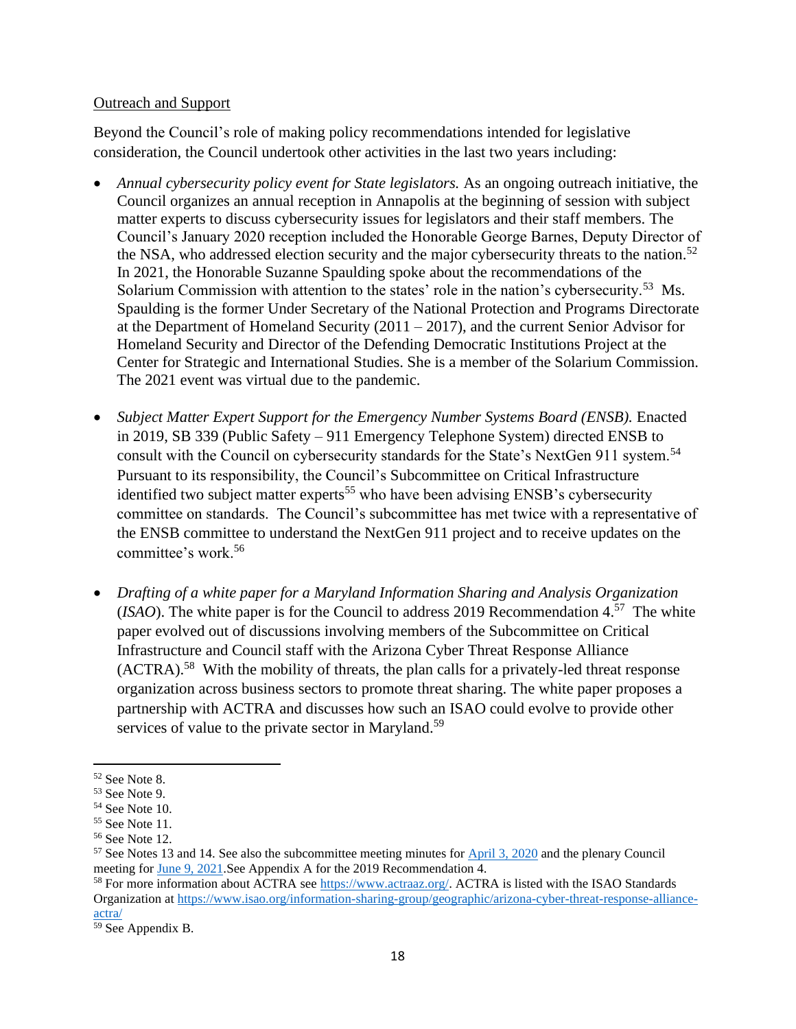Outreach and Support

Beyond the Council's role of making policy recommendations intended for legislative consideration, the Council undertook other activities in the last two years including:

- *Annual cybersecurity policy event for State legislators.* As an ongoing outreach initiative, the Council organizes an annual reception in Annapolis at the beginning of session with subject matter experts to discuss cybersecurity issues for legislators and their staff members. The Council's January 2020 reception included the Honorable George Barnes, Deputy Director of the NSA, who addressed election security and the major cybersecurity threats to the nation.[52] In 2021, the Honorable Suzanne Spaulding spoke about the recommendations of the Solarium Commission with attention to the states' role in the nation's cybersecurity.[53] Ms. Spaulding is the former Under Secretary of the National Protection and Programs Directorate at the Department of Homeland Security (2011 – 2017), and the current Senior Advisor for Homeland Security and Director of the Defending Democratic Institutions Project at the Center for Strategic and International Studies. She is a member of the Solarium Commission. The 2021 event was virtual due to the pandemic.

- *Subject Matter Expert Support for the Emergency Number Systems Board (ENSB).* Enacted in 2019, SB 339 (Public Safety – 911 Emergency Telephone System) directed ENSB to consult with the Council on cybersecurity standards for the State's NextGen 911 system.[54] Pursuant to its responsibility, the Council's Subcommittee on Critical Infrastructure identified two subject matter experts[55] who have been advising ENSB's cybersecurity committee on standards. The Council's subcommittee has met twice with a representative of the ENSB committee to understand the NextGen 911 project and to receive updates on the committee's work.[56]

- *Drafting of a white paper for a Maryland Information Sharing and Analysis Organization (ISAO).* The white paper is for the Council to address 2019 Recommendation 4.[57] The white paper evolved out of discussions involving members of the Subcommittee on Critical Infrastructure and Council staff with the Arizona Cyber Threat Response Alliance (ACTRA).[58] With the mobility of threats, the plan calls for a privately-led threat response organization across business sectors to promote threat sharing. The white paper proposes a partnership with ACTRA and discusses how such an ISAO could evolve to provide other services of value to the private sector in Maryland.[59]

---

[52] See Note 8.
[53] See Note 9.
[54] See Note 10.
[55] See Note 11.
[56] See Note 12.
[57] See Notes 13 and 14. See also the subcommittee meeting minutes for April 3, 2020 and the plenary Council meeting for June 9, 2021.See Appendix A for the 2019 Recommendation 4.
[58] For more information about ACTRA see https://www.actraaz.org/. ACTRA is listed with the ISAO Standards Organization at https://www.isao.org/information-sharing-group/geographic/arizona-cyber-threat-response-alliance-actra/
[59] See Appendix B.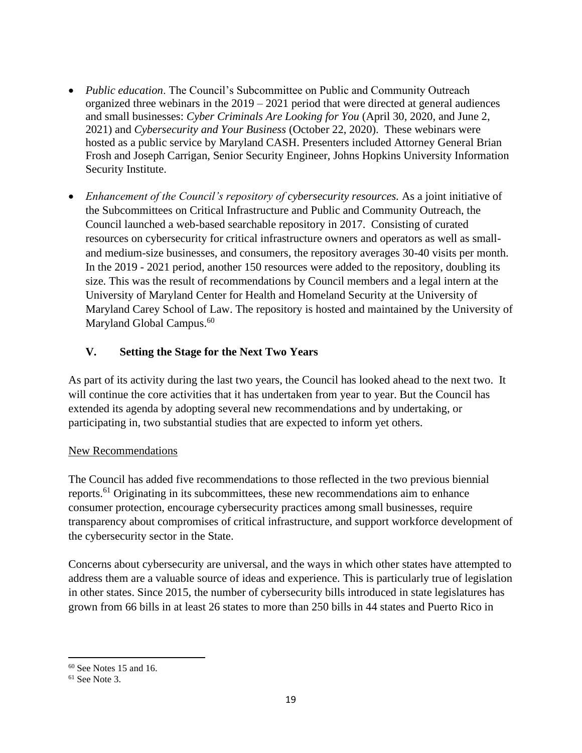- *Public education*. The Council's Subcommittee on Public and Community Outreach organized three webinars in the 2019 – 2021 period that were directed at general audiences and small businesses: *Cyber Criminals Are Looking for You* (April 30, 2020, and June 2, 2021) and *Cybersecurity and Your Business* (October 22, 2020). These webinars were hosted as a public service by Maryland CASH. Presenters included Attorney General Brian Frosh and Joseph Carrigan, Senior Security Engineer, Johns Hopkins University Information Security Institute.

- *Enhancement of the Council's repository of cybersecurity resources.* As a joint initiative of the Subcommittees on Critical Infrastructure and Public and Community Outreach, the Council launched a web-based searchable repository in 2017. Consisting of curated resources on cybersecurity for critical infrastructure owners and operators as well as small- and medium-size businesses, and consumers, the repository averages 30-40 visits per month. In the 2019 - 2021 period, another 150 resources were added to the repository, doubling its size. This was the result of recommendations by Council members and a legal intern at the University of Maryland Center for Health and Homeland Security at the University of Maryland Carey School of Law. The repository is hosted and maintained by the University of Maryland Global Campus.[60]

## V. Setting the Stage for the Next Two Years

As part of its activity during the last two years, the Council has looked ahead to the next two. It will continue the core activities that it has undertaken from year to year. But the Council has extended its agenda by adopting several new recommendations and by undertaking, or participating in, two substantial studies that are expected to inform yet others.

### New Recommendations

The Council has added five recommendations to those reflected in the two previous biennial reports.[61] Originating in its subcommittees, these new recommendations aim to enhance consumer protection, encourage cybersecurity practices among small businesses, require transparency about compromises of critical infrastructure, and support workforce development of the cybersecurity sector in the State.

Concerns about cybersecurity are universal, and the ways in which other states have attempted to address them are a valuable source of ideas and experience. This is particularly true of legislation in other states. Since 2015, the number of cybersecurity bills introduced in state legislatures has grown from 66 bills in at least 26 states to more than 250 bills in 44 states and Puerto Rico in

---

[60] See Notes 15 and 16.

[61] See Note 3.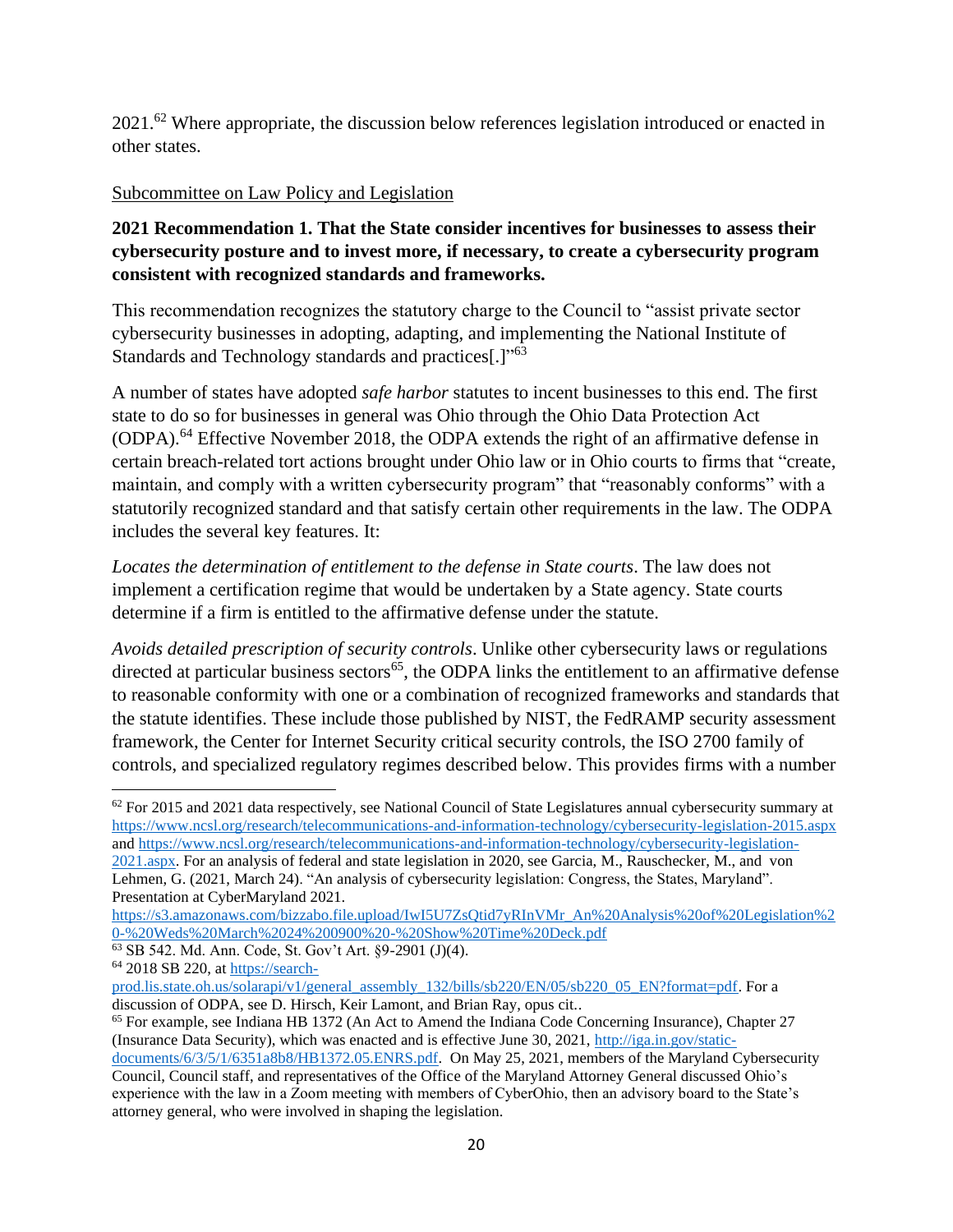2021.[62] Where appropriate, the discussion below references legislation introduced or enacted in other states.

Subcommittee on Law Policy and Legislation

**2021 Recommendation 1. That the State consider incentives for businesses to assess their cybersecurity posture and to invest more, if necessary, to create a cybersecurity program consistent with recognized standards and frameworks.**

This recommendation recognizes the statutory charge to the Council to "assist private sector cybersecurity businesses in adopting, adapting, and implementing the National Institute of Standards and Technology standards and practices[.]"[63]

A number of states have adopted *safe harbor* statutes to incent businesses to this end. The first state to do so for businesses in general was Ohio through the Ohio Data Protection Act (ODPA).[64] Effective November 2018, the ODPA extends the right of an affirmative defense in certain breach-related tort actions brought under Ohio law or in Ohio courts to firms that "create, maintain, and comply with a written cybersecurity program" that "reasonably conforms" with a statutorily recognized standard and that satisfy certain other requirements in the law. The ODPA includes the several key features. It:

*Locates the determination of entitlement to the defense in State courts*. The law does not implement a certification regime that would be undertaken by a State agency. State courts determine if a firm is entitled to the affirmative defense under the statute.

*Avoids detailed prescription of security controls*. Unlike other cybersecurity laws or regulations directed at particular business sectors[65], the ODPA links the entitlement to an affirmative defense to reasonable conformity with one or a combination of recognized frameworks and standards that the statute identifies. These include those published by NIST, the FedRAMP security assessment framework, the Center for Internet Security critical security controls, the ISO 2700 family of controls, and specialized regulatory regimes described below. This provides firms with a number

---

[62] For 2015 and 2021 data respectively, see National Council of State Legislatures annual cybersecurity summary at https://www.ncsl.org/research/telecommunications-and-information-technology/cybersecurity-legislation-2015.aspx and https://www.ncsl.org/research/telecommunications-and-information-technology/cybersecurity-legislation-2021.aspx. For an analysis of federal and state legislation in 2020, see Garcia, M., Rauschecker, M., and von Lehmen, G. (2021, March 24). "An analysis of cybersecurity legislation: Congress, the States, Maryland". Presentation at CyberMaryland 2021. https://s3.amazonaws.com/bizzabo.file.upload/IwI5U7ZsQtid7yRInVMr_An%20Analysis%20of%20Legislation%20-%20Weds%20March%2024%200900%20-%20Show%20Time%20Deck.pdf

[63] SB 542. Md. Ann. Code, St. Gov't Art. §9-2901 (J)(4).

[64] 2018 SB 220, at https://search-prod.lis.state.oh.us/solarapi/v1/general_assembly_132/bills/sb220/EN/05/sb220_05_EN?format=pdf. For a discussion of ODPA, see D. Hirsch, Keir Lamont, and Brian Ray, opus cit..

[65] For example, see Indiana HB 1372 (An Act to Amend the Indiana Code Concerning Insurance), Chapter 27 (Insurance Data Security), which was enacted and is effective June 30, 2021, http://iga.in.gov/static-documents/6/3/5/1/6351a8b8/HB1372.05.ENRS.pdf. On May 25, 2021, members of the Maryland Cybersecurity Council, Council staff, and representatives of the Office of the Maryland Attorney General discussed Ohio's experience with the law in a Zoom meeting with members of CyberOhio, then an advisory board to the State's attorney general, who were involved in shaping the legislation.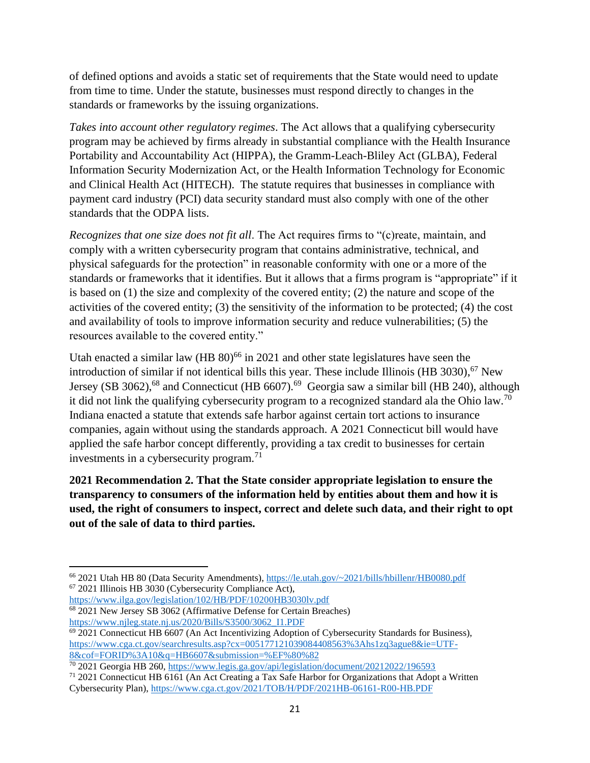of defined options and avoids a static set of requirements that the State would need to update from time to time. Under the statute, businesses must respond directly to changes in the standards or frameworks by the issuing organizations.

*Takes into account other regulatory regimes*. The Act allows that a qualifying cybersecurity program may be achieved by firms already in substantial compliance with the Health Insurance Portability and Accountability Act (HIPPA), the Gramm-Leach-Bliley Act (GLBA), Federal Information Security Modernization Act, or the Health Information Technology for Economic and Clinical Health Act (HITECH). The statute requires that businesses in compliance with payment card industry (PCI) data security standard must also comply with one of the other standards that the ODPA lists.

*Recognizes that one size does not fit all*. The Act requires firms to "(c)reate, maintain, and comply with a written cybersecurity program that contains administrative, technical, and physical safeguards for the protection" in reasonable conformity with one or a more of the standards or frameworks that it identifies. But it allows that a firms program is "appropriate" if it is based on (1) the size and complexity of the covered entity; (2) the nature and scope of the activities of the covered entity; (3) the sensitivity of the information to be protected; (4) the cost and availability of tools to improve information security and reduce vulnerabilities; (5) the resources available to the covered entity."

Utah enacted a similar law (HB 80)[66] in 2021 and other state legislatures have seen the introduction of similar if not identical bills this year. These include Illinois (HB 3030),[67] New Jersey (SB 3062),[68] and Connecticut (HB 6607).[69] Georgia saw a similar bill (HB 240), although it did not link the qualifying cybersecurity program to a recognized standard ala the Ohio law.[70] Indiana enacted a statute that extends safe harbor against certain tort actions to insurance companies, again without using the standards approach. A 2021 Connecticut bill would have applied the safe harbor concept differently, providing a tax credit to businesses for certain investments in a cybersecurity program.[71]

**2021 Recommendation 2. That the State consider appropriate legislation to ensure the transparency to consumers of the information held by entities about them and how it is used, the right of consumers to inspect, correct and delete such data, and their right to opt out of the sale of data to third parties.**

---

[66] 2021 Utah HB 80 (Data Security Amendments), https://le.utah.gov/~2021/bills/hbillenr/HB0080.pdf

[67] 2021 Illinois HB 3030 (Cybersecurity Compliance Act), https://www.ilga.gov/legislation/102/HB/PDF/10200HB3030lv.pdf

[68] 2021 New Jersey SB 3062 (Affirmative Defense for Certain Breaches) https://www.njleg.state.nj.us/2020/Bills/S3500/3062_I1.PDF

[69] 2021 Connecticut HB 6607 (An Act Incentivizing Adoption of Cybersecurity Standards for Business), https://www.cga.ct.gov/searchresults.asp?cx=005177121039084408563%3Ahs1zq3ague8&ie=UTF-8&cof=FORID%3A10&q=HB6607&submission=%EF%80%82

[70] 2021 Georgia HB 260, https://www.legis.ga.gov/api/legislation/document/20212022/196593

[71] 2021 Connecticut HB 6161 (An Act Creating a Tax Safe Harbor for Organizations that Adopt a Written Cybersecurity Plan), https://www.cga.ct.gov/2021/TOB/H/PDF/2021HB-06161-R00-HB.PDF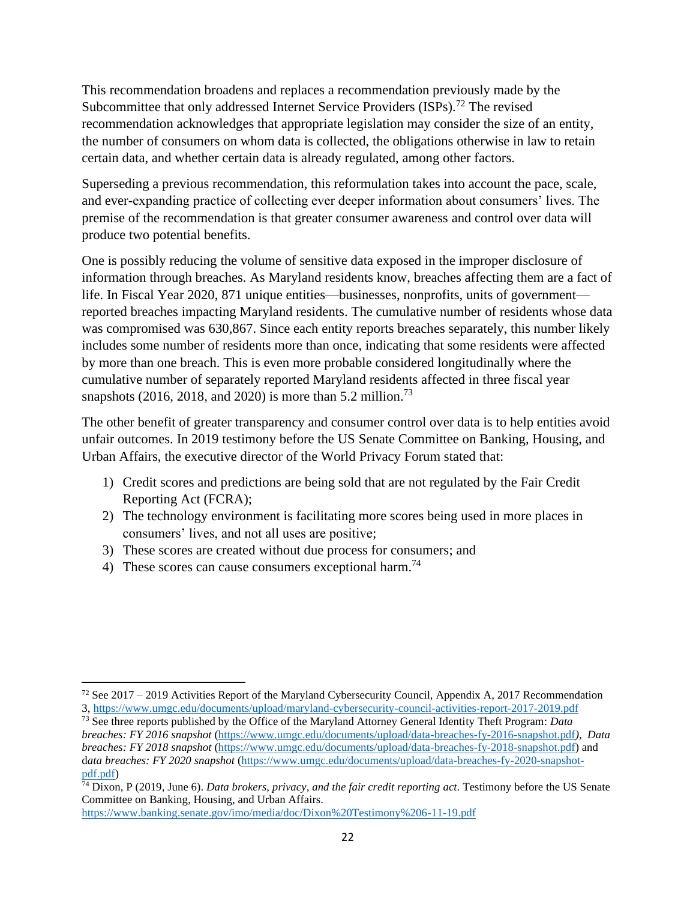This recommendation broadens and replaces a recommendation previously made by the Subcommittee that only addressed Internet Service Providers (ISPs).[72] The revised recommendation acknowledges that appropriate legislation may consider the size of an entity, the number of consumers on whom data is collected, the obligations otherwise in law to retain certain data, and whether certain data is already regulated, among other factors.

Superseding a previous recommendation, this reformulation takes into account the pace, scale, and ever-expanding practice of collecting ever deeper information about consumers' lives. The premise of the recommendation is that greater consumer awareness and control over data will produce two potential benefits.

One is possibly reducing the volume of sensitive data exposed in the improper disclosure of information through breaches. As Maryland residents know, breaches affecting them are a fact of life. In Fiscal Year 2020, 871 unique entities—businesses, nonprofits, units of government—reported breaches impacting Maryland residents. The cumulative number of residents whose data was compromised was 630,867. Since each entity reports breaches separately, this number likely includes some number of residents more than once, indicating that some residents were affected by more than one breach. This is even more probable considered longitudinally where the cumulative number of separately reported Maryland residents affected in three fiscal year snapshots (2016, 2018, and 2020) is more than 5.2 million.[73]

The other benefit of greater transparency and consumer control over data is to help entities avoid unfair outcomes. In 2019 testimony before the US Senate Committee on Banking, Housing, and Urban Affairs, the executive director of the World Privacy Forum stated that:

1) Credit scores and predictions are being sold that are not regulated by the Fair Credit Reporting Act (FCRA);
2) The technology environment is facilitating more scores being used in more places in consumers' lives, and not all uses are positive;
3) These scores are created without due process for consumers; and
4) These scores can cause consumers exceptional harm.[74]

---

[72] See 2017 – 2019 Activities Report of the Maryland Cybersecurity Council, Appendix A, 2017 Recommendation 3, https://www.umgc.edu/documents/upload/maryland-cybersecurity-council-activities-report-2017-2019.pdf

[73] See three reports published by the Office of the Maryland Attorney General Identity Theft Program: *Data breaches: FY 2016 snapshot* (https://www.umgc.edu/documents/upload/data-breaches-fy-2016-snapshot.pdf), *Data breaches: FY 2018 snapshot* (https://www.umgc.edu/documents/upload/data-breaches-fy-2018-snapshot.pdf) and *data breaches: FY 2020 snapshot* (https://www.umgc.edu/documents/upload/data-breaches-fy-2020-snapshot-pdf.pdf)

[74] Dixon, P (2019, June 6). *Data brokers, privacy, and the fair credit reporting act*. Testimony before the US Senate Committee on Banking, Housing, and Urban Affairs. https://www.banking.senate.gov/imo/media/doc/Dixon%20Testimony%206-11-19.pdf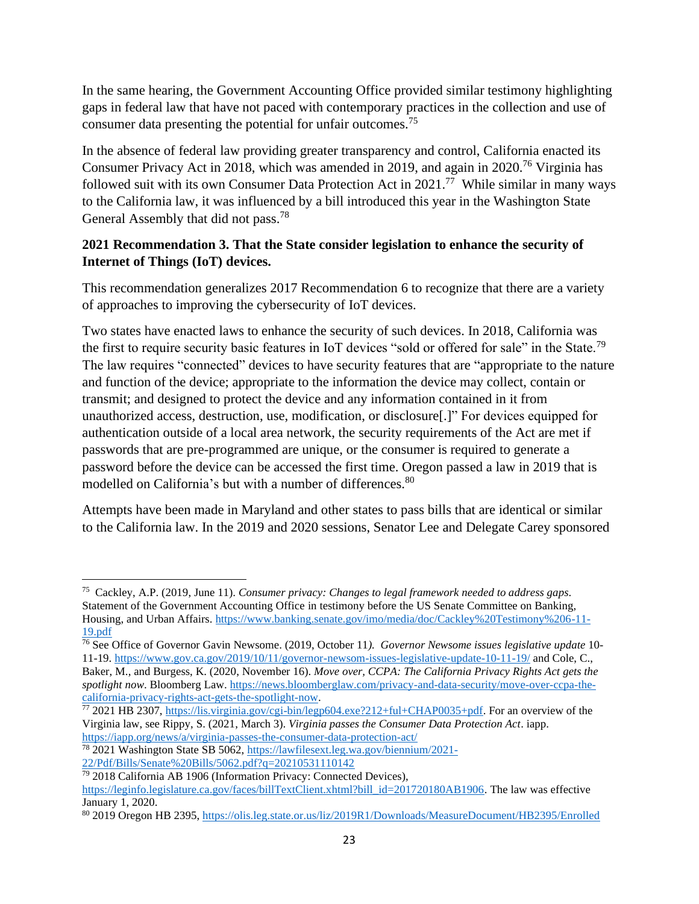In the same hearing, the Government Accounting Office provided similar testimony highlighting gaps in federal law that have not paced with contemporary practices in the collection and use of consumer data presenting the potential for unfair outcomes.[75]

In the absence of federal law providing greater transparency and control, California enacted its Consumer Privacy Act in 2018, which was amended in 2019, and again in 2020.[76] Virginia has followed suit with its own Consumer Data Protection Act in 2021.[77] While similar in many ways to the California law, it was influenced by a bill introduced this year in the Washington State General Assembly that did not pass.[78]

**2021 Recommendation 3. That the State consider legislation to enhance the security of Internet of Things (IoT) devices.**

This recommendation generalizes 2017 Recommendation 6 to recognize that there are a variety of approaches to improving the cybersecurity of IoT devices.

Two states have enacted laws to enhance the security of such devices. In 2018, California was the first to require security basic features in IoT devices "sold or offered for sale" in the State.[79] The law requires "connected" devices to have security features that are "appropriate to the nature and function of the device; appropriate to the information the device may collect, contain or transmit; and designed to protect the device and any information contained in it from unauthorized access, destruction, use, modification, or disclosure[.]" For devices equipped for authentication outside of a local area network, the security requirements of the Act are met if passwords that are pre-programmed are unique, or the consumer is required to generate a password before the device can be accessed the first time. Oregon passed a law in 2019 that is modelled on California's but with a number of differences.[80]

Attempts have been made in Maryland and other states to pass bills that are identical or similar to the California law. In the 2019 and 2020 sessions, Senator Lee and Delegate Carey sponsored

---

[75] Cackley, A.P. (2019, June 11). *Consumer privacy: Changes to legal framework needed to address gaps*. Statement of the Government Accounting Office in testimony before the US Senate Committee on Banking, Housing, and Urban Affairs. https://www.banking.senate.gov/imo/media/doc/Cackley%20Testimony%206-11-19.pdf

[76] See Office of Governor Gavin Newsome. (2019, October 11*). Governor Newsome issues legislative update* 10-11-19. https://www.gov.ca.gov/2019/10/11/governor-newsom-issues-legislative-update-10-11-19/ and Cole, C., Baker, M., and Burgess, K. (2020, November 16). *Move over, CCPA: The California Privacy Rights Act gets the spotlight now*. Bloomberg Law. https://news.bloomberglaw.com/privacy-and-data-security/move-over-ccpa-the-california-privacy-rights-act-gets-the-spotlight-now.

[77] 2021 HB 2307, https://lis.virginia.gov/cgi-bin/legp604.exe?212+ful+CHAP0035+pdf. For an overview of the Virginia law, see Rippy, S. (2021, March 3). *Virginia passes the Consumer Data Protection Act*. iapp. https://iapp.org/news/a/virginia-passes-the-consumer-data-protection-act/

[78] 2021 Washington State SB 5062, https://lawfilesext.leg.wa.gov/biennium/2021-22/Pdf/Bills/Senate%20Bills/5062.pdf?q=20210531110142

[79] 2018 California AB 1906 (Information Privacy: Connected Devices), https://leginfo.legislature.ca.gov/faces/billTextClient.xhtml?bill_id=201720180AB1906. The law was effective January 1, 2020.

[80] 2019 Oregon HB 2395, https://olis.leg.state.or.us/liz/2019R1/Downloads/MeasureDocument/HB2395/Enrolled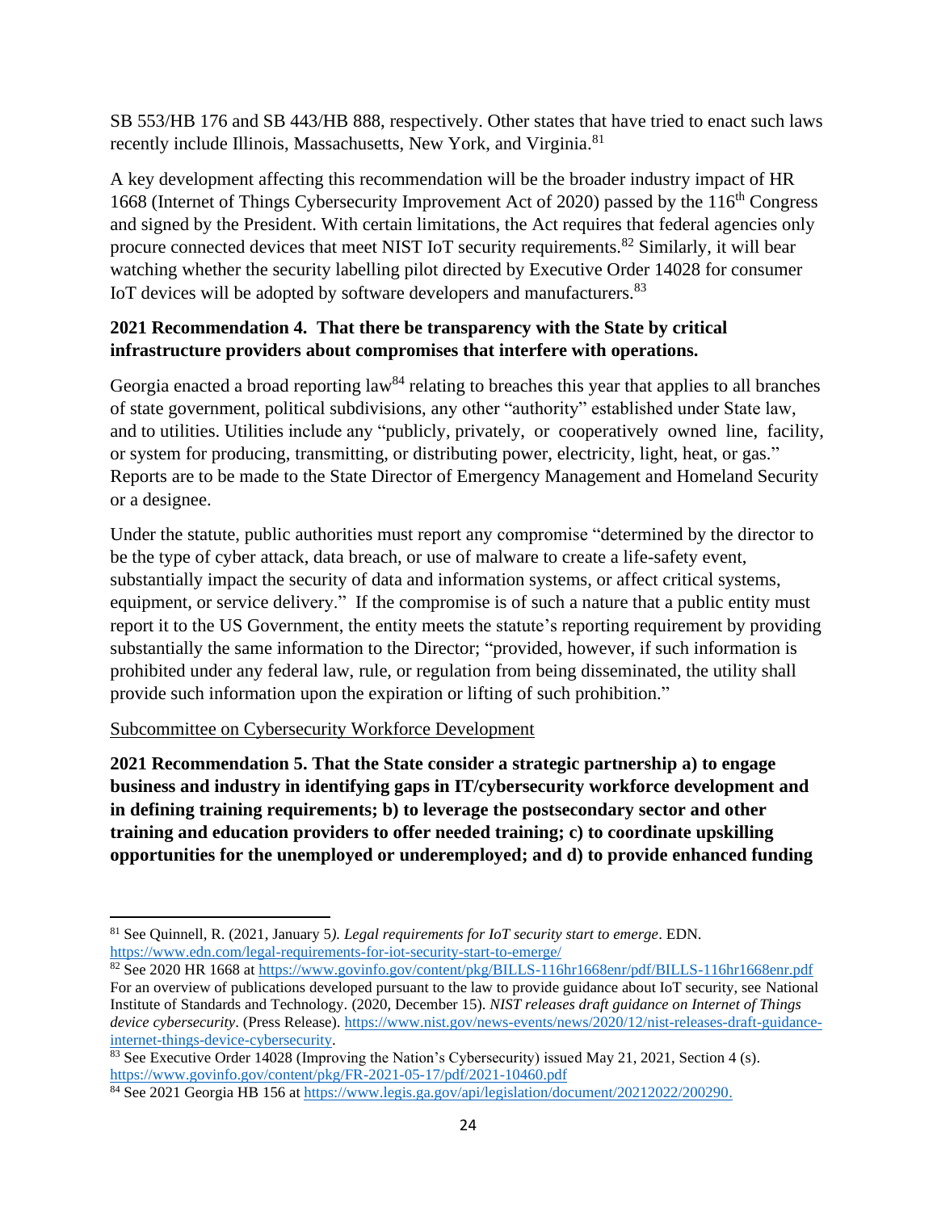SB 553/HB 176 and SB 443/HB 888, respectively. Other states that have tried to enact such laws recently include Illinois, Massachusetts, New York, and Virginia.[81]

A key development affecting this recommendation will be the broader industry impact of HR 1668 (Internet of Things Cybersecurity Improvement Act of 2020) passed by the 116th Congress and signed by the President. With certain limitations, the Act requires that federal agencies only procure connected devices that meet NIST IoT security requirements.[82] Similarly, it will bear watching whether the security labelling pilot directed by Executive Order 14028 for consumer IoT devices will be adopted by software developers and manufacturers.[83]

**2021 Recommendation 4. That there be transparency with the State by critical infrastructure providers about compromises that interfere with operations.**

Georgia enacted a broad reporting law[84] relating to breaches this year that applies to all branches of state government, political subdivisions, any other "authority" established under State law, and to utilities. Utilities include any "publicly, privately, or cooperatively owned line, facility, or system for producing, transmitting, or distributing power, electricity, light, heat, or gas." Reports are to be made to the State Director of Emergency Management and Homeland Security or a designee.

Under the statute, public authorities must report any compromise "determined by the director to be the type of cyber attack, data breach, or use of malware to create a life-safety event, substantially impact the security of data and information systems, or affect critical systems, equipment, or service delivery." If the compromise is of such a nature that a public entity must report it to the US Government, the entity meets the statute's reporting requirement by providing substantially the same information to the Director; "provided, however, if such information is prohibited under any federal law, rule, or regulation from being disseminated, the utility shall provide such information upon the expiration or lifting of such prohibition."

Subcommittee on Cybersecurity Workforce Development

**2021 Recommendation 5. That the State consider a strategic partnership a) to engage business and industry in identifying gaps in IT/cybersecurity workforce development and in defining training requirements; b) to leverage the postsecondary sector and other training and education providers to offer needed training; c) to coordinate upskilling opportunities for the unemployed or underemployed; and d) to provide enhanced funding**

---

[81] See Quinnell, R. (2021, January 5). *Legal requirements for IoT security start to emerge*. EDN. https://www.edn.com/legal-requirements-for-iot-security-start-to-emerge/

[82] See 2020 HR 1668 at https://www.govinfo.gov/content/pkg/BILLS-116hr1668enr/pdf/BILLS-116hr1668enr.pdf For an overview of publications developed pursuant to the law to provide guidance about IoT security, see National Institute of Standards and Technology. (2020, December 15). *NIST releases draft guidance on Internet of Things device cybersecurity*. (Press Release). https://www.nist.gov/news-events/news/2020/12/nist-releases-draft-guidance-internet-things-device-cybersecurity.

[83] See Executive Order 14028 (Improving the Nation's Cybersecurity) issued May 21, 2021, Section 4 (s). https://www.govinfo.gov/content/pkg/FR-2021-05-17/pdf/2021-10460.pdf

[84] See 2021 Georgia HB 156 at https://www.legis.ga.gov/api/legislation/document/20212022/200290.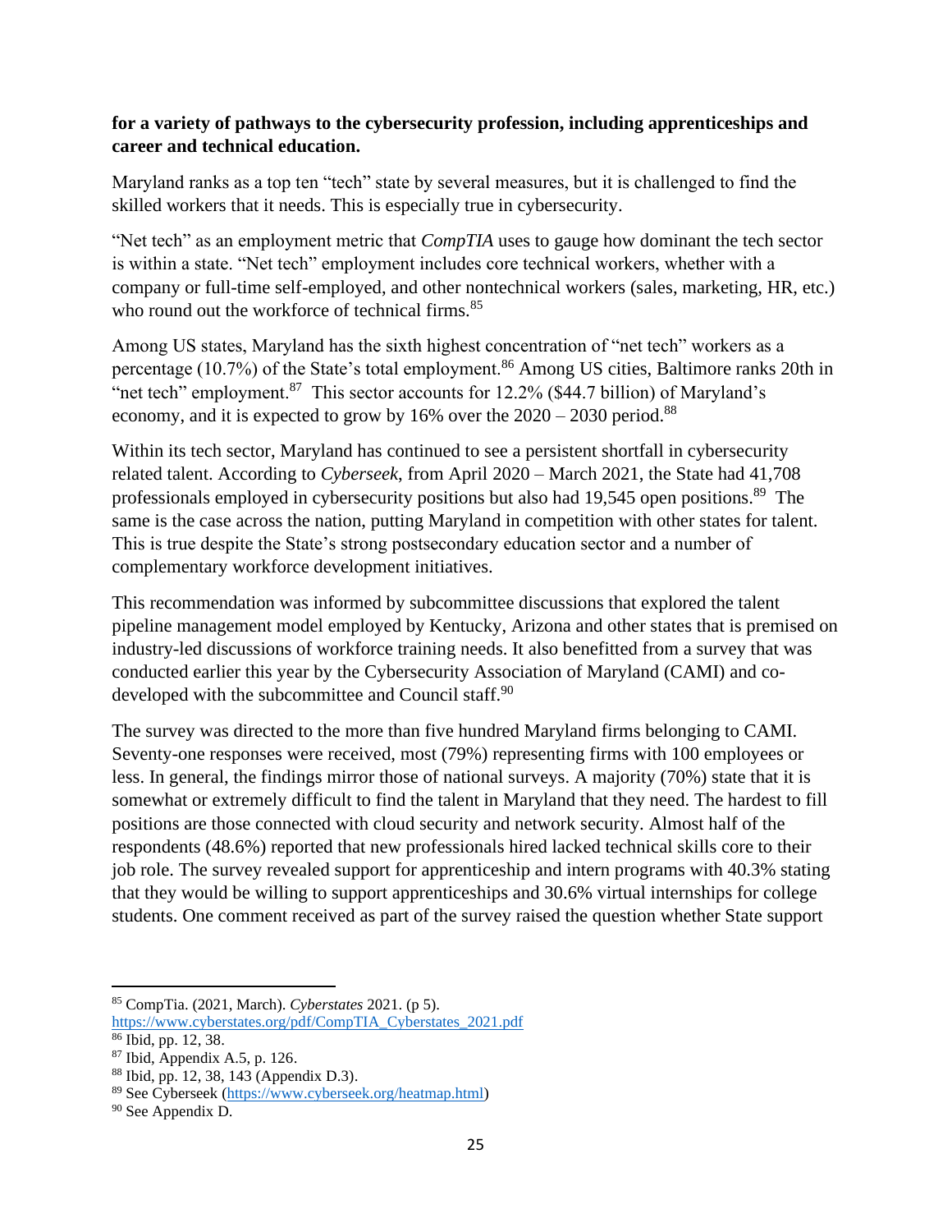**for a variety of pathways to the cybersecurity profession, including apprenticeships and career and technical education.**

Maryland ranks as a top ten "tech" state by several measures, but it is challenged to find the skilled workers that it needs. This is especially true in cybersecurity.

"Net tech" as an employment metric that *CompTIA* uses to gauge how dominant the tech sector is within a state. "Net tech" employment includes core technical workers, whether with a company or full-time self-employed, and other nontechnical workers (sales, marketing, HR, etc.) who round out the workforce of technical firms.[85]

Among US states, Maryland has the sixth highest concentration of "net tech" workers as a percentage (10.7%) of the State's total employment.[86] Among US cities, Baltimore ranks 20th in "net tech" employment.[87] This sector accounts for 12.2% ($44.7 billion) of Maryland's economy, and it is expected to grow by 16% over the 2020 – 2030 period.[88]

Within its tech sector, Maryland has continued to see a persistent shortfall in cybersecurity related talent. According to *Cyberseek*, from April 2020 – March 2021, the State had 41,708 professionals employed in cybersecurity positions but also had 19,545 open positions.[89] The same is the case across the nation, putting Maryland in competition with other states for talent. This is true despite the State's strong postsecondary education sector and a number of complementary workforce development initiatives.

This recommendation was informed by subcommittee discussions that explored the talent pipeline management model employed by Kentucky, Arizona and other states that is premised on industry-led discussions of workforce training needs. It also benefitted from a survey that was conducted earlier this year by the Cybersecurity Association of Maryland (CAMI) and co-developed with the subcommittee and Council staff.[90]

The survey was directed to the more than five hundred Maryland firms belonging to CAMI. Seventy-one responses were received, most (79%) representing firms with 100 employees or less. In general, the findings mirror those of national surveys. A majority (70%) state that it is somewhat or extremely difficult to find the talent in Maryland that they need. The hardest to fill positions are those connected with cloud security and network security. Almost half of the respondents (48.6%) reported that new professionals hired lacked technical skills core to their job role. The survey revealed support for apprenticeship and intern programs with 40.3% stating that they would be willing to support apprenticeships and 30.6% virtual internships for college students. One comment received as part of the survey raised the question whether State support

---

[85] CompTia. (2021, March). *Cyberstates* 2021. (p 5). https://www.cyberstates.org/pdf/CompTIA_Cyberstates_2021.pdf

[86] Ibid, pp. 12, 38.

[87] Ibid, Appendix A.5, p. 126.

[88] Ibid, pp. 12, 38, 143 (Appendix D.3).

[89] See Cyberseek (https://www.cyberseek.org/heatmap.html)

[90] See Appendix D.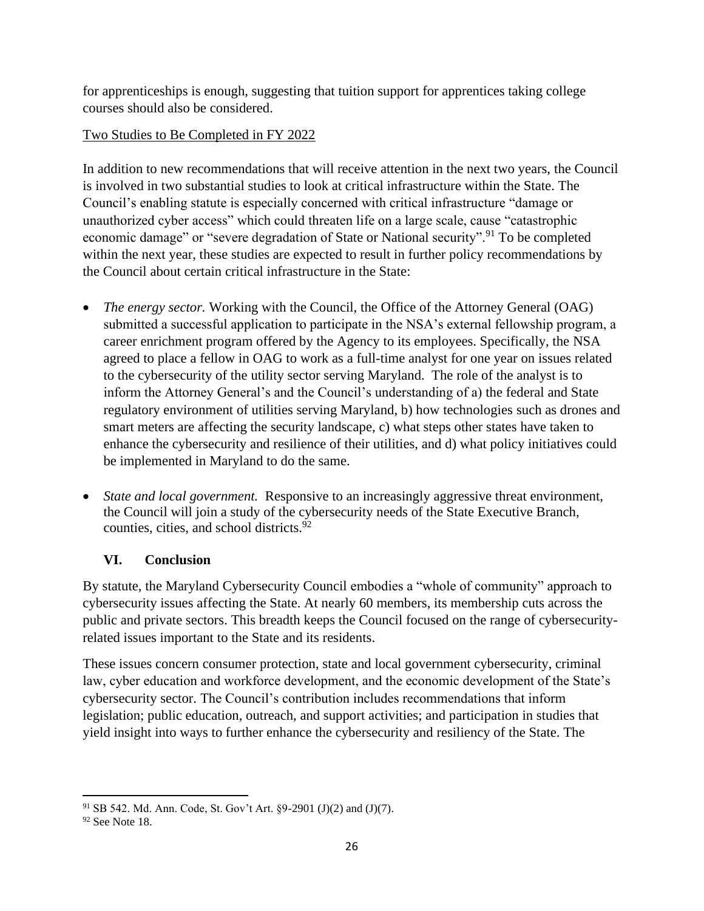for apprenticeships is enough, suggesting that tuition support for apprentices taking college courses should also be considered.

Two Studies to Be Completed in FY 2022

In addition to new recommendations that will receive attention in the next two years, the Council is involved in two substantial studies to look at critical infrastructure within the State. The Council's enabling statute is especially concerned with critical infrastructure "damage or unauthorized cyber access" which could threaten life on a large scale, cause "catastrophic economic damage" or "severe degradation of State or National security".[91] To be completed within the next year, these studies are expected to result in further policy recommendations by the Council about certain critical infrastructure in the State:

- *The energy sector.* Working with the Council, the Office of the Attorney General (OAG) submitted a successful application to participate in the NSA's external fellowship program, a career enrichment program offered by the Agency to its employees. Specifically, the NSA agreed to place a fellow in OAG to work as a full-time analyst for one year on issues related to the cybersecurity of the utility sector serving Maryland. The role of the analyst is to inform the Attorney General's and the Council's understanding of a) the federal and State regulatory environment of utilities serving Maryland, b) how technologies such as drones and smart meters are affecting the security landscape, c) what steps other states have taken to enhance the cybersecurity and resilience of their utilities, and d) what policy initiatives could be implemented in Maryland to do the same.

- *State and local government.* Responsive to an increasingly aggressive threat environment, the Council will join a study of the cybersecurity needs of the State Executive Branch, counties, cities, and school districts.[92]

## VI. Conclusion

By statute, the Maryland Cybersecurity Council embodies a "whole of community" approach to cybersecurity issues affecting the State. At nearly 60 members, its membership cuts across the public and private sectors. This breadth keeps the Council focused on the range of cybersecurity-related issues important to the State and its residents.

These issues concern consumer protection, state and local government cybersecurity, criminal law, cyber education and workforce development, and the economic development of the State's cybersecurity sector. The Council's contribution includes recommendations that inform legislation; public education, outreach, and support activities; and participation in studies that yield insight into ways to further enhance the cybersecurity and resiliency of the State. The

---

[91] SB 542. Md. Ann. Code, St. Gov't Art. §9-2901 (J)(2) and (J)(7).

[92] See Note 18.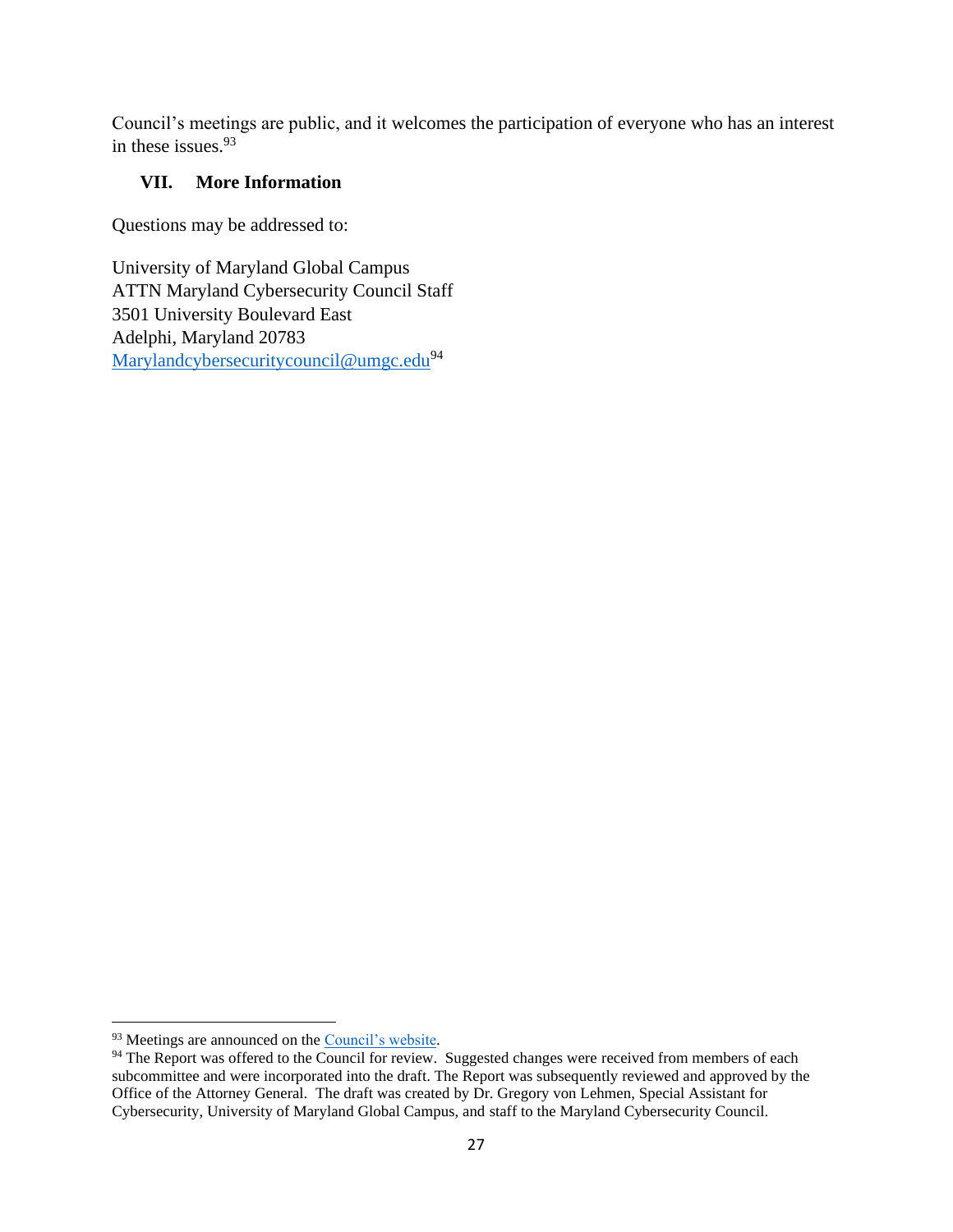Council's meetings are public, and it welcomes the participation of everyone who has an interest in these issues.[93]

## VII. More Information

Questions may be addressed to:

University of Maryland Global Campus
ATTN Maryland Cybersecurity Council Staff
3501 University Boulevard East
Adelphi, Maryland 20783
Marylandcybersecuritycouncil@umgc.edu[94]

---

[93] Meetings are announced on the Council's website.

[94] The Report was offered to the Council for review. Suggested changes were received from members of each subcommittee and were incorporated into the draft. The Report was subsequently reviewed and approved by the Office of the Attorney General. The draft was created by Dr. Gregory von Lehmen, Special Assistant for Cybersecurity, University of Maryland Global Campus, and staff to the Maryland Cybersecurity Council.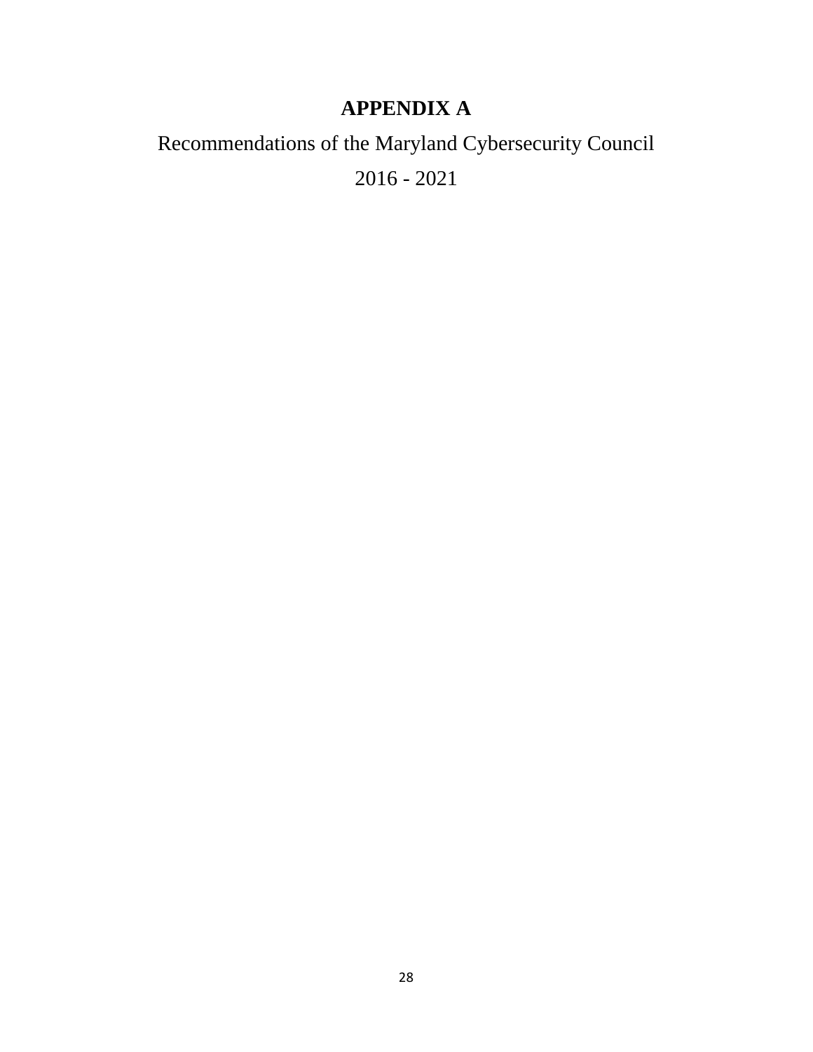# APPENDIX A

Recommendations of the Maryland Cybersecurity Council

2016 - 2021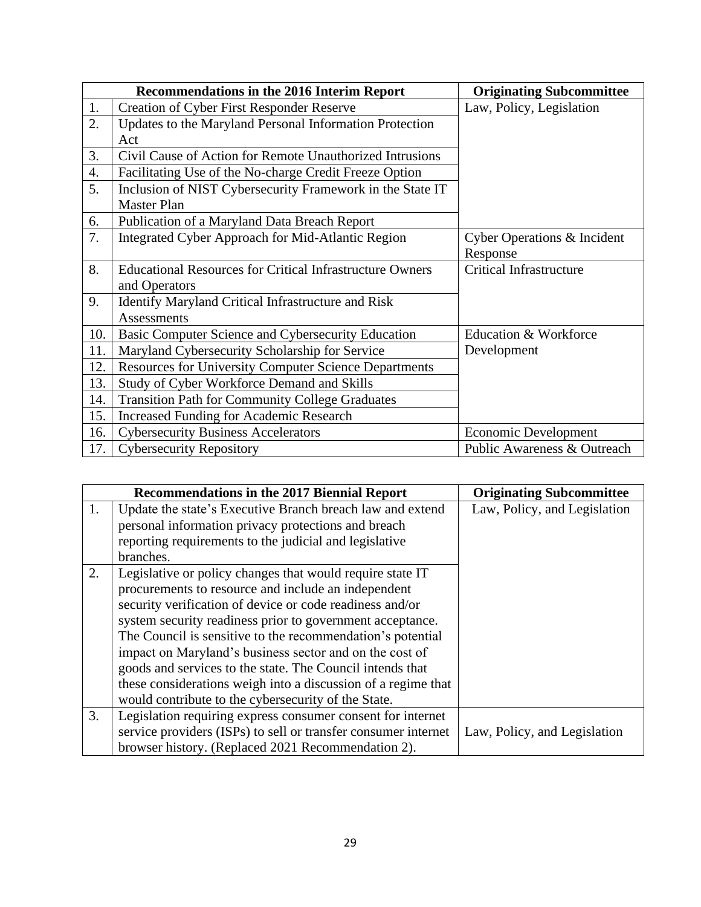| | Recommendations in the 2016 Interim Report | Originating Subcommittee |
|---|---|---|
| 1. | Creation of Cyber First Responder Reserve | Law, Policy, Legislation |
| 2. | Updates to the Maryland Personal Information Protection Act | |
| 3. | Civil Cause of Action for Remote Unauthorized Intrusions | |
| 4. | Facilitating Use of the No-charge Credit Freeze Option | |
| 5. | Inclusion of NIST Cybersecurity Framework in the State IT Master Plan | |
| 6. | Publication of a Maryland Data Breach Report | |
| 7. | Integrated Cyber Approach for Mid-Atlantic Region | Cyber Operations & Incident Response |
| 8. | Educational Resources for Critical Infrastructure Owners and Operators | Critical Infrastructure |
| 9. | Identify Maryland Critical Infrastructure and Risk Assessments | |
| 10. | Basic Computer Science and Cybersecurity Education | Education & Workforce Development |
| 11. | Maryland Cybersecurity Scholarship for Service | |
| 12. | Resources for University Computer Science Departments | |
| 13. | Study of Cyber Workforce Demand and Skills | |
| 14. | Transition Path for Community College Graduates | |
| 15. | Increased Funding for Academic Research | |
| 16. | Cybersecurity Business Accelerators | Economic Development |
| 17. | Cybersecurity Repository | Public Awareness & Outreach |

| | Recommendations in the 2017 Biennial Report | Originating Subcommittee |
|---|---|---|
| 1. | Update the state's Executive Branch breach law and extend personal information privacy protections and breach reporting requirements to the judicial and legislative branches. | Law, Policy, and Legislation |
| 2. | Legislative or policy changes that would require state IT procurements to resource and include an independent security verification of device or code readiness and/or system security readiness prior to government acceptance. The Council is sensitive to the recommendation's potential impact on Maryland's business sector and on the cost of goods and services to the state. The Council intends that these considerations weigh into a discussion of a regime that would contribute to the cybersecurity of the State. | |
| 3. | Legislation requiring express consumer consent for internet service providers (ISPs) to sell or transfer consumer internet browser history. (Replaced 2021 Recommendation 2). | Law, Policy, and Legislation |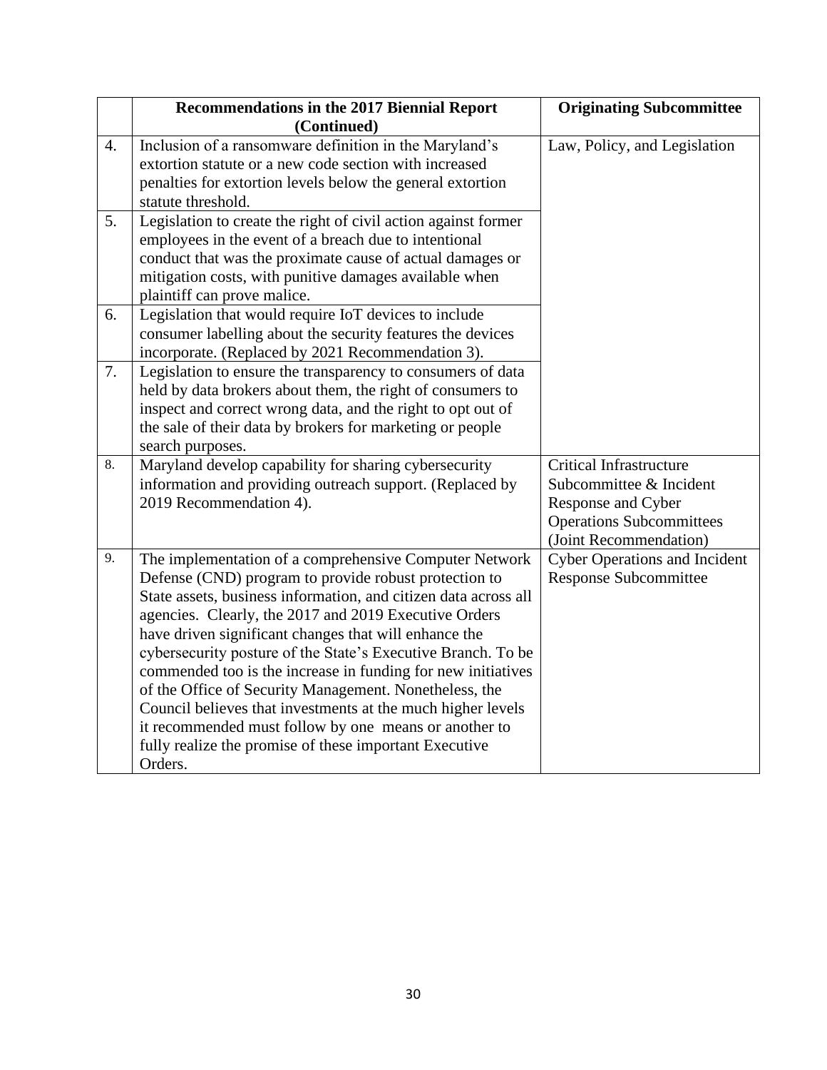| | Recommendations in the 2017 Biennial Report (Continued) | Originating Subcommittee |
|---|---|---|
| 4. | Inclusion of a ransomware definition in the Maryland's extortion statute or a new code section with increased penalties for extortion levels below the general extortion statute threshold. | Law, Policy, and Legislation |
| 5. | Legislation to create the right of civil action against former employees in the event of a breach due to intentional conduct that was the proximate cause of actual damages or mitigation costs, with punitive damages available when plaintiff can prove malice. | |
| 6. | Legislation that would require IoT devices to include consumer labelling about the security features the devices incorporate. (Replaced by 2021 Recommendation 3). | |
| 7. | Legislation to ensure the transparency to consumers of data held by data brokers about them, the right of consumers to inspect and correct wrong data, and the right to opt out of the sale of their data by brokers for marketing or people search purposes. | |
| 8. | Maryland develop capability for sharing cybersecurity information and providing outreach support. (Replaced by 2019 Recommendation 4). | Critical Infrastructure Subcommittee & Incident Response and Cyber Operations Subcommittees (Joint Recommendation) |
| 9. | The implementation of a comprehensive Computer Network Defense (CND) program to provide robust protection to State assets, business information, and citizen data across all agencies. Clearly, the 2017 and 2019 Executive Orders have driven significant changes that will enhance the cybersecurity posture of the State's Executive Branch. To be commended too is the increase in funding for new initiatives of the Office of Security Management. Nonetheless, the Council believes that investments at the much higher levels it recommended must follow by one means or another to fully realize the promise of these important Executive Orders. | Cyber Operations and Incident Response Subcommittee |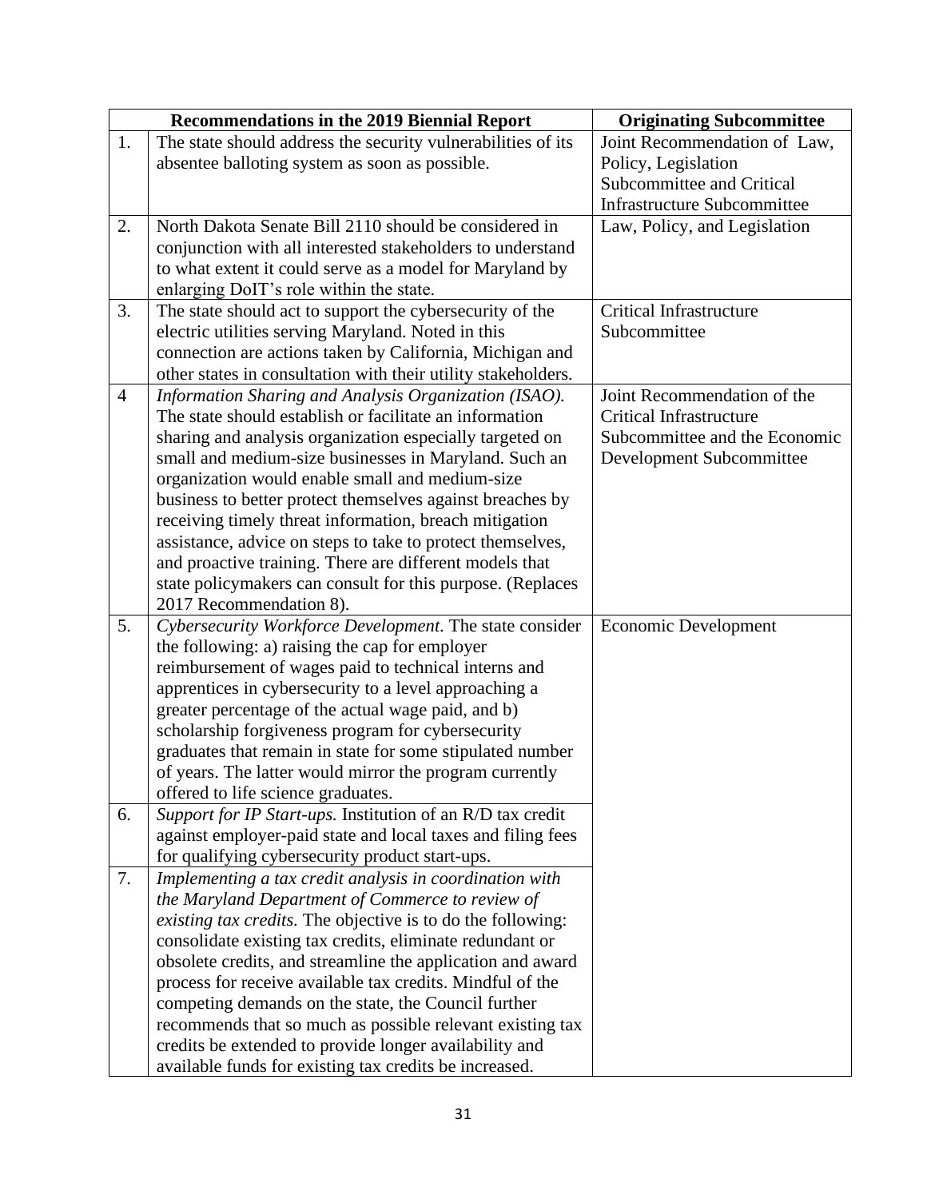| | Recommendations in the 2019 Biennial Report | Originating Subcommittee |
|---|---|---|
| 1. | The state should address the security vulnerabilities of its absentee balloting system as soon as possible. | Joint Recommendation of Law, Policy, Legislation Subcommittee and Critical Infrastructure Subcommittee |
| 2. | North Dakota Senate Bill 2110 should be considered in conjunction with all interested stakeholders to understand to what extent it could serve as a model for Maryland by enlarging DoIT's role within the state. | Law, Policy, and Legislation |
| 3. | The state should act to support the cybersecurity of the electric utilities serving Maryland. Noted in this connection are actions taken by California, Michigan and other states in consultation with their utility stakeholders. | Critical Infrastructure Subcommittee |
| 4 | *Information Sharing and Analysis Organization (ISAO).* The state should establish or facilitate an information sharing and analysis organization especially targeted on small and medium-size businesses in Maryland. Such an organization would enable small and medium-size business to better protect themselves against breaches by receiving timely threat information, breach mitigation assistance, advice on steps to take to protect themselves, and proactive training. There are different models that state policymakers can consult for this purpose. (Replaces 2017 Recommendation 8). | Joint Recommendation of the Critical Infrastructure Subcommittee and the Economic Development Subcommittee |
| 5. | *Cybersecurity Workforce Development.* The state consider the following: a) raising the cap for employer reimbursement of wages paid to technical interns and apprentices in cybersecurity to a level approaching a greater percentage of the actual wage paid, and b) scholarship forgiveness program for cybersecurity graduates that remain in state for some stipulated number of years. The latter would mirror the program currently offered to life science graduates. | Economic Development |
| 6. | *Support for IP Start-ups.* Institution of an R/D tax credit against employer-paid state and local taxes and filing fees for qualifying cybersecurity product start-ups. | |
| 7. | *Implementing a tax credit analysis in coordination with the Maryland Department of Commerce to review of existing tax credits.* The objective is to do the following: consolidate existing tax credits, eliminate redundant or obsolete credits, and streamline the application and award process for receive available tax credits. Mindful of the competing demands on the state, the Council further recommends that so much as possible relevant existing tax credits be extended to provide longer availability and available funds for existing tax credits be increased. | |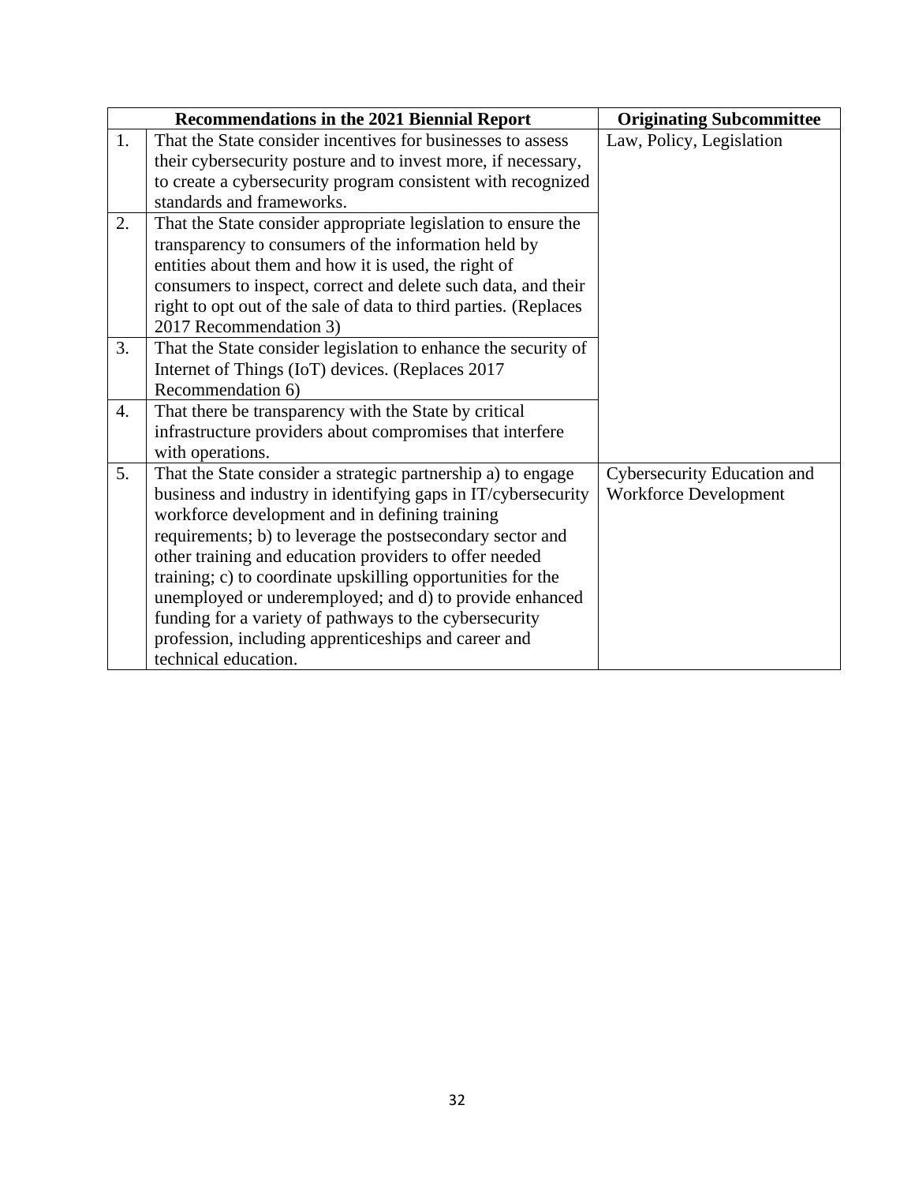| | Recommendations in the 2021 Biennial Report | Originating Subcommittee |
|---|---|---|
| 1. | That the State consider incentives for businesses to assess their cybersecurity posture and to invest more, if necessary, to create a cybersecurity program consistent with recognized standards and frameworks. | Law, Policy, Legislation |
| 2. | That the State consider appropriate legislation to ensure the transparency to consumers of the information held by entities about them and how it is used, the right of consumers to inspect, correct and delete such data, and their right to opt out of the sale of data to third parties. (Replaces 2017 Recommendation 3) | |
| 3. | That the State consider legislation to enhance the security of Internet of Things (IoT) devices. (Replaces 2017 Recommendation 6) | |
| 4. | That there be transparency with the State by critical infrastructure providers about compromises that interfere with operations. | |
| 5. | That the State consider a strategic partnership a) to engage business and industry in identifying gaps in IT/cybersecurity workforce development and in defining training requirements; b) to leverage the postsecondary sector and other training and education providers to offer needed training; c) to coordinate upskilling opportunities for the unemployed or underemployed; and d) to provide enhanced funding for a variety of pathways to the cybersecurity profession, including apprenticeships and career and technical education. | Cybersecurity Education and Workforce Development |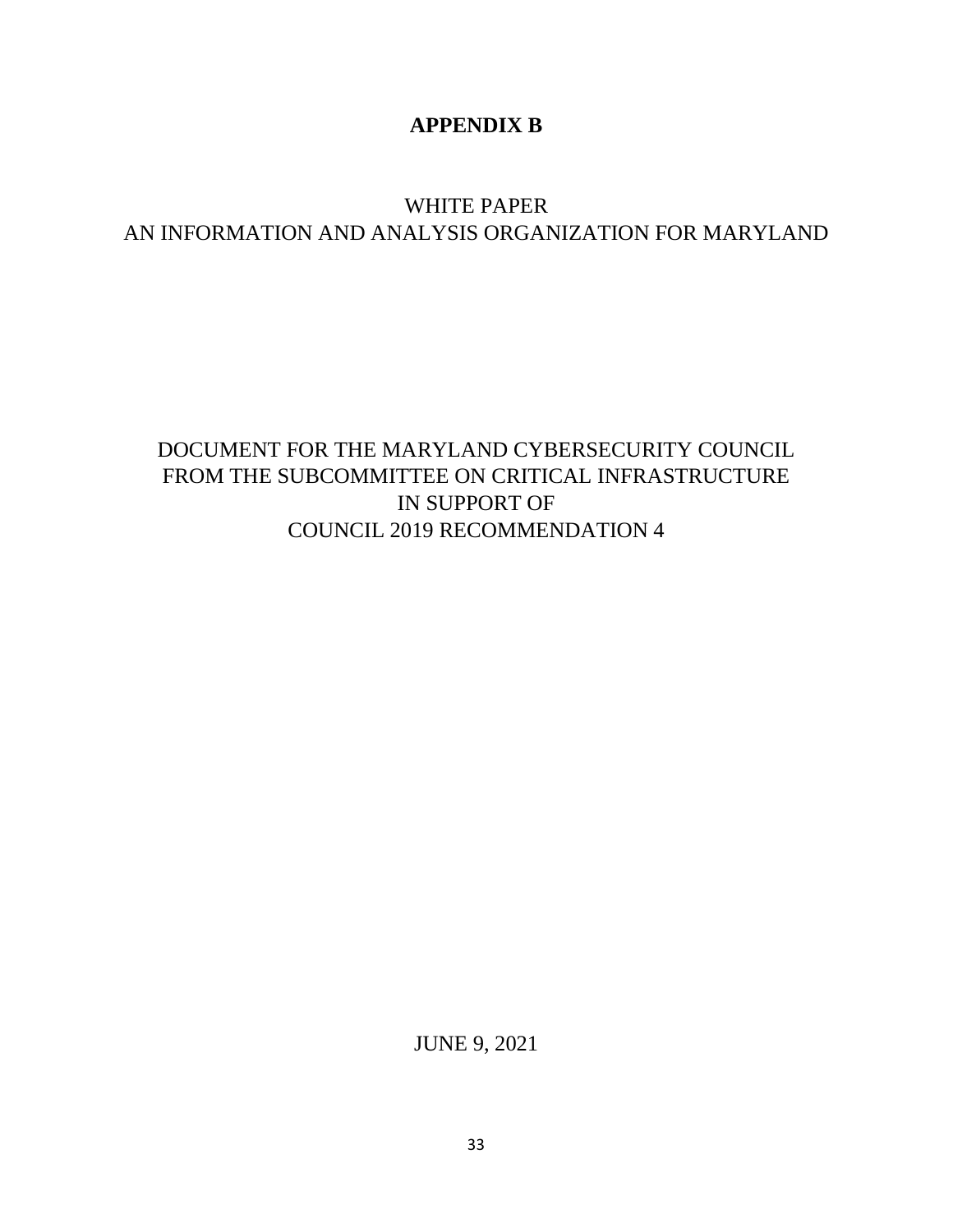# APPENDIX B

## WHITE PAPER
## AN INFORMATION AND ANALYSIS ORGANIZATION FOR MARYLAND

DOCUMENT FOR THE MARYLAND CYBERSECURITY COUNCIL
FROM THE SUBCOMMITTEE ON CRITICAL INFRASTRUCTURE
IN SUPPORT OF
COUNCIL 2019 RECOMMENDATION 4

JUNE 9, 2021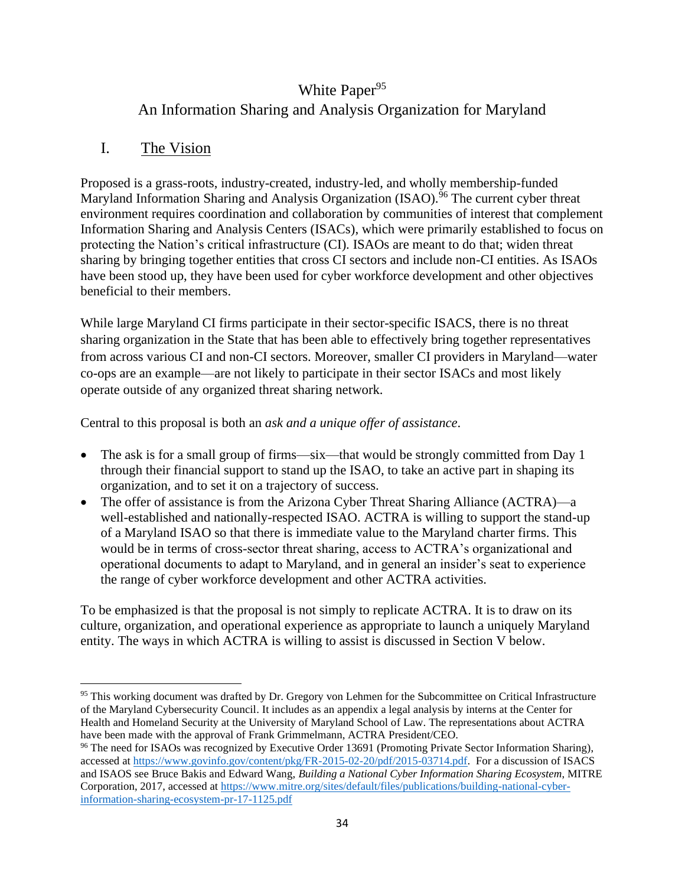# White Paper[95]

## An Information Sharing and Analysis Organization for Maryland

## I. The Vision

Proposed is a grass-roots, industry-created, industry-led, and wholly membership-funded Maryland Information Sharing and Analysis Organization (ISAO).[96] The current cyber threat environment requires coordination and collaboration by communities of interest that complement Information Sharing and Analysis Centers (ISACs), which were primarily established to focus on protecting the Nation's critical infrastructure (CI). ISAOs are meant to do that; widen threat sharing by bringing together entities that cross CI sectors and include non-CI entities. As ISAOs have been stood up, they have been used for cyber workforce development and other objectives beneficial to their members.

While large Maryland CI firms participate in their sector-specific ISACS, there is no threat sharing organization in the State that has been able to effectively bring together representatives from across various CI and non-CI sectors. Moreover, smaller CI providers in Maryland—water co-ops are an example—are not likely to participate in their sector ISACs and most likely operate outside of any organized threat sharing network.

Central to this proposal is both an *ask and a unique offer of assistance*.

- The ask is for a small group of firms—six—that would be strongly committed from Day 1 through their financial support to stand up the ISAO, to take an active part in shaping its organization, and to set it on a trajectory of success.
- The offer of assistance is from the Arizona Cyber Threat Sharing Alliance (ACTRA)—a well-established and nationally-respected ISAO. ACTRA is willing to support the stand-up of a Maryland ISAO so that there is immediate value to the Maryland charter firms. This would be in terms of cross-sector threat sharing, access to ACTRA's organizational and operational documents to adapt to Maryland, and in general an insider's seat to experience the range of cyber workforce development and other ACTRA activities.

To be emphasized is that the proposal is not simply to replicate ACTRA. It is to draw on its culture, organization, and operational experience as appropriate to launch a uniquely Maryland entity. The ways in which ACTRA is willing to assist is discussed in Section V below.

---

[95] This working document was drafted by Dr. Gregory von Lehmen for the Subcommittee on Critical Infrastructure of the Maryland Cybersecurity Council. It includes as an appendix a legal analysis by interns at the Center for Health and Homeland Security at the University of Maryland School of Law. The representations about ACTRA have been made with the approval of Frank Grimmelmann, ACTRA President/CEO.

[96] The need for ISAOs was recognized by Executive Order 13691 (Promoting Private Sector Information Sharing), accessed at https://www.govinfo.gov/content/pkg/FR-2015-02-20/pdf/2015-03714.pdf. For a discussion of ISACS and ISAOS see Bruce Bakis and Edward Wang, *Building a National Cyber Information Sharing Ecosystem*, MITRE Corporation, 2017, accessed at https://www.mitre.org/sites/default/files/publications/building-national-cyber-information-sharing-ecosystem-pr-17-1125.pdf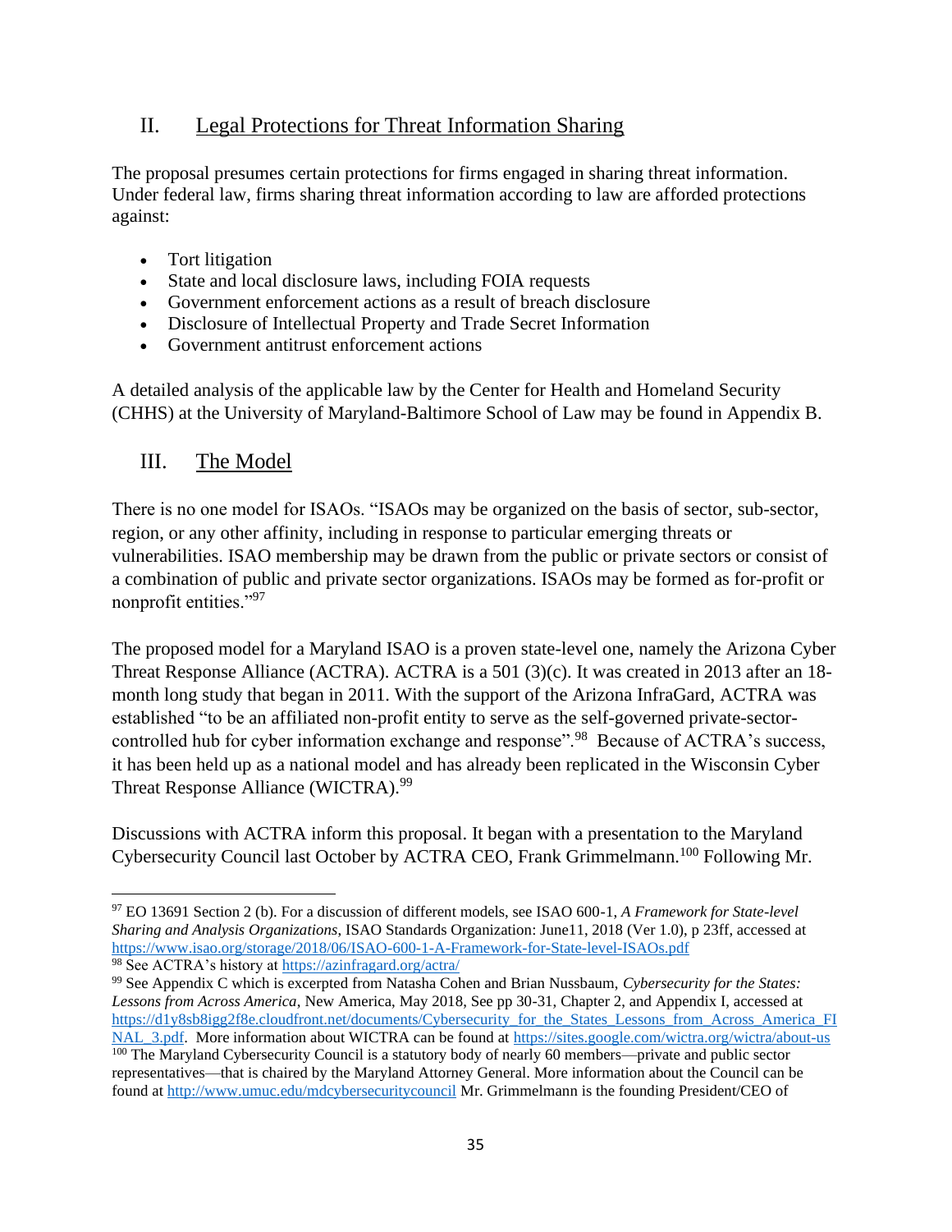## II. Legal Protections for Threat Information Sharing

The proposal presumes certain protections for firms engaged in sharing threat information. Under federal law, firms sharing threat information according to law are afforded protections against:

- Tort litigation
- State and local disclosure laws, including FOIA requests
- Government enforcement actions as a result of breach disclosure
- Disclosure of Intellectual Property and Trade Secret Information
- Government antitrust enforcement actions

A detailed analysis of the applicable law by the Center for Health and Homeland Security (CHHS) at the University of Maryland-Baltimore School of Law may be found in Appendix B.

## III. The Model

There is no one model for ISAOs. "ISAOs may be organized on the basis of sector, sub-sector, region, or any other affinity, including in response to particular emerging threats or vulnerabilities. ISAO membership may be drawn from the public or private sectors or consist of a combination of public and private sector organizations. ISAOs may be formed as for-profit or nonprofit entities."[97]

The proposed model for a Maryland ISAO is a proven state-level one, namely the Arizona Cyber Threat Response Alliance (ACTRA). ACTRA is a 501 (3)(c). It was created in 2013 after an 18-month long study that began in 2011. With the support of the Arizona InfraGard, ACTRA was established "to be an affiliated non-profit entity to serve as the self-governed private-sector-controlled hub for cyber information exchange and response".[98] Because of ACTRA's success, it has been held up as a national model and has already been replicated in the Wisconsin Cyber Threat Response Alliance (WICTRA).[99]

Discussions with ACTRA inform this proposal. It began with a presentation to the Maryland Cybersecurity Council last October by ACTRA CEO, Frank Grimmelmann.[100] Following Mr.

---

[97] EO 13691 Section 2 (b). For a discussion of different models, see ISAO 600-1, *A Framework for State-level Sharing and Analysis Organizations*, ISAO Standards Organization: June11, 2018 (Ver 1.0), p 23ff, accessed at https://www.isao.org/storage/2018/06/ISAO-600-1-A-Framework-for-State-level-ISAOs.pdf

[98] See ACTRA's history at https://azinfragard.org/actra/

[99] See Appendix C which is excerpted from Natasha Cohen and Brian Nussbaum, *Cybersecurity for the States: Lessons from Across America*, New America, May 2018, See pp 30-31, Chapter 2, and Appendix I, accessed at https://d1y8sb8igg2f8e.cloudfront.net/documents/Cybersecurity_for_the_States_Lessons_from_Across_America_FINAL_3.pdf. More information about WICTRA can be found at https://sites.google.com/wictra.org/wictra/about-us

[100] The Maryland Cybersecurity Council is a statutory body of nearly 60 members—private and public sector representatives—that is chaired by the Maryland Attorney General. More information about the Council can be found at http://www.umuc.edu/mdcybersecuritycouncil Mr. Grimmelmann is the founding President/CEO of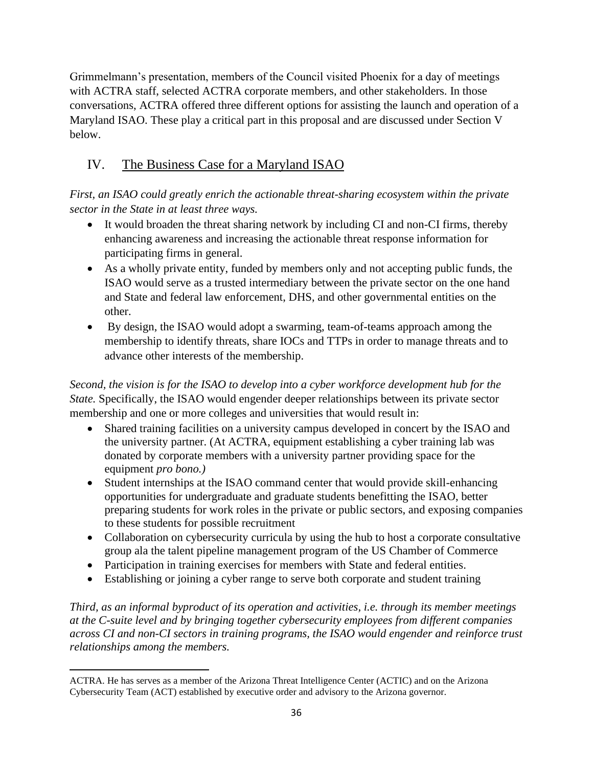Grimmelmann's presentation, members of the Council visited Phoenix for a day of meetings with ACTRA staff, selected ACTRA corporate members, and other stakeholders. In those conversations, ACTRA offered three different options for assisting the launch and operation of a Maryland ISAO. These play a critical part in this proposal and are discussed under Section V below.

## IV. The Business Case for a Maryland ISAO

*First, an ISAO could greatly enrich the actionable threat-sharing ecosystem within the private sector in the State in at least three ways.*

- It would broaden the threat sharing network by including CI and non-CI firms, thereby enhancing awareness and increasing the actionable threat response information for participating firms in general.
- As a wholly private entity, funded by members only and not accepting public funds, the ISAO would serve as a trusted intermediary between the private sector on the one hand and State and federal law enforcement, DHS, and other governmental entities on the other.
- By design, the ISAO would adopt a swarming, team-of-teams approach among the membership to identify threats, share IOCs and TTPs in order to manage threats and to advance other interests of the membership.

*Second, the vision is for the ISAO to develop into a cyber workforce development hub for the State.* Specifically, the ISAO would engender deeper relationships between its private sector membership and one or more colleges and universities that would result in:

- Shared training facilities on a university campus developed in concert by the ISAO and the university partner. (At ACTRA, equipment establishing a cyber training lab was donated by corporate members with a university partner providing space for the equipment *pro bono.)*
- Student internships at the ISAO command center that would provide skill-enhancing opportunities for undergraduate and graduate students benefitting the ISAO, better preparing students for work roles in the private or public sectors, and exposing companies to these students for possible recruitment
- Collaboration on cybersecurity curricula by using the hub to host a corporate consultative group ala the talent pipeline management program of the US Chamber of Commerce
- Participation in training exercises for members with State and federal entities.
- Establishing or joining a cyber range to serve both corporate and student training

*Third, as an informal byproduct of its operation and activities, i.e. through its member meetings at the C-suite level and by bringing together cybersecurity employees from different companies across CI and non-CI sectors in training programs, the ISAO would engender and reinforce trust relationships among the members.*

---

ACTRA. He has serves as a member of the Arizona Threat Intelligence Center (ACTIC) and on the Arizona Cybersecurity Team (ACT) established by executive order and advisory to the Arizona governor.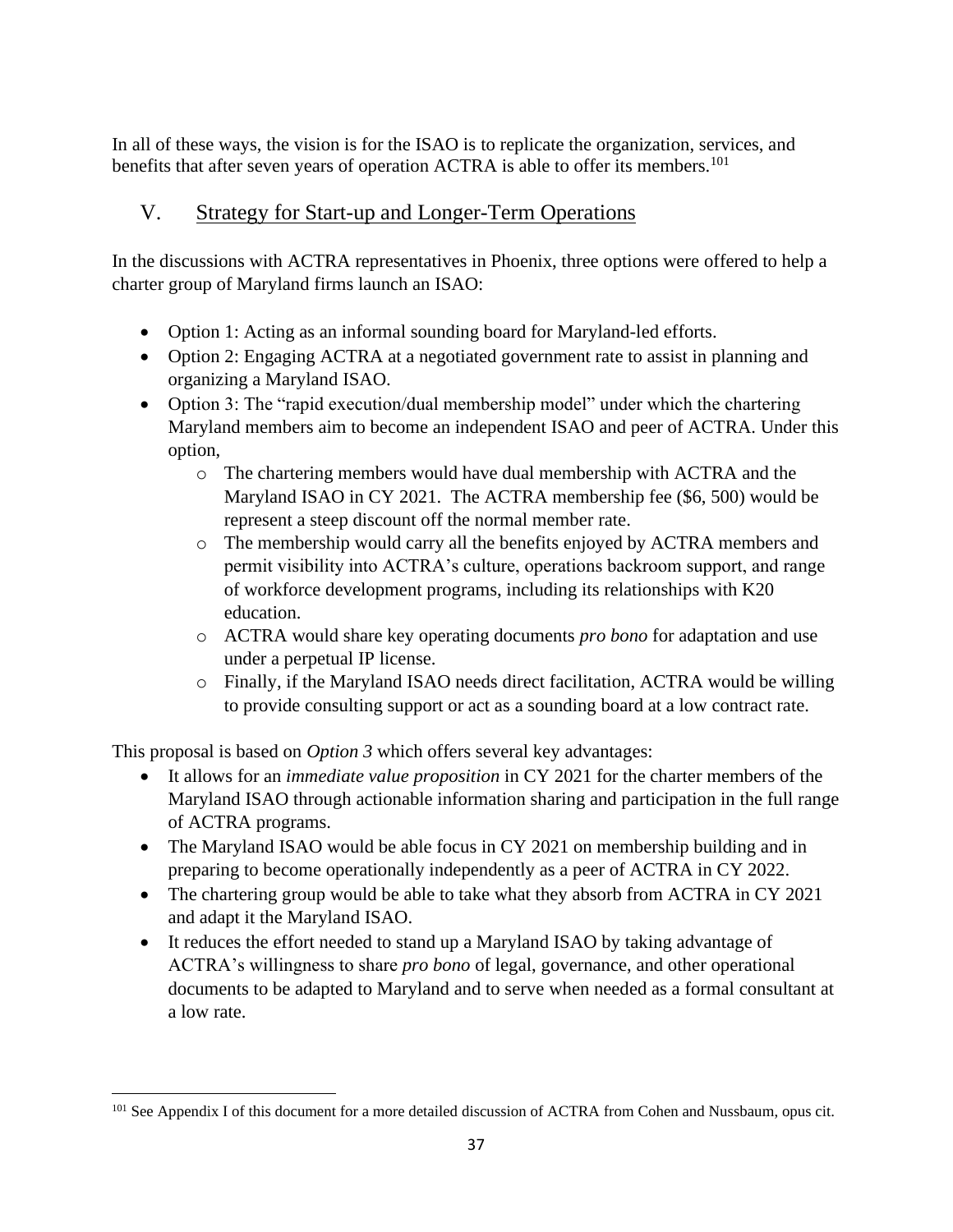In all of these ways, the vision is for the ISAO is to replicate the organization, services, and benefits that after seven years of operation ACTRA is able to offer its members.[101]

## V. Strategy for Start-up and Longer-Term Operations

In the discussions with ACTRA representatives in Phoenix, three options were offered to help a charter group of Maryland firms launch an ISAO:

- Option 1: Acting as an informal sounding board for Maryland-led efforts.
- Option 2: Engaging ACTRA at a negotiated government rate to assist in planning and organizing a Maryland ISAO.
- Option 3: The "rapid execution/dual membership model" under which the chartering Maryland members aim to become an independent ISAO and peer of ACTRA. Under this option,
  - The chartering members would have dual membership with ACTRA and the Maryland ISAO in CY 2021. The ACTRA membership fee ($6, 500) would be represent a steep discount off the normal member rate.
  - The membership would carry all the benefits enjoyed by ACTRA members and permit visibility into ACTRA's culture, operations backroom support, and range of workforce development programs, including its relationships with K20 education.
  - ACTRA would share key operating documents *pro bono* for adaptation and use under a perpetual IP license.
  - Finally, if the Maryland ISAO needs direct facilitation, ACTRA would be willing to provide consulting support or act as a sounding board at a low contract rate.

This proposal is based on *Option 3* which offers several key advantages:

- It allows for an *immediate value proposition* in CY 2021 for the charter members of the Maryland ISAO through actionable information sharing and participation in the full range of ACTRA programs.
- The Maryland ISAO would be able focus in CY 2021 on membership building and in preparing to become operationally independently as a peer of ACTRA in CY 2022.
- The chartering group would be able to take what they absorb from ACTRA in CY 2021 and adapt it the Maryland ISAO.
- It reduces the effort needed to stand up a Maryland ISAO by taking advantage of ACTRA's willingness to share *pro bono* of legal, governance, and other operational documents to be adapted to Maryland and to serve when needed as a formal consultant at a low rate.

[101] See Appendix I of this document for a more detailed discussion of ACTRA from Cohen and Nussbaum, opus cit.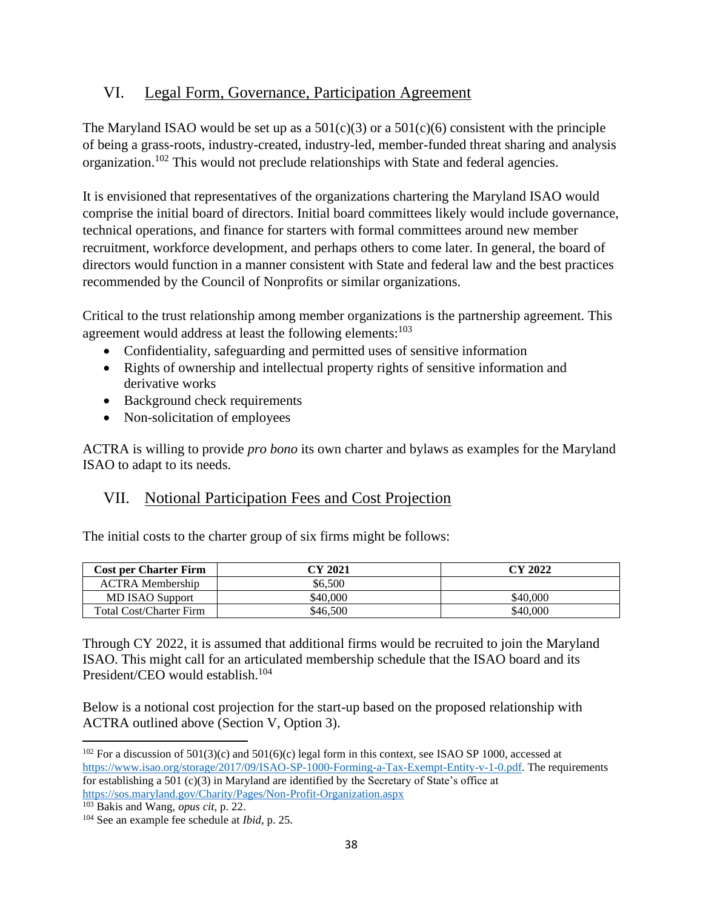## VI. Legal Form, Governance, Participation Agreement

The Maryland ISAO would be set up as a 501(c)(3) or a 501(c)(6) consistent with the principle of being a grass-roots, industry-created, industry-led, member-funded threat sharing and analysis organization.[102] This would not preclude relationships with State and federal agencies.

It is envisioned that representatives of the organizations chartering the Maryland ISAO would comprise the initial board of directors. Initial board committees likely would include governance, technical operations, and finance for starters with formal committees around new member recruitment, workforce development, and perhaps others to come later. In general, the board of directors would function in a manner consistent with State and federal law and the best practices recommended by the Council of Nonprofits or similar organizations.

Critical to the trust relationship among member organizations is the partnership agreement. This agreement would address at least the following elements:[103]

- Confidentiality, safeguarding and permitted uses of sensitive information
- Rights of ownership and intellectual property rights of sensitive information and derivative works
- Background check requirements
- Non-solicitation of employees

ACTRA is willing to provide *pro bono* its own charter and bylaws as examples for the Maryland ISAO to adapt to its needs.

## VII. Notional Participation Fees and Cost Projection

The initial costs to the charter group of six firms might be follows:

| Cost per Charter Firm | CY 2021 | CY 2022 |
| --- | --- | --- |
| ACTRA Membership | $6,500 | |
| MD ISAO Support | $40,000 | $40,000 |
| Total Cost/Charter Firm | $46,500 | $40,000 |

Through CY 2022, it is assumed that additional firms would be recruited to join the Maryland ISAO. This might call for an articulated membership schedule that the ISAO board and its President/CEO would establish.[104]

Below is a notional cost projection for the start-up based on the proposed relationship with ACTRA outlined above (Section V, Option 3).

---

[102] For a discussion of 501(3)(c) and 501(6)(c) legal form in this context, see ISAO SP 1000, accessed at https://www.isao.org/storage/2017/09/ISAO-SP-1000-Forming-a-Tax-Exempt-Entity-v-1-0.pdf. The requirements for establishing a 501 (c)(3) in Maryland are identified by the Secretary of State's office at https://sos.maryland.gov/Charity/Pages/Non-Profit-Organization.aspx

[103] Bakis and Wang, *opus cit*, p. 22.

[104] See an example fee schedule at *Ibid*, p. 25.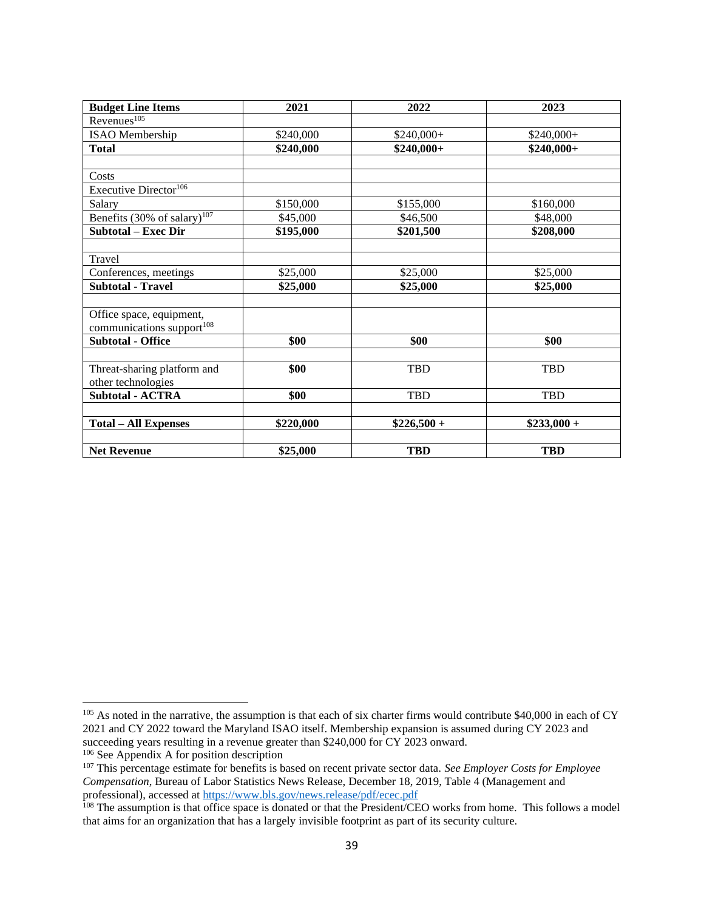| **Budget Line Items** | **2021** | **2022** | **2023** |
|---|---|---|---|
| Revenues[105] | | | |
| ISAO Membership | $240,000 | $240,000+ | $240,000+ |
| **Total** | **$240,000** | **$240,000+** | **$240,000+** |
| | | | |
| Costs | | | |
| Executive Director[106] | | | |
| Salary | $150,000 | $155,000 | $160,000 |
| Benefits (30% of salary)[107] | $45,000 | $46,500 | $48,000 |
| **Subtotal – Exec Dir** | **$195,000** | **$201,500** | **$208,000** |
| | | | |
| Travel | | | |
| Conferences, meetings | $25,000 | $25,000 | $25,000 |
| **Subtotal - Travel** | **$25,000** | **$25,000** | **$25,000** |
| | | | |
| Office space, equipment, communications support[108] | | | |
| **Subtotal - Office** | **$00** | **$00** | **$00** |
| | | | |
| Threat-sharing platform and other technologies | **$00** | TBD | TBD |
| **Subtotal - ACTRA** | **$00** | TBD | TBD |
| | | | |
| **Total – All Expenses** | **$220,000** | **$226,500 +** | **$233,000 +** |
| | | | |
| **Net Revenue** | **$25,000** | **TBD** | **TBD** |

[105] As noted in the narrative, the assumption is that each of six charter firms would contribute $40,000 in each of CY 2021 and CY 2022 toward the Maryland ISAO itself. Membership expansion is assumed during CY 2023 and succeeding years resulting in a revenue greater than $240,000 for CY 2023 onward.

[106] See Appendix A for position description

[107] This percentage estimate for benefits is based on recent private sector data. *See Employer Costs for Employee Compensation*, Bureau of Labor Statistics News Release, December 18, 2019, Table 4 (Management and professional), accessed at https://www.bls.gov/news.release/pdf/ecec.pdf

[108] The assumption is that office space is donated or that the President/CEO works from home. This follows a model that aims for an organization that has a largely invisible footprint as part of its security culture.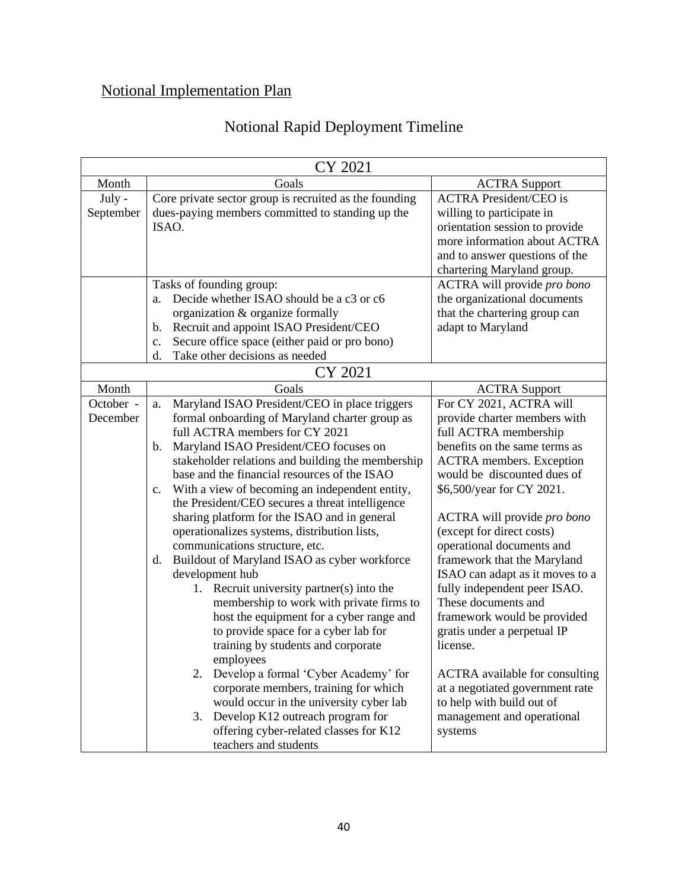<u>Notional Implementation Plan</u>

## Notional Rapid Deployment Timeline

| CY 2021 | | |
|---|---|---|
| **Month** | **Goals** | **ACTRA Support** |
| July - September | Core private sector group is recruited as the founding dues-paying members committed to standing up the ISAO. | ACTRA President/CEO is willing to participate in orientation session to provide more information about ACTRA and to answer questions of the chartering Maryland group. |
| | Tasks of founding group:<br>a. Decide whether ISAO should be a c3 or c6 organization & organize formally<br>b. Recruit and appoint ISAO President/CEO<br>c. Secure office space (either paid or pro bono)<br>d. Take other decisions as needed | ACTRA will provide *pro bono* the organizational documents that the chartering group can adapt to Maryland |
| **CY 2021** | | |
| **Month** | **Goals** | **ACTRA Support** |
| October - December | a. Maryland ISAO President/CEO in place triggers formal onboarding of Maryland charter group as full ACTRA members for CY 2021<br>b. Maryland ISAO President/CEO focuses on stakeholder relations and building the membership base and the financial resources of the ISAO<br>c. With a view of becoming an independent entity, the President/CEO secures a threat intelligence sharing platform for the ISAO and in general operationalizes systems, distribution lists, communications structure, etc.<br>d. Buildout of Maryland ISAO as cyber workforce development hub<br>1. Recruit university partner(s) into the membership to work with private firms to host the equipment for a cyber range and to provide space for a cyber lab for training by students and corporate employees<br>2. Develop a formal 'Cyber Academy' for corporate members, training for which would occur in the university cyber lab<br>3. Develop K12 outreach program for offering cyber-related classes for K12 teachers and students | For CY 2021, ACTRA will provide charter members with full ACTRA membership benefits on the same terms as ACTRA members. Exception would be discounted dues of $6,500/year for CY 2021.<br><br>ACTRA will provide *pro bono* (except for direct costs) operational documents and framework that the Maryland ISAO can adapt as it moves to a fully independent peer ISAO. These documents and framework would be provided gratis under a perpetual IP license.<br><br>ACTRA available for consulting at a negotiated government rate to help with build out of management and operational systems |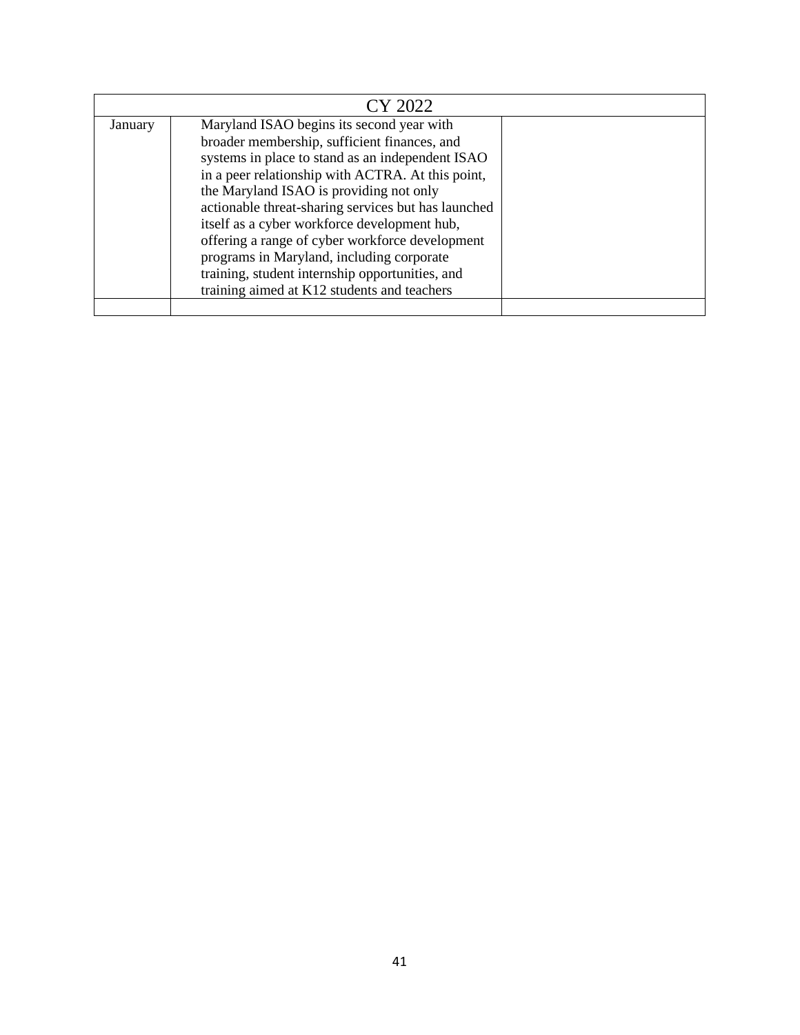| CY 2022 | | |
|---|---|---|
| January | Maryland ISAO begins its second year with broader membership, sufficient finances, and systems in place to stand as an independent ISAO in a peer relationship with ACTRA. At this point, the Maryland ISAO is providing not only actionable threat-sharing services but has launched itself as a cyber workforce development hub, offering a range of cyber workforce development programs in Maryland, including corporate training, student internship opportunities, and training aimed at K12 students and teachers | |
| | | |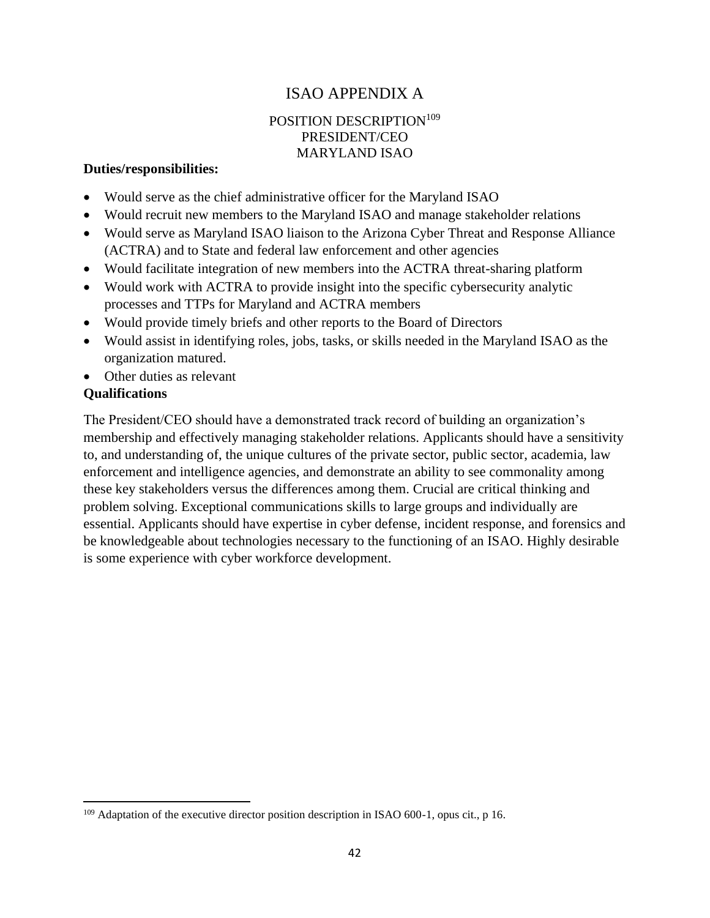# ISAO APPENDIX A

## POSITION DESCRIPTION[109]
## PRESIDENT/CEO
## MARYLAND ISAO

**Duties/responsibilities:**

- Would serve as the chief administrative officer for the Maryland ISAO
- Would recruit new members to the Maryland ISAO and manage stakeholder relations
- Would serve as Maryland ISAO liaison to the Arizona Cyber Threat and Response Alliance (ACTRA) and to State and federal law enforcement and other agencies
- Would facilitate integration of new members into the ACTRA threat-sharing platform
- Would work with ACTRA to provide insight into the specific cybersecurity analytic processes and TTPs for Maryland and ACTRA members
- Would provide timely briefs and other reports to the Board of Directors
- Would assist in identifying roles, jobs, tasks, or skills needed in the Maryland ISAO as the organization matured.
- Other duties as relevant

**Qualifications**

The President/CEO should have a demonstrated track record of building an organization's membership and effectively managing stakeholder relations. Applicants should have a sensitivity to, and understanding of, the unique cultures of the private sector, public sector, academia, law enforcement and intelligence agencies, and demonstrate an ability to see commonality among these key stakeholders versus the differences among them. Crucial are critical thinking and problem solving. Exceptional communications skills to large groups and individually are essential. Applicants should have expertise in cyber defense, incident response, and forensics and be knowledgeable about technologies necessary to the functioning of an ISAO. Highly desirable is some experience with cyber workforce development.

---

[109] Adaptation of the executive director position description in ISAO 600-1, opus cit., p 16.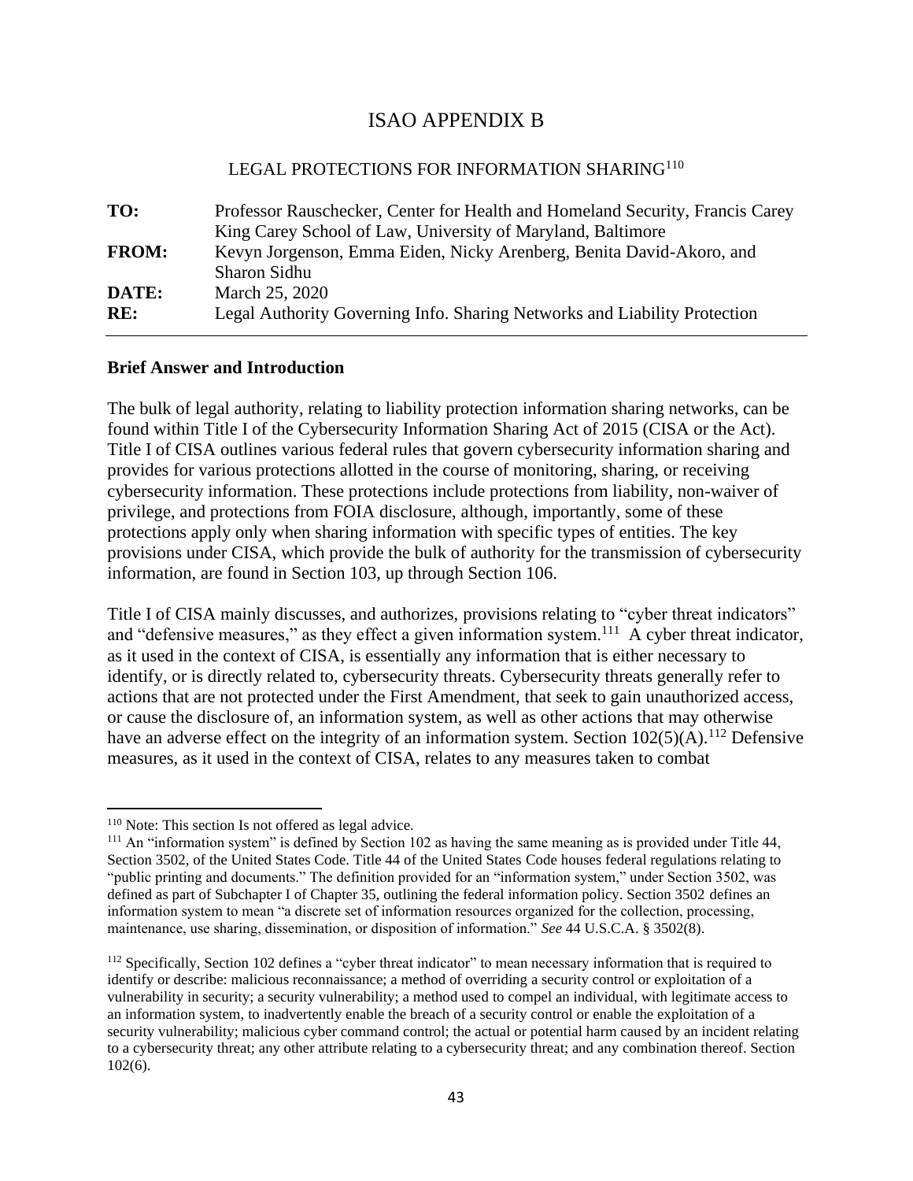# ISAO APPENDIX B

## LEGAL PROTECTIONS FOR INFORMATION SHARING[110]

| | |
|---|---|
| **TO:** | Professor Rauschecker, Center for Health and Homeland Security, Francis Carey King Carey School of Law, University of Maryland, Baltimore |
| **FROM:** | Kevyn Jorgenson, Emma Eiden, Nicky Arenberg, Benita David-Akoro, and Sharon Sidhu |
| **DATE:** | March 25, 2020 |
| **RE:** | Legal Authority Governing Info. Sharing Networks and Liability Protection |

---

### Brief Answer and Introduction

The bulk of legal authority, relating to liability protection information sharing networks, can be found within Title I of the Cybersecurity Information Sharing Act of 2015 (CISA or the Act). Title I of CISA outlines various federal rules that govern cybersecurity information sharing and provides for various protections allotted in the course of monitoring, sharing, or receiving cybersecurity information. These protections include protections from liability, non-waiver of privilege, and protections from FOIA disclosure, although, importantly, some of these protections apply only when sharing information with specific types of entities. The key provisions under CISA, which provide the bulk of authority for the transmission of cybersecurity information, are found in Section 103, up through Section 106.

Title I of CISA mainly discusses, and authorizes, provisions relating to "cyber threat indicators" and "defensive measures," as they effect a given information system.[111] A cyber threat indicator, as it used in the context of CISA, is essentially any information that is either necessary to identify, or is directly related to, cybersecurity threats. Cybersecurity threats generally refer to actions that are not protected under the First Amendment, that seek to gain unauthorized access, or cause the disclosure of, an information system, as well as other actions that may otherwise have an adverse effect on the integrity of an information system. Section 102(5)(A).[112] Defensive measures, as it used in the context of CISA, relates to any measures taken to combat

---

[110] Note: This section Is not offered as legal advice.

[111] An "information system" is defined by Section 102 as having the same meaning as is provided under Title 44, Section 3502, of the United States Code. Title 44 of the United States Code houses federal regulations relating to "public printing and documents." The definition provided for an "information system," under Section 3502, was defined as part of Subchapter I of Chapter 35, outlining the federal information policy. Section 3502 defines an information system to mean "a discrete set of information resources organized for the collection, processing, maintenance, use sharing, dissemination, or disposition of information." *See* 44 U.S.C.A. § 3502(8).

[112] Specifically, Section 102 defines a "cyber threat indicator" to mean necessary information that is required to identify or describe: malicious reconnaissance; a method of overriding a security control or exploitation of a vulnerability in security; a security vulnerability; a method used to compel an individual, with legitimate access to an information system, to inadvertently enable the breach of a security control or enable the exploitation of a security vulnerability; malicious cyber command control; the actual or potential harm caused by an incident relating to a cybersecurity threat; any other attribute relating to a cybersecurity threat; and any combination thereof. Section 102(6).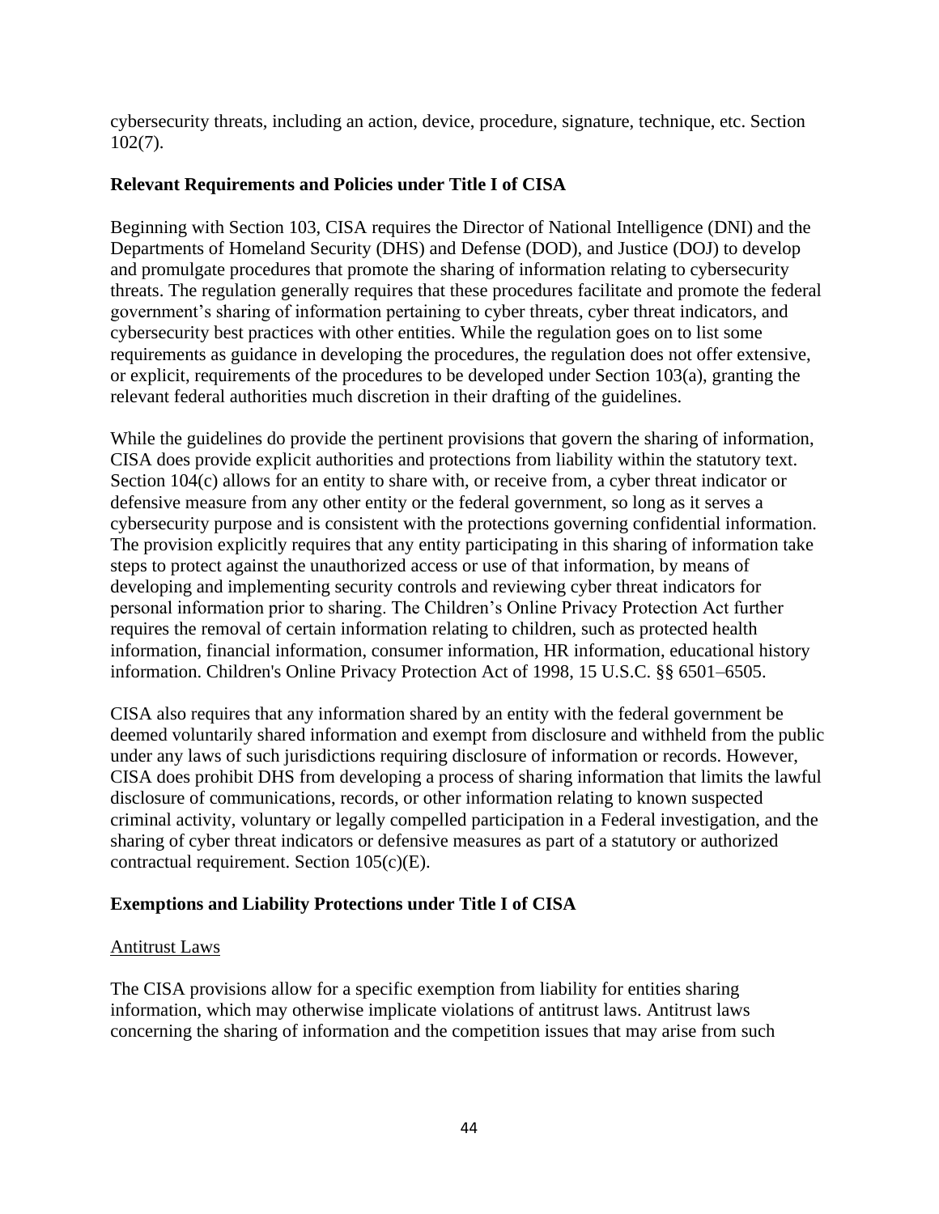cybersecurity threats, including an action, device, procedure, signature, technique, etc. Section 102(7).

**Relevant Requirements and Policies under Title I of CISA**

Beginning with Section 103, CISA requires the Director of National Intelligence (DNI) and the Departments of Homeland Security (DHS) and Defense (DOD), and Justice (DOJ) to develop and promulgate procedures that promote the sharing of information relating to cybersecurity threats. The regulation generally requires that these procedures facilitate and promote the federal government's sharing of information pertaining to cyber threats, cyber threat indicators, and cybersecurity best practices with other entities. While the regulation goes on to list some requirements as guidance in developing the procedures, the regulation does not offer extensive, or explicit, requirements of the procedures to be developed under Section 103(a), granting the relevant federal authorities much discretion in their drafting of the guidelines.

While the guidelines do provide the pertinent provisions that govern the sharing of information, CISA does provide explicit authorities and protections from liability within the statutory text. Section 104(c) allows for an entity to share with, or receive from, a cyber threat indicator or defensive measure from any other entity or the federal government, so long as it serves a cybersecurity purpose and is consistent with the protections governing confidential information. The provision explicitly requires that any entity participating in this sharing of information take steps to protect against the unauthorized access or use of that information, by means of developing and implementing security controls and reviewing cyber threat indicators for personal information prior to sharing. The Children's Online Privacy Protection Act further requires the removal of certain information relating to children, such as protected health information, financial information, consumer information, HR information, educational history information. Children's Online Privacy Protection Act of 1998, 15 U.S.C. §§ 6501–6505.

CISA also requires that any information shared by an entity with the federal government be deemed voluntarily shared information and exempt from disclosure and withheld from the public under any laws of such jurisdictions requiring disclosure of information or records. However, CISA does prohibit DHS from developing a process of sharing information that limits the lawful disclosure of communications, records, or other information relating to known suspected criminal activity, voluntary or legally compelled participation in a Federal investigation, and the sharing of cyber threat indicators or defensive measures as part of a statutory or authorized contractual requirement. Section 105(c)(E).

**Exemptions and Liability Protections under Title I of CISA**

Antitrust Laws

The CISA provisions allow for a specific exemption from liability for entities sharing information, which may otherwise implicate violations of antitrust laws. Antitrust laws concerning the sharing of information and the competition issues that may arise from such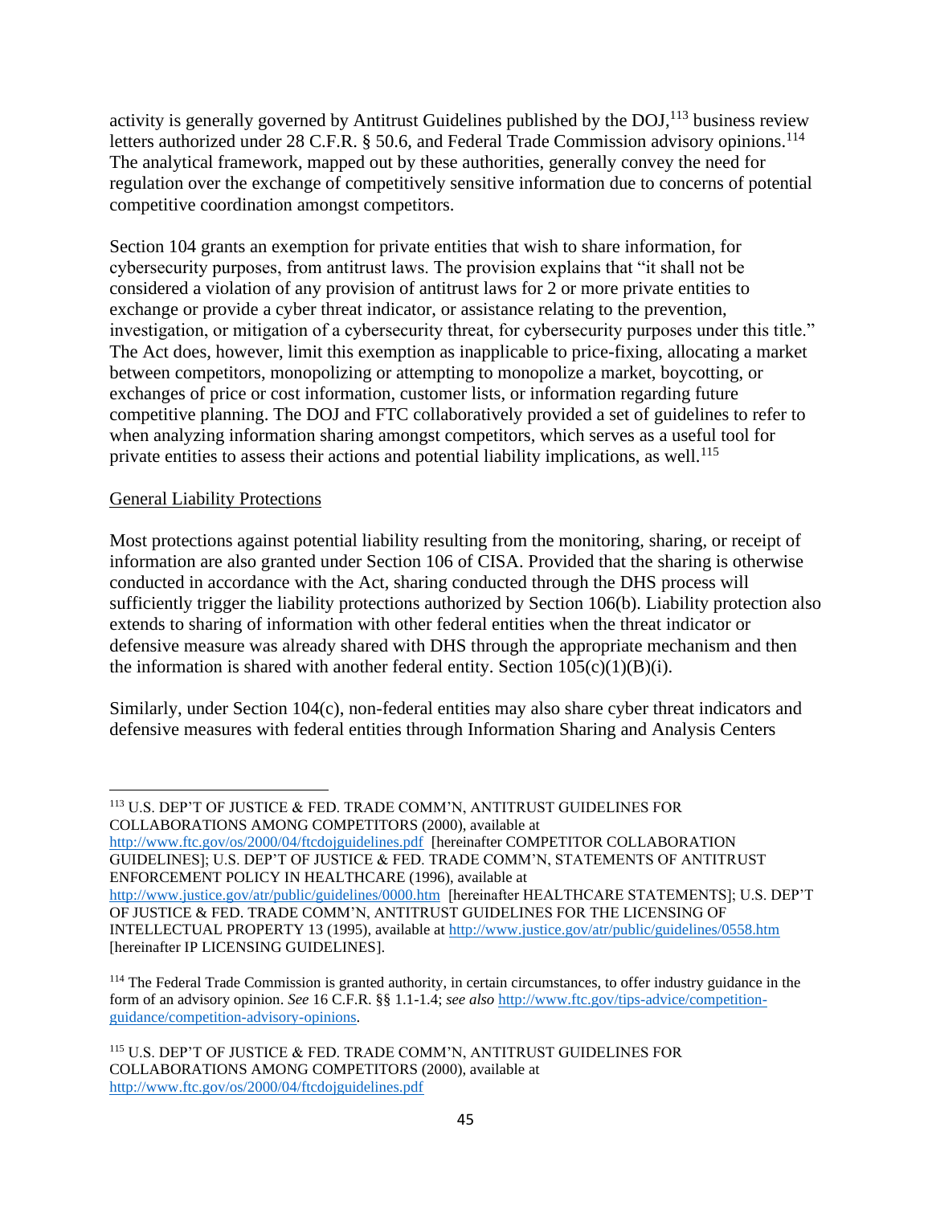activity is generally governed by Antitrust Guidelines published by the DOJ,[113] business review letters authorized under 28 C.F.R. § 50.6, and Federal Trade Commission advisory opinions.[114] The analytical framework, mapped out by these authorities, generally convey the need for regulation over the exchange of competitively sensitive information due to concerns of potential competitive coordination amongst competitors.

Section 104 grants an exemption for private entities that wish to share information, for cybersecurity purposes, from antitrust laws. The provision explains that "it shall not be considered a violation of any provision of antitrust laws for 2 or more private entities to exchange or provide a cyber threat indicator, or assistance relating to the prevention, investigation, or mitigation of a cybersecurity threat, for cybersecurity purposes under this title." The Act does, however, limit this exemption as inapplicable to price-fixing, allocating a market between competitors, monopolizing or attempting to monopolize a market, boycotting, or exchanges of price or cost information, customer lists, or information regarding future competitive planning. The DOJ and FTC collaboratively provided a set of guidelines to refer to when analyzing information sharing amongst competitors, which serves as a useful tool for private entities to assess their actions and potential liability implications, as well.[115]

General Liability Protections

Most protections against potential liability resulting from the monitoring, sharing, or receipt of information are also granted under Section 106 of CISA. Provided that the sharing is otherwise conducted in accordance with the Act, sharing conducted through the DHS process will sufficiently trigger the liability protections authorized by Section 106(b). Liability protection also extends to sharing of information with other federal entities when the threat indicator or defensive measure was already shared with DHS through the appropriate mechanism and then the information is shared with another federal entity. Section 105(c)(1)(B)(i).

Similarly, under Section 104(c), non-federal entities may also share cyber threat indicators and defensive measures with federal entities through Information Sharing and Analysis Centers

---

[113] U.S. DEP'T OF JUSTICE & FED. TRADE COMM'N, ANTITRUST GUIDELINES FOR COLLABORATIONS AMONG COMPETITORS (2000), available at http://www.ftc.gov/os/2000/04/ftcdojguidelines.pdf [hereinafter COMPETITOR COLLABORATION GUIDELINES]; U.S. DEP'T OF JUSTICE & FED. TRADE COMM'N, STATEMENTS OF ANTITRUST ENFORCEMENT POLICY IN HEALTHCARE (1996), available at http://www.justice.gov/atr/public/guidelines/0000.htm [hereinafter HEALTHCARE STATEMENTS]; U.S. DEP'T OF JUSTICE & FED. TRADE COMM'N, ANTITRUST GUIDELINES FOR THE LICENSING OF INTELLECTUAL PROPERTY 13 (1995), available at http://www.justice.gov/atr/public/guidelines/0558.htm [hereinafter IP LICENSING GUIDELINES].

[114] The Federal Trade Commission is granted authority, in certain circumstances, to offer industry guidance in the form of an advisory opinion. *See* 16 C.F.R. §§ 1.1-1.4; *see also* http://www.ftc.gov/tips-advice/competition-guidance/competition-advisory-opinions.

[115] U.S. DEP'T OF JUSTICE & FED. TRADE COMM'N, ANTITRUST GUIDELINES FOR COLLABORATIONS AMONG COMPETITORS (2000), available at http://www.ftc.gov/os/2000/04/ftcdojguidelines.pdf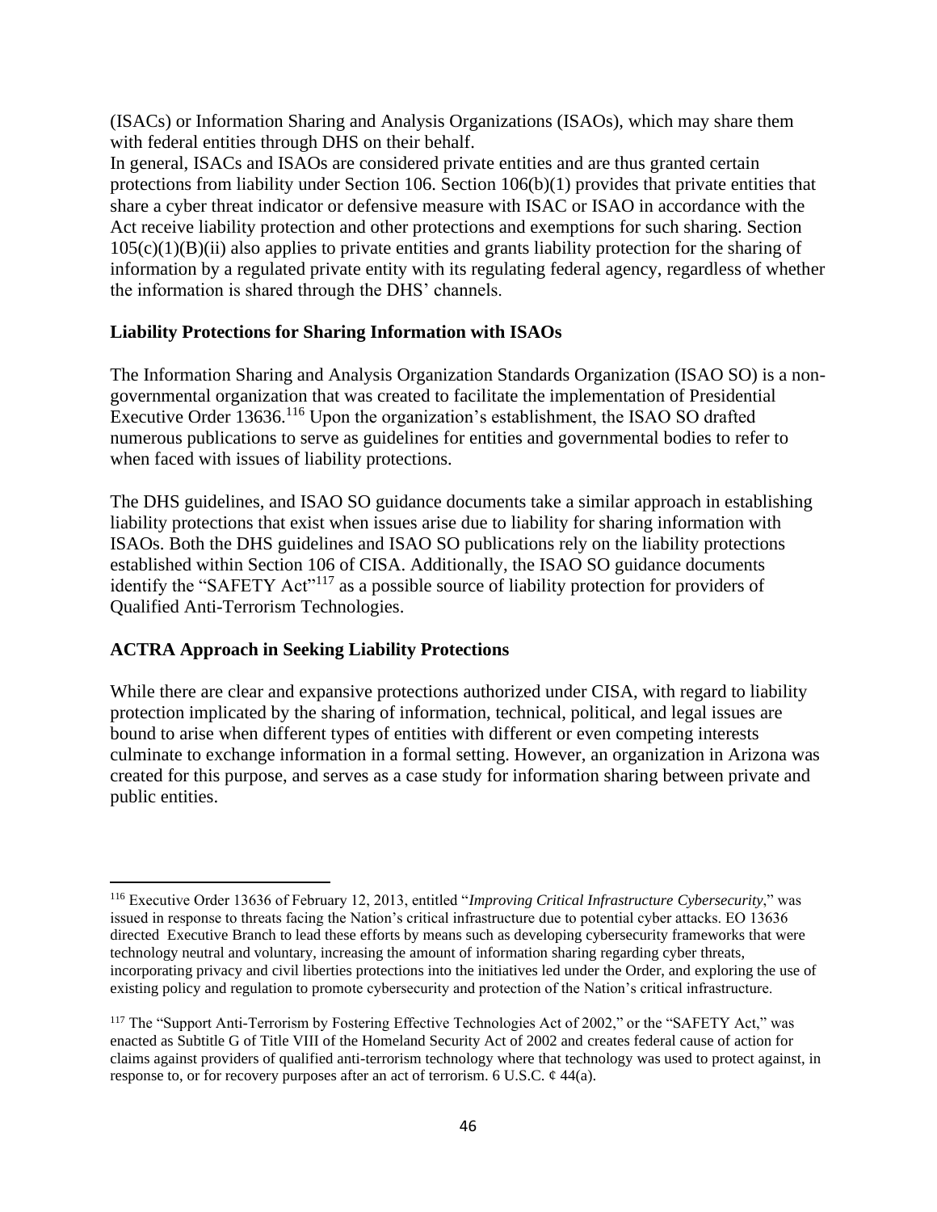(ISACs) or Information Sharing and Analysis Organizations (ISAOs), which may share them with federal entities through DHS on their behalf.

In general, ISACs and ISAOs are considered private entities and are thus granted certain protections from liability under Section 106. Section 106(b)(1) provides that private entities that share a cyber threat indicator or defensive measure with ISAC or ISAO in accordance with the Act receive liability protection and other protections and exemptions for such sharing. Section 105(c)(1)(B)(ii) also applies to private entities and grants liability protection for the sharing of information by a regulated private entity with its regulating federal agency, regardless of whether the information is shared through the DHS' channels.

**Liability Protections for Sharing Information with ISAOs**

The Information Sharing and Analysis Organization Standards Organization (ISAO SO) is a non-governmental organization that was created to facilitate the implementation of Presidential Executive Order 13636.[116] Upon the organization's establishment, the ISAO SO drafted numerous publications to serve as guidelines for entities and governmental bodies to refer to when faced with issues of liability protections.

The DHS guidelines, and ISAO SO guidance documents take a similar approach in establishing liability protections that exist when issues arise due to liability for sharing information with ISAOs. Both the DHS guidelines and ISAO SO publications rely on the liability protections established within Section 106 of CISA. Additionally, the ISAO SO guidance documents identify the "SAFETY Act"[117] as a possible source of liability protection for providers of Qualified Anti-Terrorism Technologies.

**ACTRA Approach in Seeking Liability Protections**

While there are clear and expansive protections authorized under CISA, with regard to liability protection implicated by the sharing of information, technical, political, and legal issues are bound to arise when different types of entities with different or even competing interests culminate to exchange information in a formal setting. However, an organization in Arizona was created for this purpose, and serves as a case study for information sharing between private and public entities.

---

[116] Executive Order 13636 of February 12, 2013, entitled "*Improving Critical Infrastructure Cybersecurity*," was issued in response to threats facing the Nation's critical infrastructure due to potential cyber attacks. EO 13636 directed Executive Branch to lead these efforts by means such as developing cybersecurity frameworks that were technology neutral and voluntary, increasing the amount of information sharing regarding cyber threats, incorporating privacy and civil liberties protections into the initiatives led under the Order, and exploring the use of existing policy and regulation to promote cybersecurity and protection of the Nation's critical infrastructure.

[117] The "Support Anti-Terrorism by Fostering Effective Technologies Act of 2002," or the "SAFETY Act," was enacted as Subtitle G of Title VIII of the Homeland Security Act of 2002 and creates federal cause of action for claims against providers of qualified anti-terrorism technology where that technology was used to protect against, in response to, or for recovery purposes after an act of terrorism. 6 U.S.C. ¢ 44(a).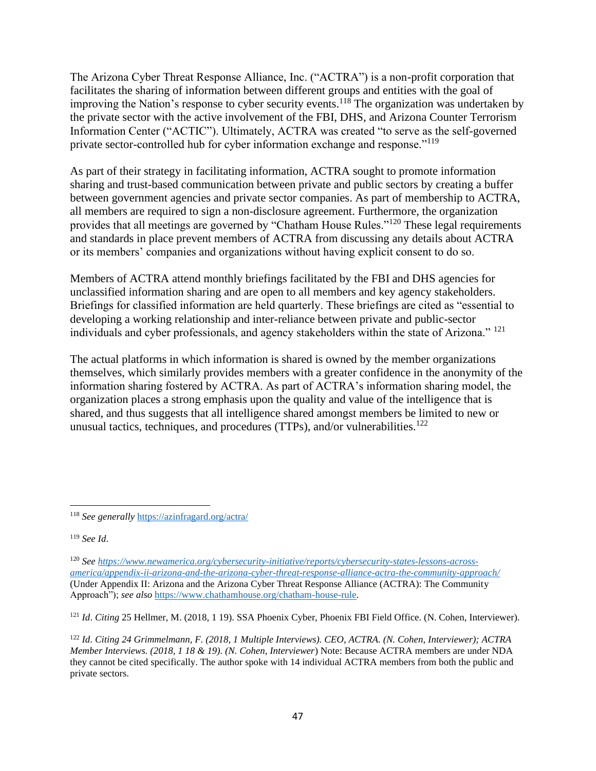The Arizona Cyber Threat Response Alliance, Inc. ("ACTRA") is a non-profit corporation that facilitates the sharing of information between different groups and entities with the goal of improving the Nation's response to cyber security events.[118] The organization was undertaken by the private sector with the active involvement of the FBI, DHS, and Arizona Counter Terrorism Information Center ("ACTIC"). Ultimately, ACTRA was created "to serve as the self-governed private sector-controlled hub for cyber information exchange and response."[119]

As part of their strategy in facilitating information, ACTRA sought to promote information sharing and trust-based communication between private and public sectors by creating a buffer between government agencies and private sector companies. As part of membership to ACTRA, all members are required to sign a non-disclosure agreement. Furthermore, the organization provides that all meetings are governed by "Chatham House Rules."[120] These legal requirements and standards in place prevent members of ACTRA from discussing any details about ACTRA or its members' companies and organizations without having explicit consent to do so.

Members of ACTRA attend monthly briefings facilitated by the FBI and DHS agencies for unclassified information sharing and are open to all members and key agency stakeholders. Briefings for classified information are held quarterly. These briefings are cited as "essential to developing a working relationship and inter-reliance between private and public-sector individuals and cyber professionals, and agency stakeholders within the state of Arizona." [121]

The actual platforms in which information is shared is owned by the member organizations themselves, which similarly provides members with a greater confidence in the anonymity of the information sharing fostered by ACTRA. As part of ACTRA's information sharing model, the organization places a strong emphasis upon the quality and value of the intelligence that is shared, and thus suggests that all intelligence shared amongst members be limited to new or unusual tactics, techniques, and procedures (TTPs), and/or vulnerabilities.[122]

---

[118] *See generally* https://azinfragard.org/actra/

[119] *See Id*.

[120] *See https://www.newamerica.org/cybersecurity-initiative/reports/cybersecurity-states-lessons-across-america/appendix-ii-arizona-and-the-arizona-cyber-threat-response-alliance-actra-the-community-approach/* (Under Appendix II: Arizona and the Arizona Cyber Threat Response Alliance (ACTRA): The Community Approach"); *see also* https://www.chathamhouse.org/chatham-house-rule.

[121] *Id*. *Citing* 25 Hellmer, M. (2018, 1 19). SSA Phoenix Cyber, Phoenix FBI Field Office. (N. Cohen, Interviewer).

[122] *Id*. *Citing 24 Grimmelmann, F. (2018, 1 Multiple Interviews). CEO, ACTRA. (N. Cohen, Interviewer); ACTRA Member Interviews. (2018, 1 18 & 19). (N. Cohen, Interviewer*) Note: Because ACTRA members are under NDA they cannot be cited specifically. The author spoke with 14 individual ACTRA members from both the public and private sectors.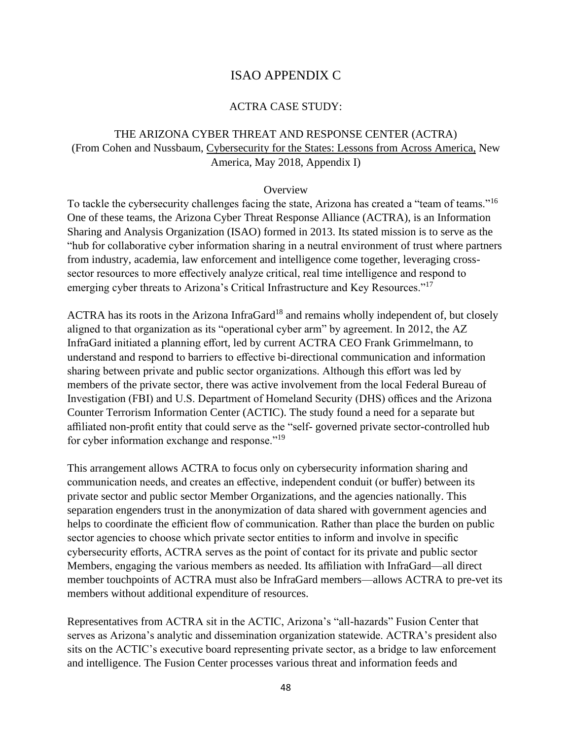# ISAO APPENDIX C

## ACTRA CASE STUDY:

## THE ARIZONA CYBER THREAT AND RESPONSE CENTER (ACTRA)

(From Cohen and Nussbaum, Cybersecurity for the States: Lessons from Across America, New America, May 2018, Appendix I)

### Overview

To tackle the cybersecurity challenges facing the state, Arizona has created a "team of teams."[16] One of these teams, the Arizona Cyber Threat Response Alliance (ACTRA), is an Information Sharing and Analysis Organization (ISAO) formed in 2013. Its stated mission is to serve as the "hub for collaborative cyber information sharing in a neutral environment of trust where partners from industry, academia, law enforcement and intelligence come together, leveraging cross-sector resources to more effectively analyze critical, real time intelligence and respond to emerging cyber threats to Arizona's Critical Infrastructure and Key Resources."[17]

ACTRA has its roots in the Arizona InfraGard[18] and remains wholly independent of, but closely aligned to that organization as its "operational cyber arm" by agreement. In 2012, the AZ InfraGard initiated a planning effort, led by current ACTRA CEO Frank Grimmelmann, to understand and respond to barriers to effective bi-directional communication and information sharing between private and public sector organizations. Although this effort was led by members of the private sector, there was active involvement from the local Federal Bureau of Investigation (FBI) and U.S. Department of Homeland Security (DHS) offices and the Arizona Counter Terrorism Information Center (ACTIC). The study found a need for a separate but affiliated non-profit entity that could serve as the "self- governed private sector-controlled hub for cyber information exchange and response."[19]

This arrangement allows ACTRA to focus only on cybersecurity information sharing and communication needs, and creates an effective, independent conduit (or buffer) between its private sector and public sector Member Organizations, and the agencies nationally. This separation engenders trust in the anonymization of data shared with government agencies and helps to coordinate the efficient flow of communication. Rather than place the burden on public sector agencies to choose which private sector entities to inform and involve in specific cybersecurity efforts, ACTRA serves as the point of contact for its private and public sector Members, engaging the various members as needed. Its affiliation with InfraGard—all direct member touchpoints of ACTRA must also be InfraGard members—allows ACTRA to pre-vet its members without additional expenditure of resources.

Representatives from ACTRA sit in the ACTIC, Arizona's "all-hazards" Fusion Center that serves as Arizona's analytic and dissemination organization statewide. ACTRA's president also sits on the ACTIC's executive board representing private sector, as a bridge to law enforcement and intelligence. The Fusion Center processes various threat and information feeds and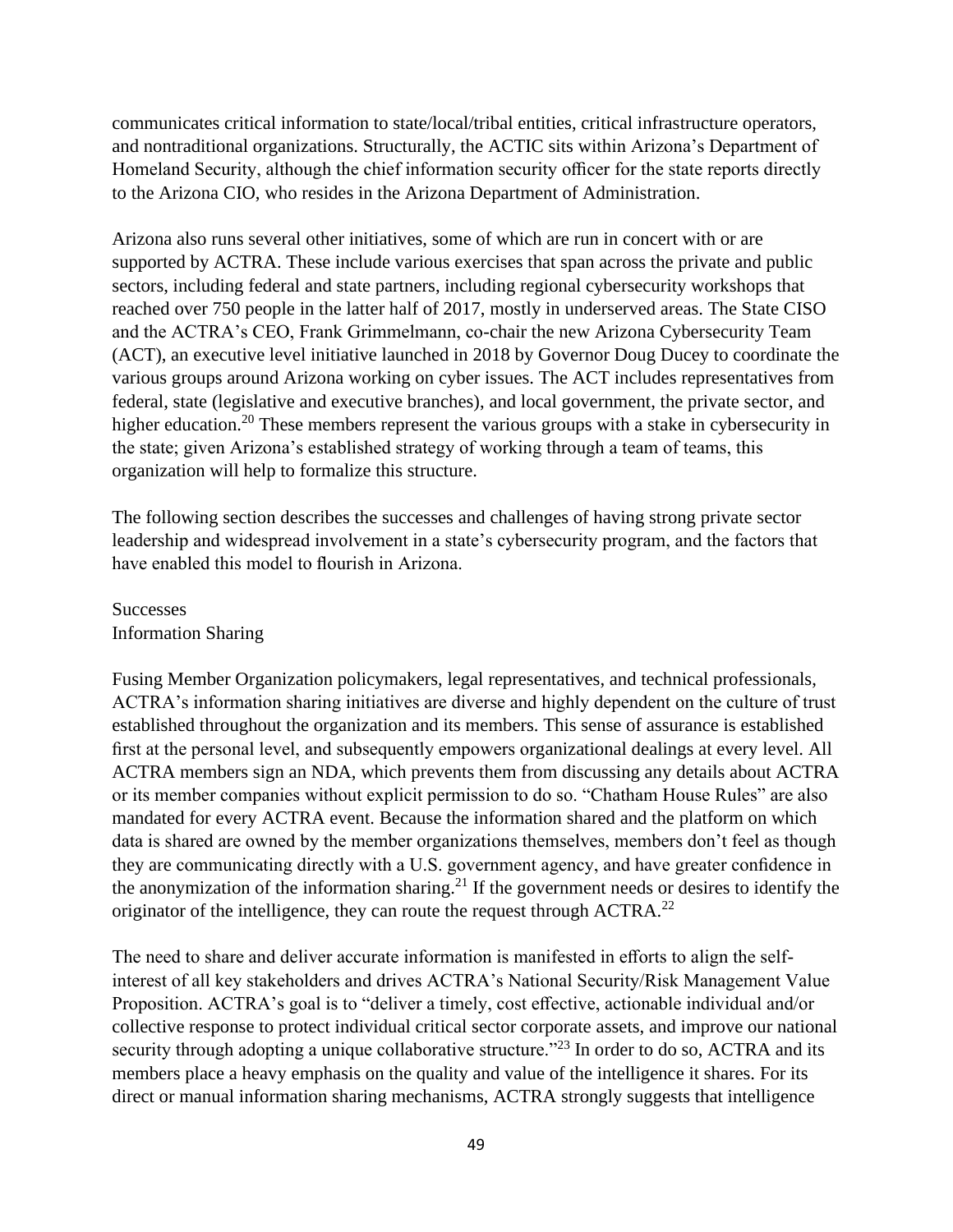communicates critical information to state/local/tribal entities, critical infrastructure operators, and nontraditional organizations. Structurally, the ACTIC sits within Arizona's Department of Homeland Security, although the chief information security officer for the state reports directly to the Arizona CIO, who resides in the Arizona Department of Administration.

Arizona also runs several other initiatives, some of which are run in concert with or are supported by ACTRA. These include various exercises that span across the private and public sectors, including federal and state partners, including regional cybersecurity workshops that reached over 750 people in the latter half of 2017, mostly in underserved areas. The State CISO and the ACTRA's CEO, Frank Grimmelmann, co-chair the new Arizona Cybersecurity Team (ACT), an executive level initiative launched in 2018 by Governor Doug Ducey to coordinate the various groups around Arizona working on cyber issues. The ACT includes representatives from federal, state (legislative and executive branches), and local government, the private sector, and higher education.[20] These members represent the various groups with a stake in cybersecurity in the state; given Arizona's established strategy of working through a team of teams, this organization will help to formalize this structure.

The following section describes the successes and challenges of having strong private sector leadership and widespread involvement in a state's cybersecurity program, and the factors that have enabled this model to flourish in Arizona.

## Successes

### Information Sharing

Fusing Member Organization policymakers, legal representatives, and technical professionals, ACTRA's information sharing initiatives are diverse and highly dependent on the culture of trust established throughout the organization and its members. This sense of assurance is established first at the personal level, and subsequently empowers organizational dealings at every level. All ACTRA members sign an NDA, which prevents them from discussing any details about ACTRA or its member companies without explicit permission to do so. "Chatham House Rules" are also mandated for every ACTRA event. Because the information shared and the platform on which data is shared are owned by the member organizations themselves, members don't feel as though they are communicating directly with a U.S. government agency, and have greater confidence in the anonymization of the information sharing.[21] If the government needs or desires to identify the originator of the intelligence, they can route the request through ACTRA.[22]

The need to share and deliver accurate information is manifested in efforts to align the self-interest of all key stakeholders and drives ACTRA's National Security/Risk Management Value Proposition. ACTRA's goal is to "deliver a timely, cost effective, actionable individual and/or collective response to protect individual critical sector corporate assets, and improve our national security through adopting a unique collaborative structure."[23] In order to do so, ACTRA and its members place a heavy emphasis on the quality and value of the intelligence it shares. For its direct or manual information sharing mechanisms, ACTRA strongly suggests that intelligence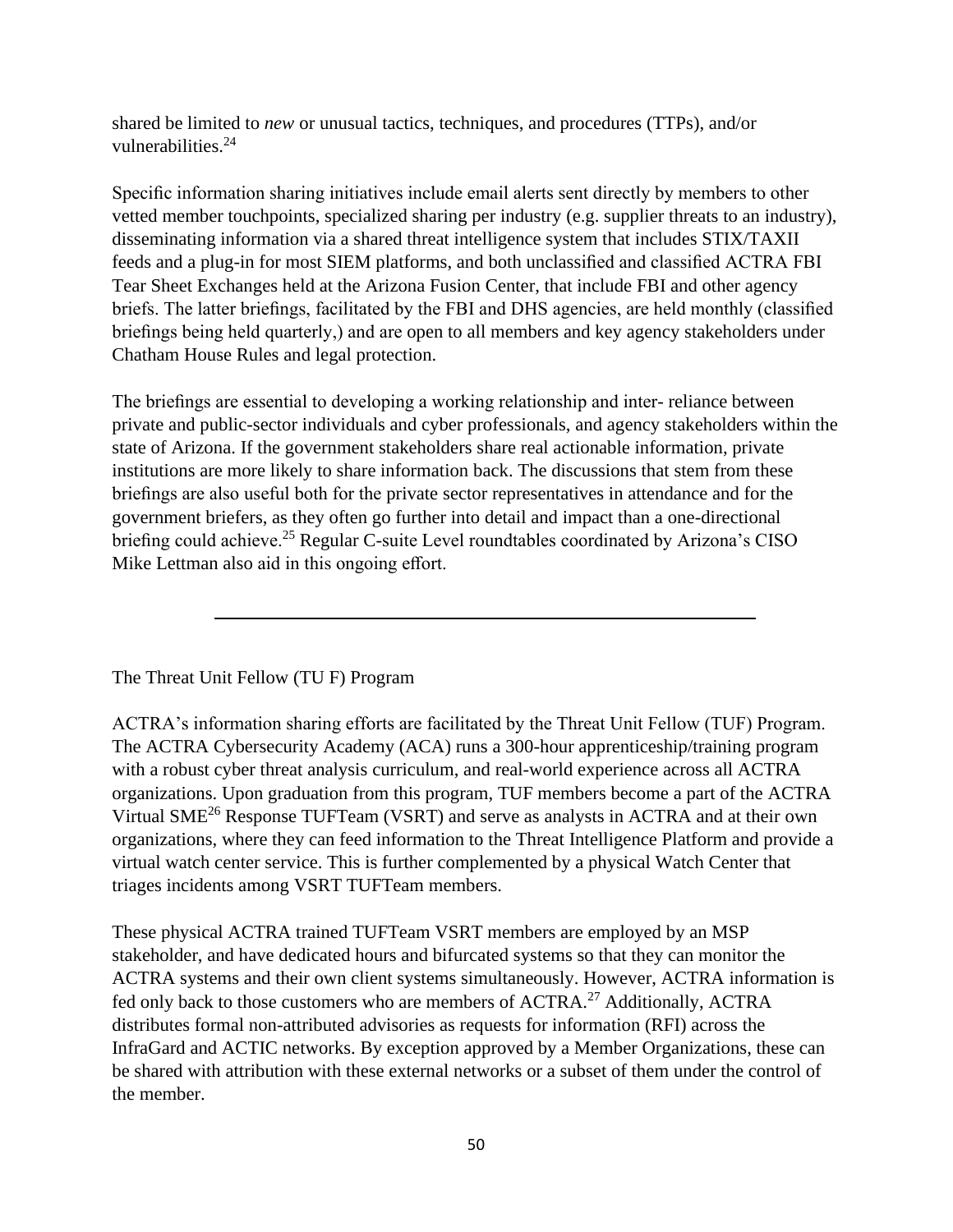shared be limited to *new* or unusual tactics, techniques, and procedures (TTPs), and/or vulnerabilities.[24]

Specific information sharing initiatives include email alerts sent directly by members to other vetted member touchpoints, specialized sharing per industry (e.g. supplier threats to an industry), disseminating information via a shared threat intelligence system that includes STIX/TAXII feeds and a plug-in for most SIEM platforms, and both unclassified and classified ACTRA FBI Tear Sheet Exchanges held at the Arizona Fusion Center, that include FBI and other agency briefs. The latter briefings, facilitated by the FBI and DHS agencies, are held monthly (classified briefings being held quarterly,) and are open to all members and key agency stakeholders under Chatham House Rules and legal protection.

The briefings are essential to developing a working relationship and inter- reliance between private and public-sector individuals and cyber professionals, and agency stakeholders within the state of Arizona. If the government stakeholders share real actionable information, private institutions are more likely to share information back. The discussions that stem from these briefings are also useful both for the private sector representatives in attendance and for the government briefers, as they often go further into detail and impact than a one-directional briefing could achieve.[25] Regular C-suite Level roundtables coordinated by Arizona's CISO Mike Lettman also aid in this ongoing effort.

---

## The Threat Unit Fellow (TU F) Program

ACTRA's information sharing efforts are facilitated by the Threat Unit Fellow (TUF) Program. The ACTRA Cybersecurity Academy (ACA) runs a 300-hour apprenticeship/training program with a robust cyber threat analysis curriculum, and real-world experience across all ACTRA organizations. Upon graduation from this program, TUF members become a part of the ACTRA Virtual SME[26] Response TUFTeam (VSRT) and serve as analysts in ACTRA and at their own organizations, where they can feed information to the Threat Intelligence Platform and provide a virtual watch center service. This is further complemented by a physical Watch Center that triages incidents among VSRT TUFTeam members.

These physical ACTRA trained TUFTeam VSRT members are employed by an MSP stakeholder, and have dedicated hours and bifurcated systems so that they can monitor the ACTRA systems and their own client systems simultaneously. However, ACTRA information is fed only back to those customers who are members of ACTRA.[27] Additionally, ACTRA distributes formal non-attributed advisories as requests for information (RFI) across the InfraGard and ACTIC networks. By exception approved by a Member Organizations, these can be shared with attribution with these external networks or a subset of them under the control of the member.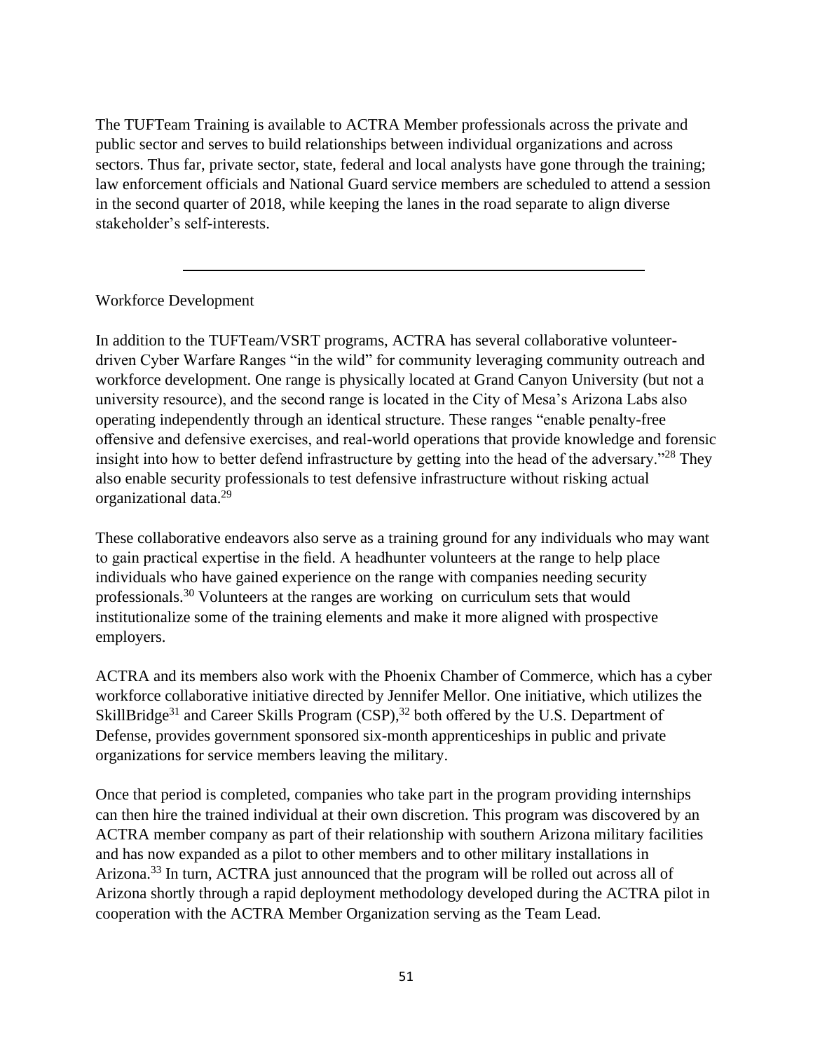The TUFTeam Training is available to ACTRA Member professionals across the private and public sector and serves to build relationships between individual organizations and across sectors. Thus far, private sector, state, federal and local analysts have gone through the training; law enforcement officials and National Guard service members are scheduled to attend a session in the second quarter of 2018, while keeping the lanes in the road separate to align diverse stakeholder's self-interests.

---

Workforce Development

In addition to the TUFTeam/VSRT programs, ACTRA has several collaborative volunteer-driven Cyber Warfare Ranges "in the wild" for community leveraging community outreach and workforce development. One range is physically located at Grand Canyon University (but not a university resource), and the second range is located in the City of Mesa's Arizona Labs also operating independently through an identical structure. These ranges "enable penalty-free offensive and defensive exercises, and real-world operations that provide knowledge and forensic insight into how to better defend infrastructure by getting into the head of the adversary."[28] They also enable security professionals to test defensive infrastructure without risking actual organizational data.[29]

These collaborative endeavors also serve as a training ground for any individuals who may want to gain practical expertise in the field. A headhunter volunteers at the range to help place individuals who have gained experience on the range with companies needing security professionals.[30] Volunteers at the ranges are working on curriculum sets that would institutionalize some of the training elements and make it more aligned with prospective employers.

ACTRA and its members also work with the Phoenix Chamber of Commerce, which has a cyber workforce collaborative initiative directed by Jennifer Mellor. One initiative, which utilizes the SkillBridge[31] and Career Skills Program (CSP),[32] both offered by the U.S. Department of Defense, provides government sponsored six-month apprenticeships in public and private organizations for service members leaving the military.

Once that period is completed, companies who take part in the program providing internships can then hire the trained individual at their own discretion. This program was discovered by an ACTRA member company as part of their relationship with southern Arizona military facilities and has now expanded as a pilot to other members and to other military installations in Arizona.[33] In turn, ACTRA just announced that the program will be rolled out across all of Arizona shortly through a rapid deployment methodology developed during the ACTRA pilot in cooperation with the ACTRA Member Organization serving as the Team Lead.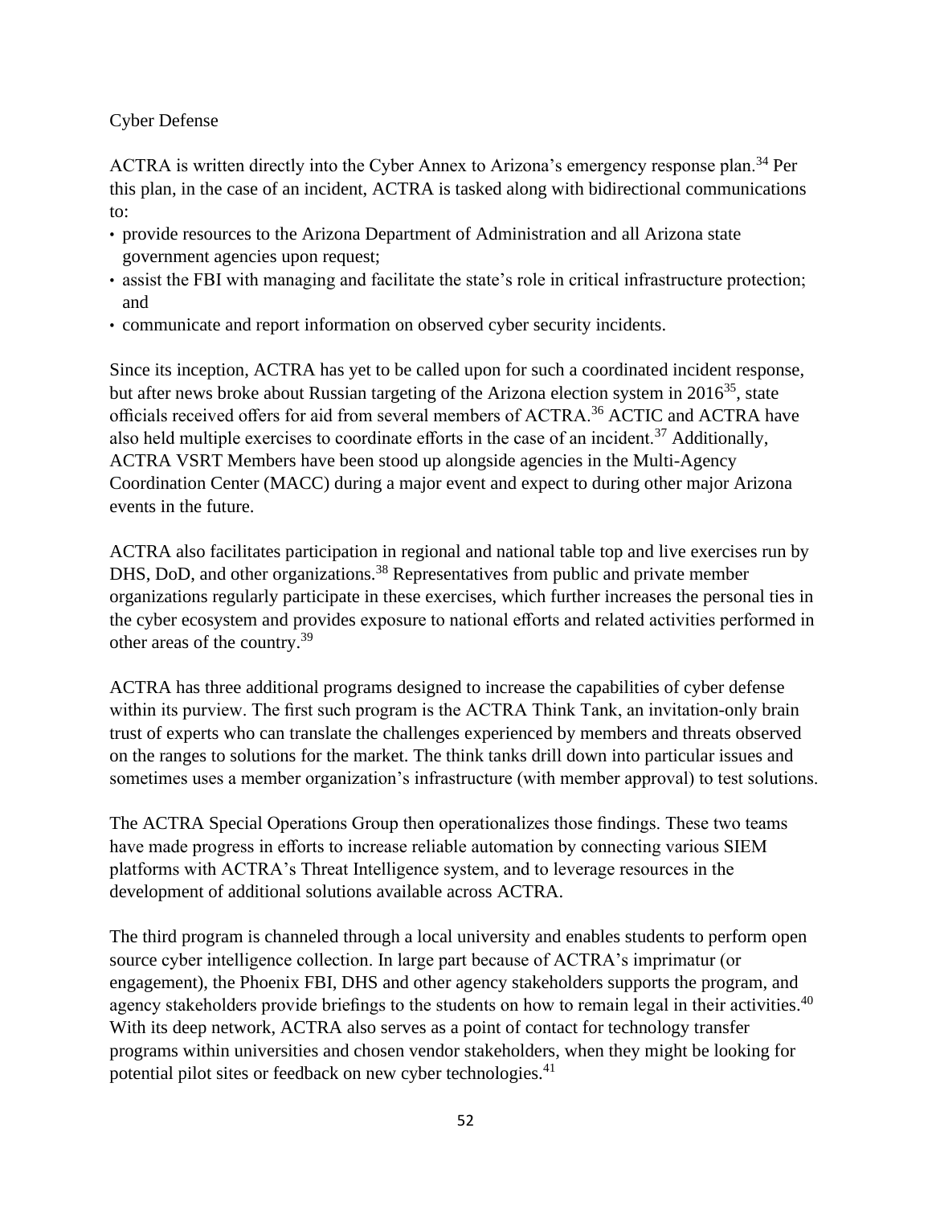Cyber Defense

ACTRA is written directly into the Cyber Annex to Arizona's emergency response plan.[34] Per this plan, in the case of an incident, ACTRA is tasked along with bidirectional communications to:

- provide resources to the Arizona Department of Administration and all Arizona state government agencies upon request;
- assist the FBI with managing and facilitate the state's role in critical infrastructure protection; and
- communicate and report information on observed cyber security incidents.

Since its inception, ACTRA has yet to be called upon for such a coordinated incident response, but after news broke about Russian targeting of the Arizona election system in 2016[35], state officials received offers for aid from several members of ACTRA.[36] ACTIC and ACTRA have also held multiple exercises to coordinate efforts in the case of an incident.[37] Additionally, ACTRA VSRT Members have been stood up alongside agencies in the Multi-Agency Coordination Center (MACC) during a major event and expect to during other major Arizona events in the future.

ACTRA also facilitates participation in regional and national table top and live exercises run by DHS, DoD, and other organizations.[38] Representatives from public and private member organizations regularly participate in these exercises, which further increases the personal ties in the cyber ecosystem and provides exposure to national efforts and related activities performed in other areas of the country.[39]

ACTRA has three additional programs designed to increase the capabilities of cyber defense within its purview. The first such program is the ACTRA Think Tank, an invitation-only brain trust of experts who can translate the challenges experienced by members and threats observed on the ranges to solutions for the market. The think tanks drill down into particular issues and sometimes uses a member organization's infrastructure (with member approval) to test solutions.

The ACTRA Special Operations Group then operationalizes those findings. These two teams have made progress in efforts to increase reliable automation by connecting various SIEM platforms with ACTRA's Threat Intelligence system, and to leverage resources in the development of additional solutions available across ACTRA.

The third program is channeled through a local university and enables students to perform open source cyber intelligence collection. In large part because of ACTRA's imprimatur (or engagement), the Phoenix FBI, DHS and other agency stakeholders supports the program, and agency stakeholders provide briefings to the students on how to remain legal in their activities.[40] With its deep network, ACTRA also serves as a point of contact for technology transfer programs within universities and chosen vendor stakeholders, when they might be looking for potential pilot sites or feedback on new cyber technologies.[41]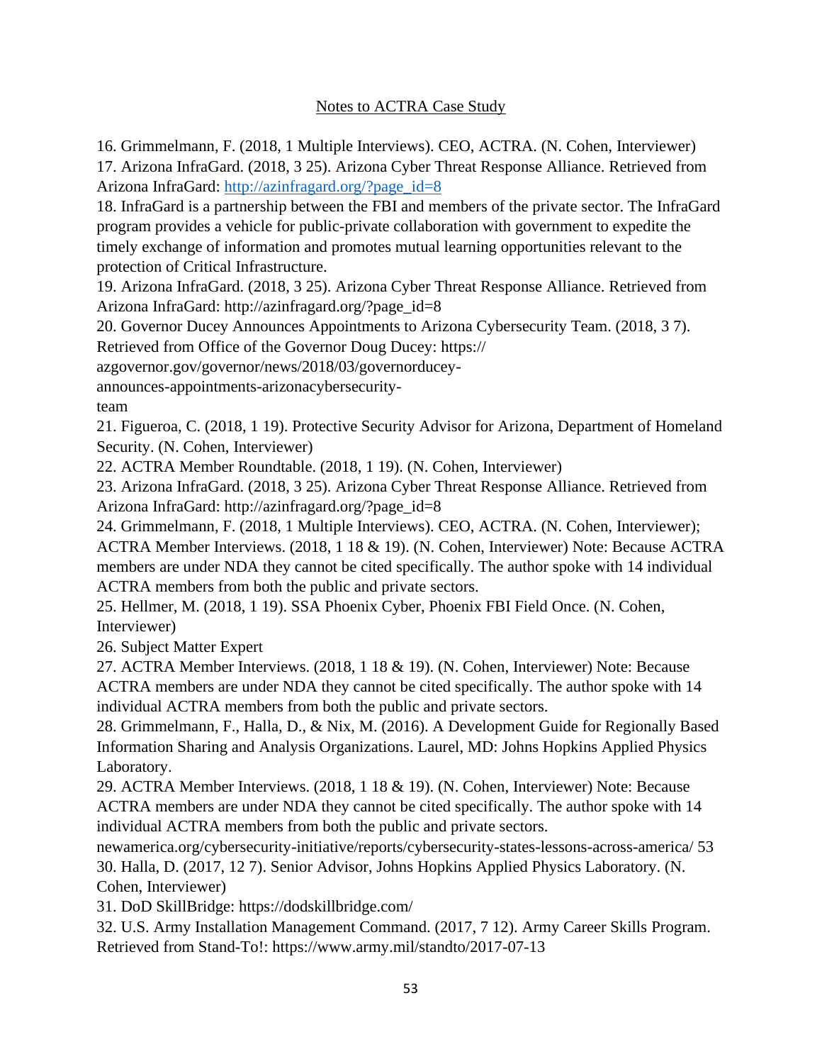Notes to ACTRA Case Study

16. Grimmelmann, F. (2018, 1 Multiple Interviews). CEO, ACTRA. (N. Cohen, Interviewer)
17. Arizona InfraGard. (2018, 3 25). Arizona Cyber Threat Response Alliance. Retrieved from Arizona InfraGard: http://azinfragard.org/?page_id=8
18. InfraGard is a partnership between the FBI and members of the private sector. The InfraGard program provides a vehicle for public-private collaboration with government to expedite the timely exchange of information and promotes mutual learning opportunities relevant to the protection of Critical Infrastructure.
19. Arizona InfraGard. (2018, 3 25). Arizona Cyber Threat Response Alliance. Retrieved from Arizona InfraGard: http://azinfragard.org/?page_id=8
20. Governor Ducey Announces Appointments to Arizona Cybersecurity Team. (2018, 3 7). Retrieved from Office of the Governor Doug Ducey: https://
azgovernor.gov/governor/news/2018/03/governorducey-
announces-appointments-arizonacybersecurity-
team
21. Figueroa, C. (2018, 1 19). Protective Security Advisor for Arizona, Department of Homeland Security. (N. Cohen, Interviewer)
22. ACTRA Member Roundtable. (2018, 1 19). (N. Cohen, Interviewer)
23. Arizona InfraGard. (2018, 3 25). Arizona Cyber Threat Response Alliance. Retrieved from Arizona InfraGard: http://azinfragard.org/?page_id=8
24. Grimmelmann, F. (2018, 1 Multiple Interviews). CEO, ACTRA. (N. Cohen, Interviewer); ACTRA Member Interviews. (2018, 1 18 & 19). (N. Cohen, Interviewer) Note: Because ACTRA members are under NDA they cannot be cited specifically. The author spoke with 14 individual ACTRA members from both the public and private sectors.
25. Hellmer, M. (2018, 1 19). SSA Phoenix Cyber, Phoenix FBI Field Once. (N. Cohen, Interviewer)
26. Subject Matter Expert
27. ACTRA Member Interviews. (2018, 1 18 & 19). (N. Cohen, Interviewer) Note: Because ACTRA members are under NDA they cannot be cited specifically. The author spoke with 14 individual ACTRA members from both the public and private sectors.
28. Grimmelmann, F., Halla, D., & Nix, M. (2016). A Development Guide for Regionally Based Information Sharing and Analysis Organizations. Laurel, MD: Johns Hopkins Applied Physics Laboratory.
29. ACTRA Member Interviews. (2018, 1 18 & 19). (N. Cohen, Interviewer) Note: Because ACTRA members are under NDA they cannot be cited specifically. The author spoke with 14 individual ACTRA members from both the public and private sectors.
newamerica.org/cybersecurity-initiative/reports/cybersecurity-states-lessons-across-america/ 53
30. Halla, D. (2017, 12 7). Senior Advisor, Johns Hopkins Applied Physics Laboratory. (N. Cohen, Interviewer)
31. DoD SkillBridge: https://dodskillbridge.com/
32. U.S. Army Installation Management Command. (2017, 7 12). Army Career Skills Program. Retrieved from Stand-To!: https://www.army.mil/standto/2017-07-13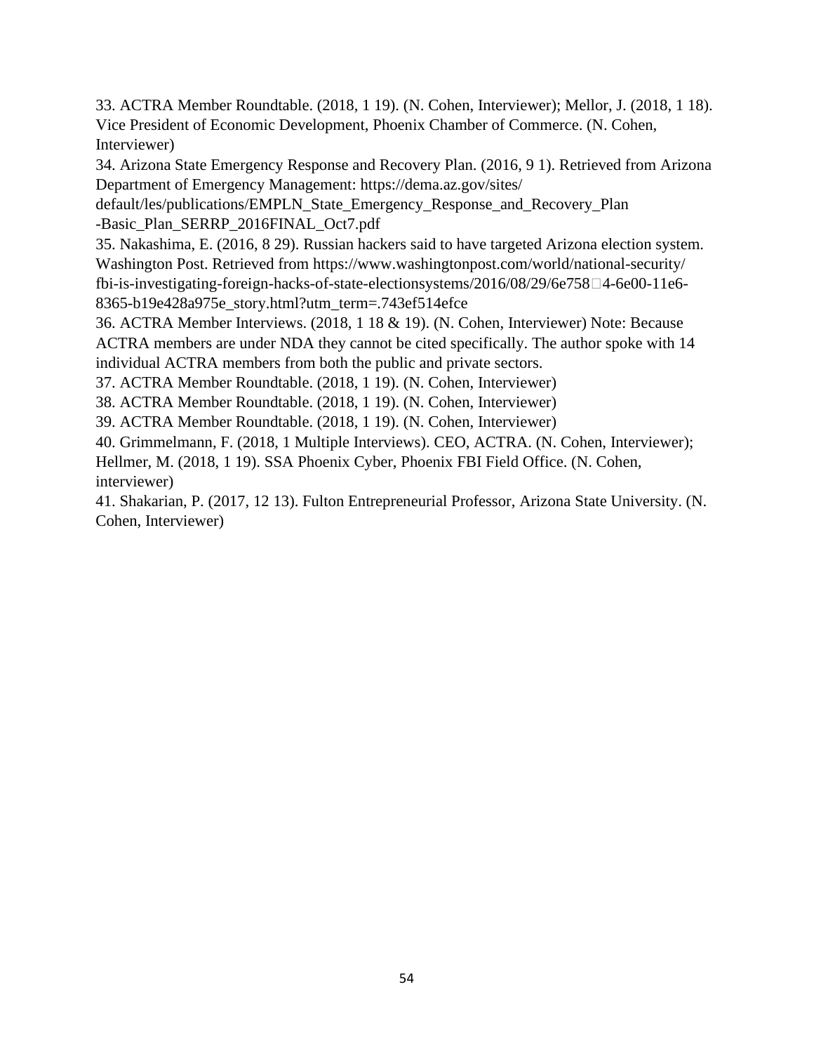33. ACTRA Member Roundtable. (2018, 1 19). (N. Cohen, Interviewer); Mellor, J. (2018, 1 18). Vice President of Economic Development, Phoenix Chamber of Commerce. (N. Cohen, Interviewer)

34. Arizona State Emergency Response and Recovery Plan. (2016, 9 1). Retrieved from Arizona Department of Emergency Management: https://dema.az.gov/sites/default/les/publications/EMPLN_State_Emergency_Response_and_Recovery_Plan-Basic_Plan_SERRP_2016FINAL_Oct7.pdf

35. Nakashima, E. (2016, 8 29). Russian hackers said to have targeted Arizona election system. Washington Post. Retrieved from https://www.washingtonpost.com/world/national-security/fbi-is-investigating-foreign-hacks-of-state-electionsystems/2016/08/29/6e758□4-6e00-11e6-8365-b19e428a975e_story.html?utm_term=.743ef514efce

36. ACTRA Member Interviews. (2018, 1 18 & 19). (N. Cohen, Interviewer) Note: Because ACTRA members are under NDA they cannot be cited specifically. The author spoke with 14 individual ACTRA members from both the public and private sectors.

37. ACTRA Member Roundtable. (2018, 1 19). (N. Cohen, Interviewer)

38. ACTRA Member Roundtable. (2018, 1 19). (N. Cohen, Interviewer)

39. ACTRA Member Roundtable. (2018, 1 19). (N. Cohen, Interviewer)

40. Grimmelmann, F. (2018, 1 Multiple Interviews). CEO, ACTRA. (N. Cohen, Interviewer); Hellmer, M. (2018, 1 19). SSA Phoenix Cyber, Phoenix FBI Field Office. (N. Cohen, interviewer)

41. Shakarian, P. (2017, 12 13). Fulton Entrepreneurial Professor, Arizona State University. (N. Cohen, Interviewer)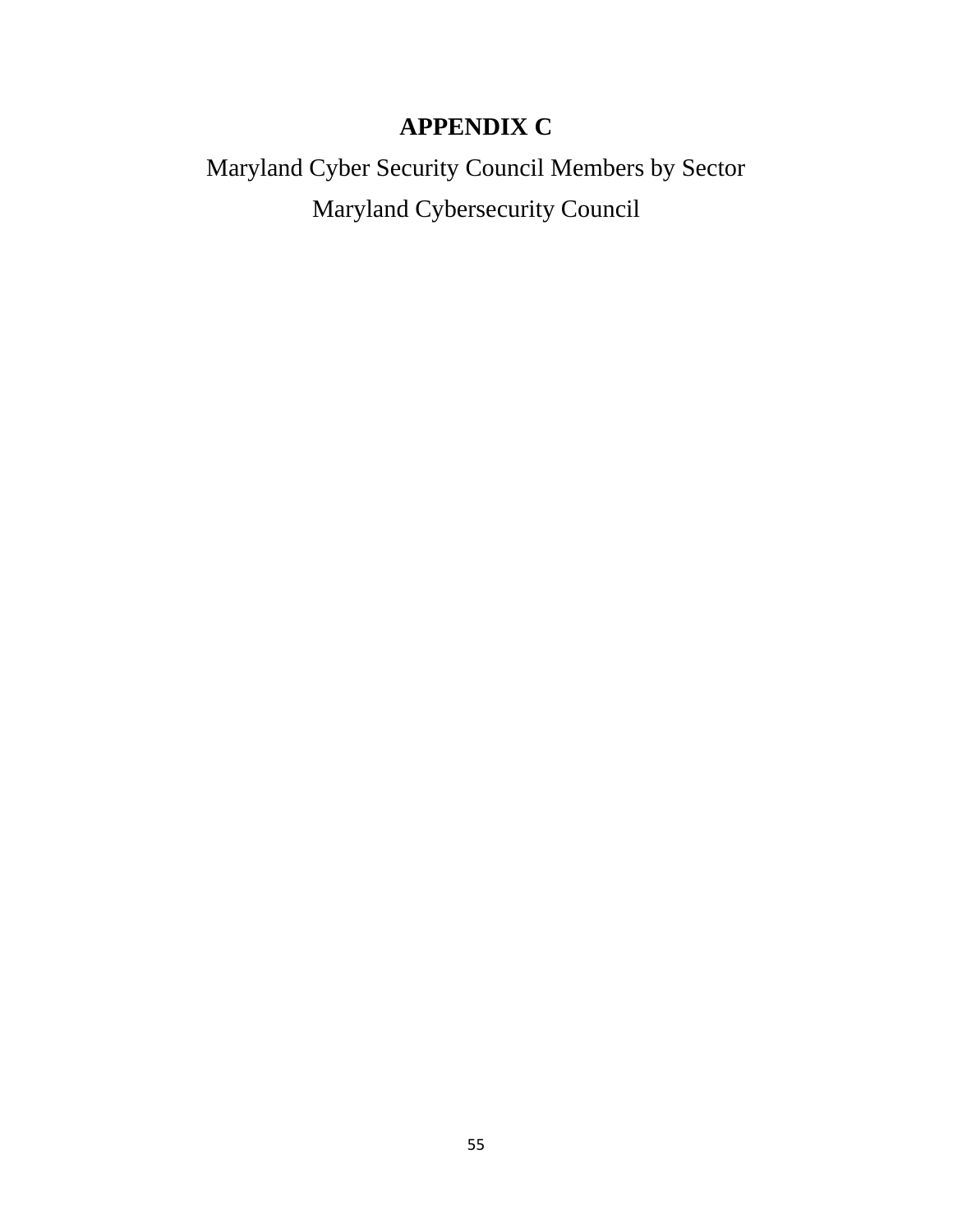# APPENDIX C

Maryland Cyber Security Council Members by Sector

Maryland Cybersecurity Council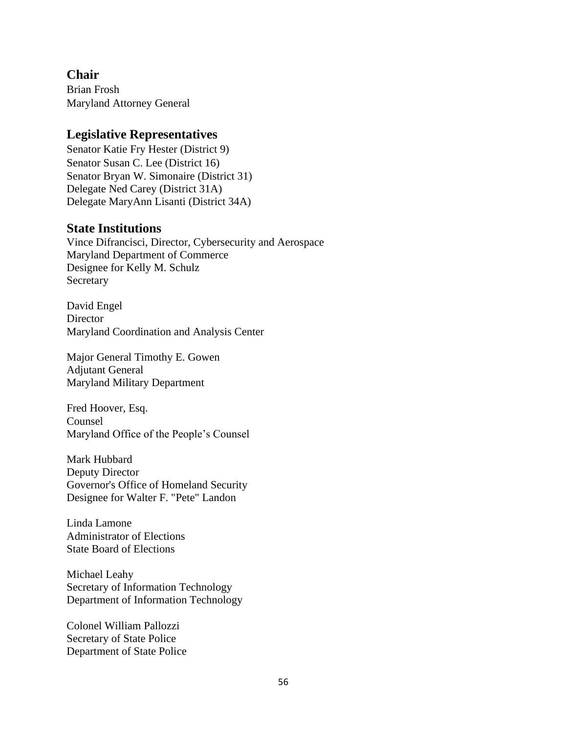## Chair

Brian Frosh
Maryland Attorney General

## Legislative Representatives

Senator Katie Fry Hester (District 9)
Senator Susan C. Lee (District 16)
Senator Bryan W. Simonaire (District 31)
Delegate Ned Carey (District 31A)
Delegate MaryAnn Lisanti (District 34A)

## State Institutions

Vince Difrancisci, Director, Cybersecurity and Aerospace
Maryland Department of Commerce
Designee for Kelly M. Schulz
Secretary

David Engel
Director
Maryland Coordination and Analysis Center

Major General Timothy E. Gowen
Adjutant General
Maryland Military Department

Fred Hoover, Esq.
Counsel
Maryland Office of the People's Counsel

Mark Hubbard
Deputy Director
Governor's Office of Homeland Security
Designee for Walter F. "Pete" Landon

Linda Lamone
Administrator of Elections
State Board of Elections

Michael Leahy
Secretary of Information Technology
Department of Information Technology

Colonel William Pallozzi
Secretary of State Police
Department of State Police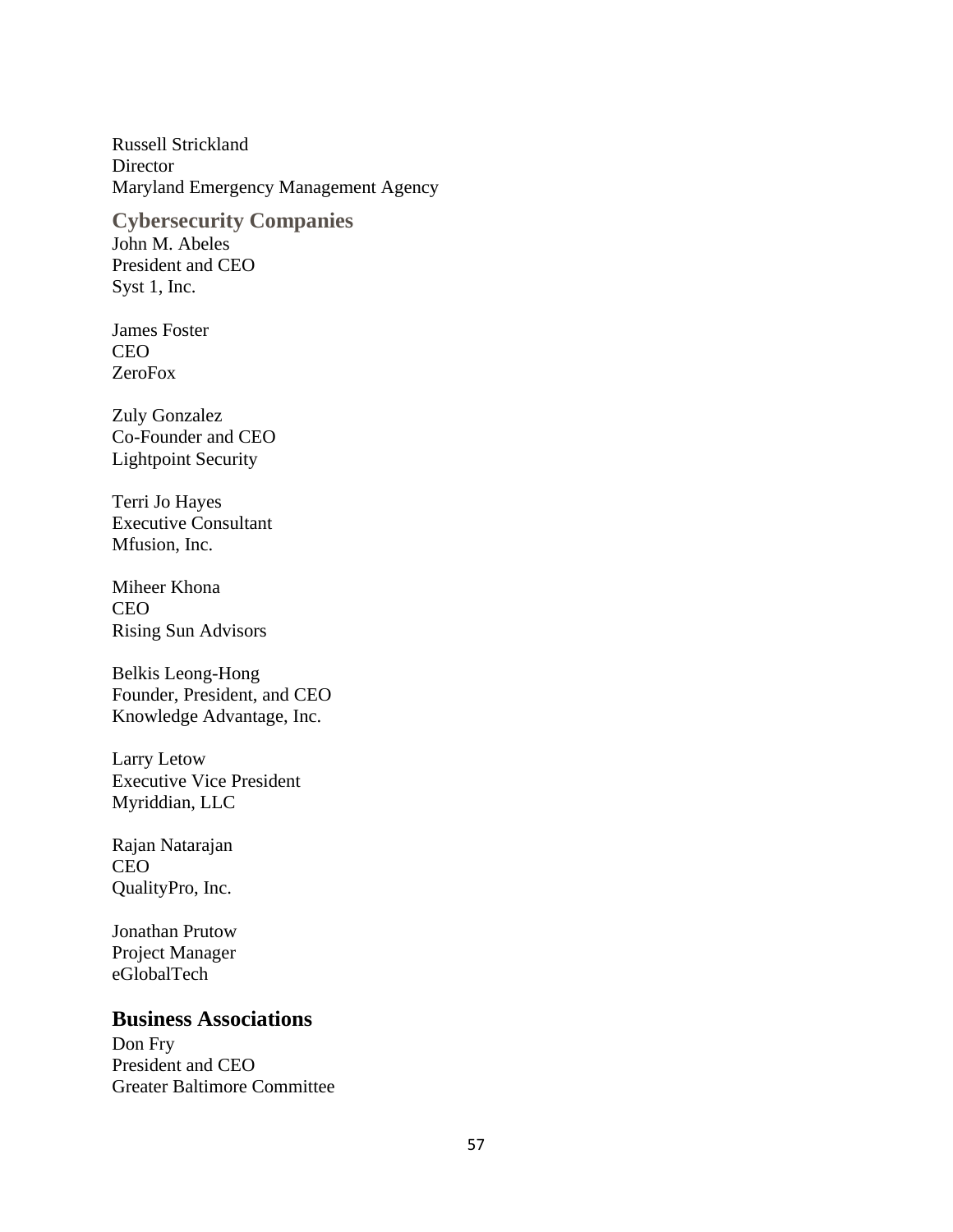Russell Strickland
Director
Maryland Emergency Management Agency

### Cybersecurity Companies

John M. Abeles
President and CEO
Syst 1, Inc.

James Foster
CEO
ZeroFox

Zuly Gonzalez
Co-Founder and CEO
Lightpoint Security

Terri Jo Hayes
Executive Consultant
Mfusion, Inc.

Miheer Khona
CEO
Rising Sun Advisors

Belkis Leong-Hong
Founder, President, and CEO
Knowledge Advantage, Inc.

Larry Letow
Executive Vice President
Myriddian, LLC

Rajan Natarajan
CEO
QualityPro, Inc.

Jonathan Prutow
Project Manager
eGlobalTech

### Business Associations

Don Fry
President and CEO
Greater Baltimore Committee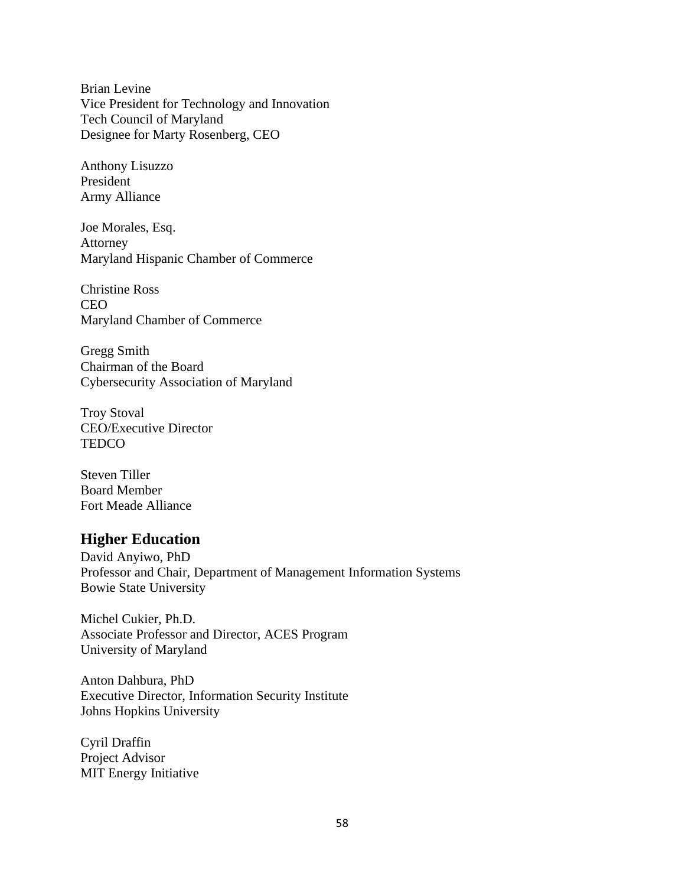Brian Levine
Vice President for Technology and Innovation
Tech Council of Maryland
Designee for Marty Rosenberg, CEO

Anthony Lisuzzo
President
Army Alliance

Joe Morales, Esq.
Attorney
Maryland Hispanic Chamber of Commerce

Christine Ross
CEO
Maryland Chamber of Commerce

Gregg Smith
Chairman of the Board
Cybersecurity Association of Maryland

Troy Stoval
CEO/Executive Director
TEDCO

Steven Tiller
Board Member
Fort Meade Alliance

## Higher Education

David Anyiwo, PhD
Professor and Chair, Department of Management Information Systems
Bowie State University

Michel Cukier, Ph.D.
Associate Professor and Director, ACES Program
University of Maryland

Anton Dahbura, PhD
Executive Director, Information Security Institute
Johns Hopkins University

Cyril Draffin
Project Advisor
MIT Energy Initiative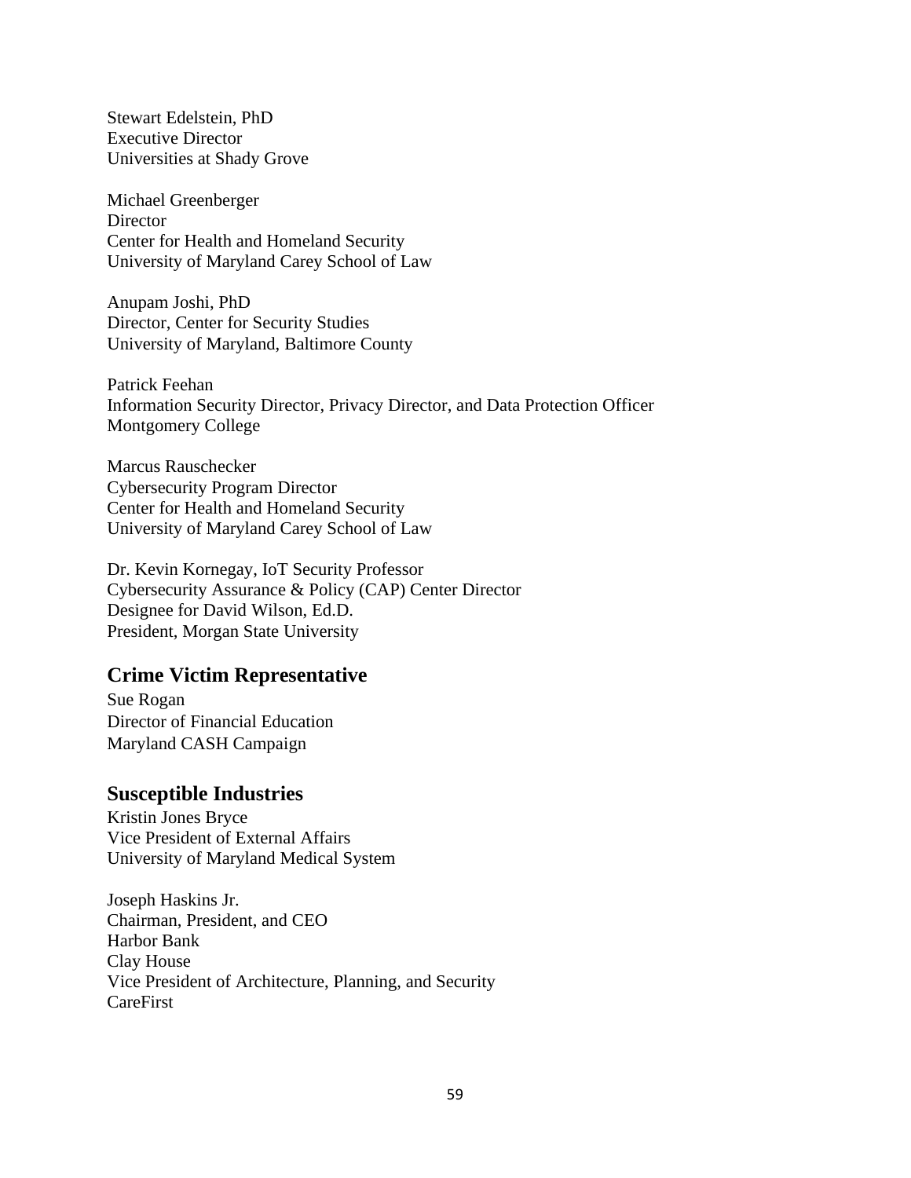Stewart Edelstein, PhD
Executive Director
Universities at Shady Grove

Michael Greenberger
Director
Center for Health and Homeland Security
University of Maryland Carey School of Law

Anupam Joshi, PhD
Director, Center for Security Studies
University of Maryland, Baltimore County

Patrick Feehan
Information Security Director, Privacy Director, and Data Protection Officer
Montgomery College

Marcus Rauschecker
Cybersecurity Program Director
Center for Health and Homeland Security
University of Maryland Carey School of Law

Dr. Kevin Kornegay, IoT Security Professor
Cybersecurity Assurance & Policy (CAP) Center Director
Designee for David Wilson, Ed.D.
President, Morgan State University

## Crime Victim Representative

Sue Rogan
Director of Financial Education
Maryland CASH Campaign

## Susceptible Industries

Kristin Jones Bryce
Vice President of External Affairs
University of Maryland Medical System

Joseph Haskins Jr.
Chairman, President, and CEO
Harbor Bank
Clay House
Vice President of Architecture, Planning, and Security
CareFirst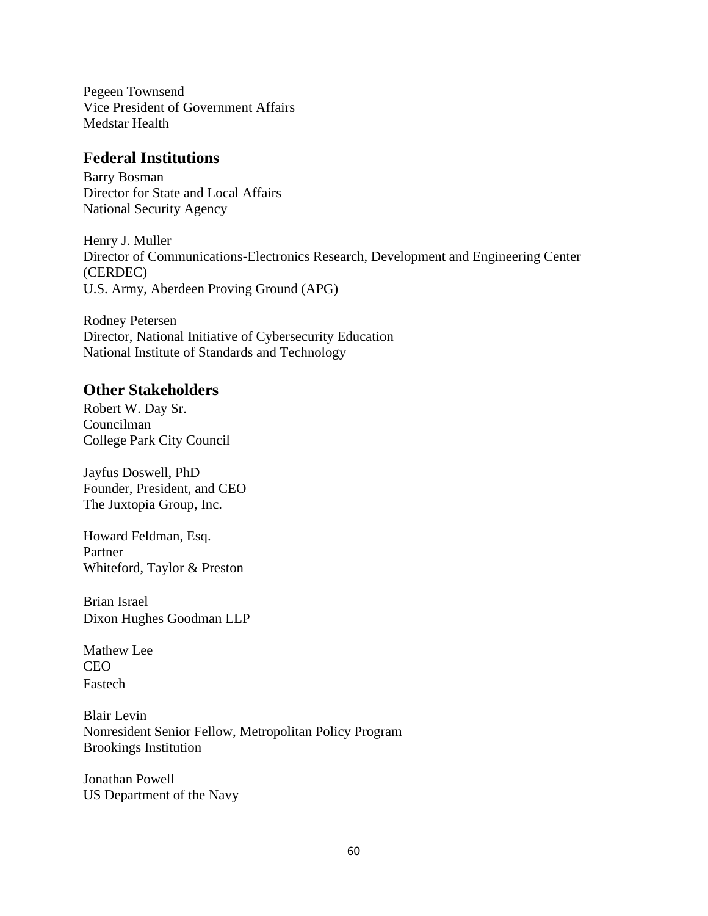Pegeen Townsend
Vice President of Government Affairs
Medstar Health

## Federal Institutions

Barry Bosman
Director for State and Local Affairs
National Security Agency

Henry J. Muller
Director of Communications-Electronics Research, Development and Engineering Center (CERDEC)
U.S. Army, Aberdeen Proving Ground (APG)

Rodney Petersen
Director, National Initiative of Cybersecurity Education
National Institute of Standards and Technology

## Other Stakeholders

Robert W. Day Sr.
Councilman
College Park City Council

Jayfus Doswell, PhD
Founder, President, and CEO
The Juxtopia Group, Inc.

Howard Feldman, Esq.
Partner
Whiteford, Taylor & Preston

Brian Israel
Dixon Hughes Goodman LLP

Mathew Lee
CEO
Fastech

Blair Levin
Nonresident Senior Fellow, Metropolitan Policy Program
Brookings Institution

Jonathan Powell
US Department of the Navy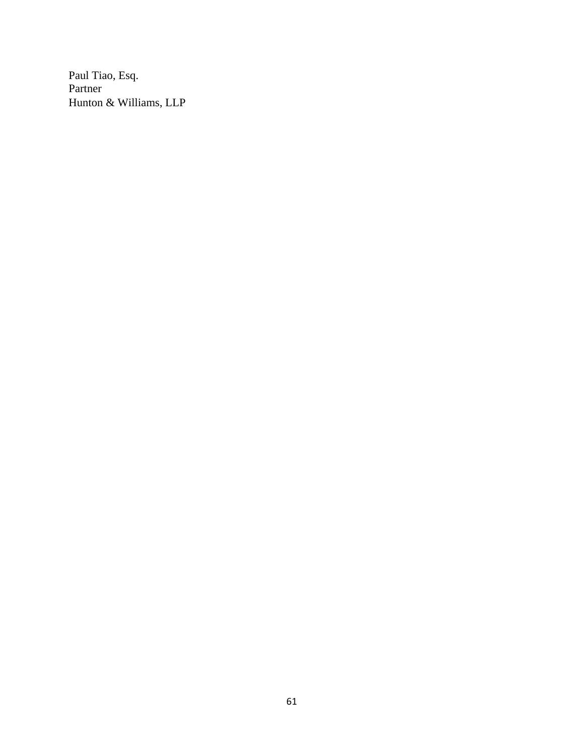Paul Tiao, Esq.
Partner
Hunton & Williams, LLP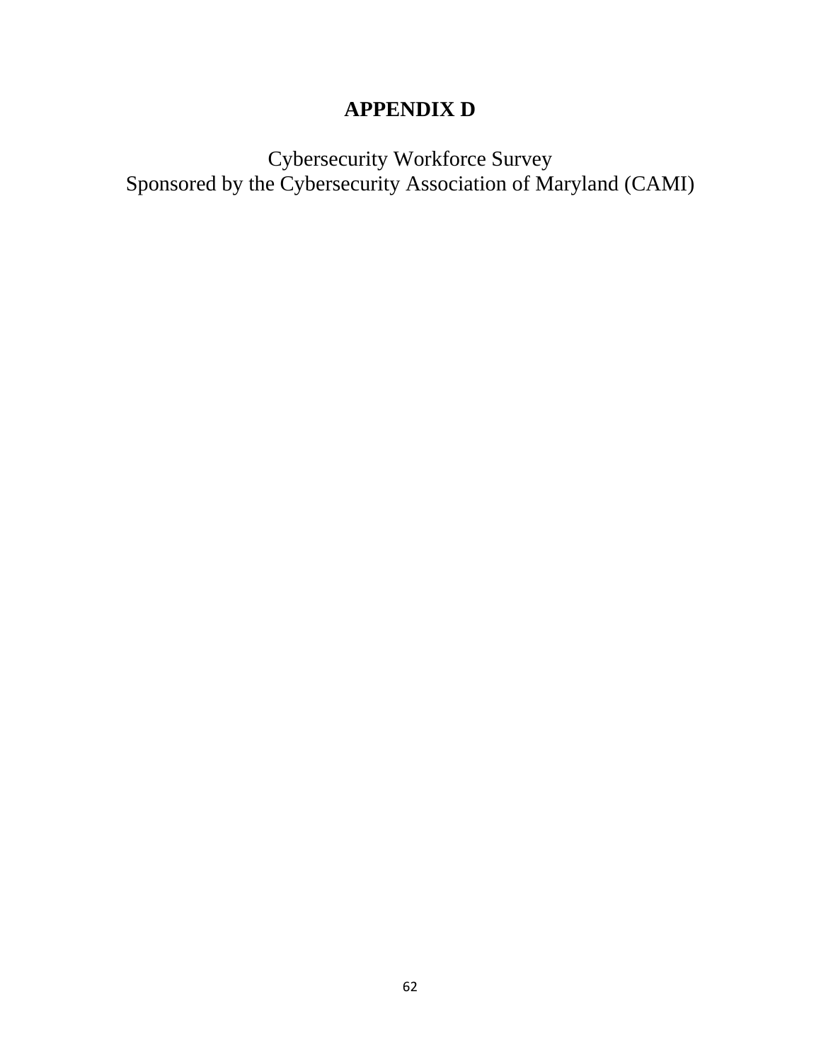# APPENDIX D

Cybersecurity Workforce Survey
Sponsored by the Cybersecurity Association of Maryland (CAMI)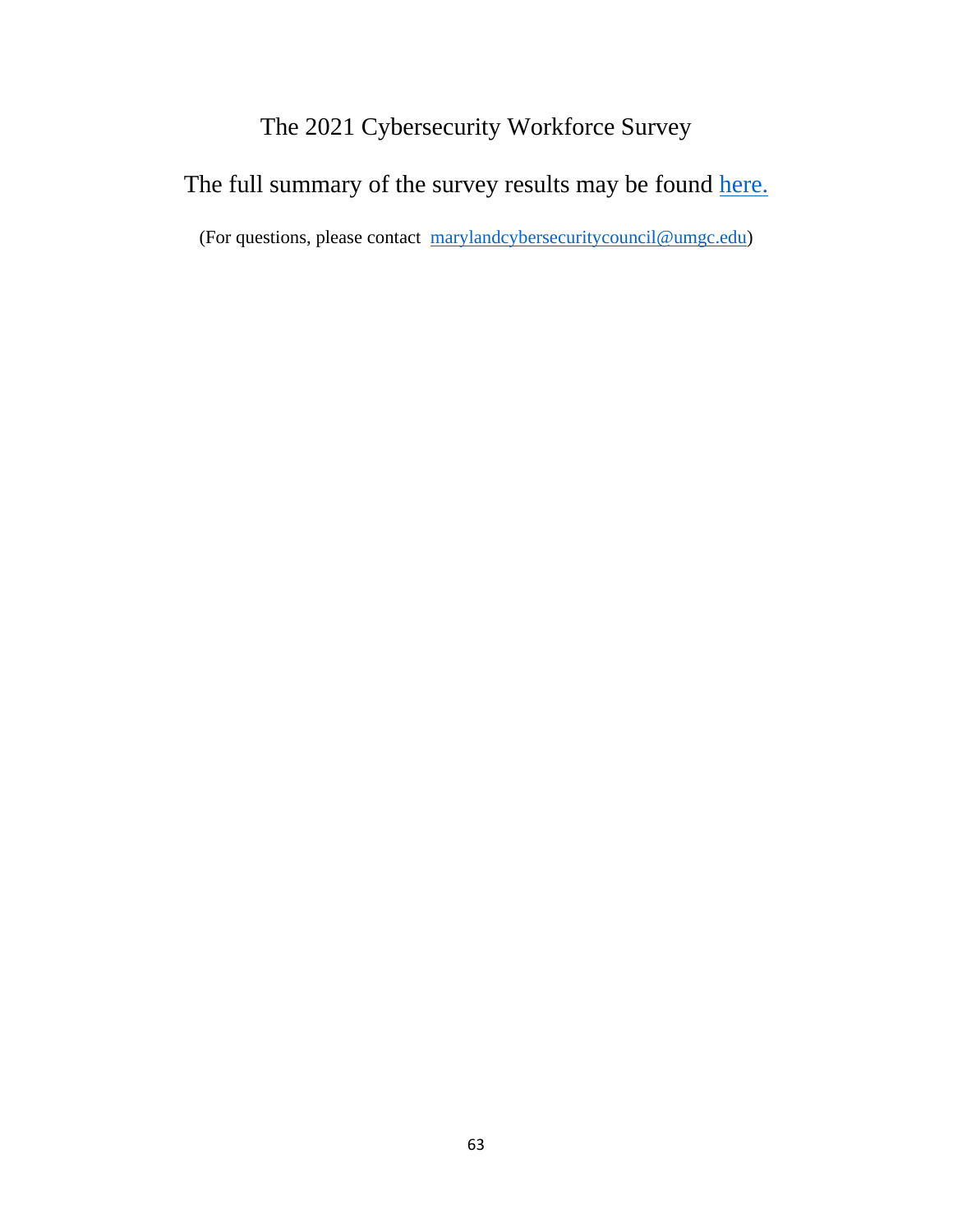# The 2021 Cybersecurity Workforce Survey

The full summary of the survey results may be found here.

(For questions, please contact marylandcybersecuritycouncil@umgc.edu)